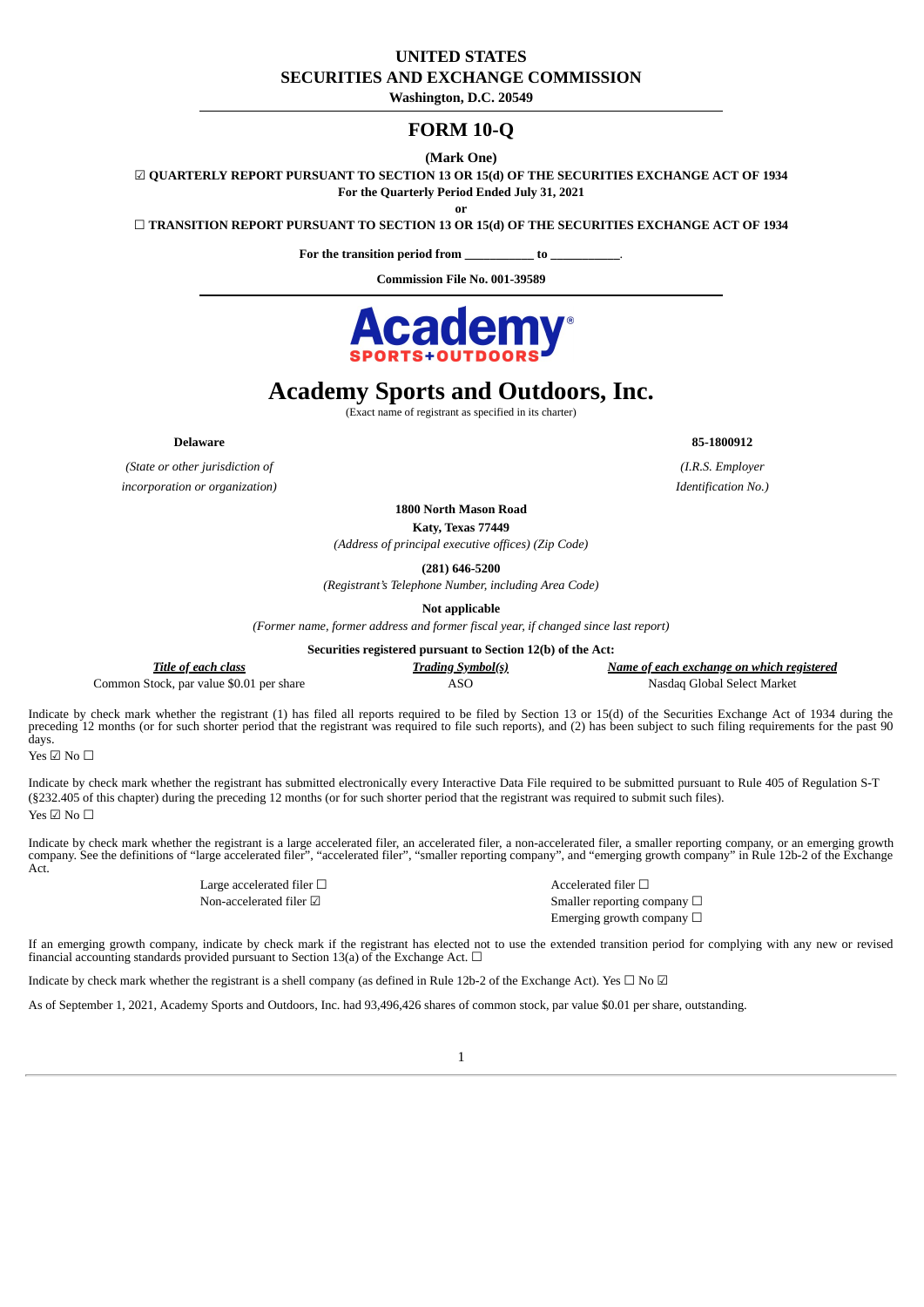# UNITED STATES
# SECURITIES AND EXCHANGE COMMISSION

**Washington, D.C. 20549**

## FORM 10-Q

**(Mark One)**

☑ **QUARTERLY REPORT PURSUANT TO SECTION 13 OR 15(d) OF THE SECURITIES EXCHANGE ACT OF 1934**

**For the Quarterly Period Ended July 31, 2021**

**or**

☐ **TRANSITION REPORT PURSUANT TO SECTION 13 OR 15(d) OF THE SECURITIES EXCHANGE ACT OF 1934**

**For the transition period from \_\_\_\_\_\_\_\_\_\_\_ to \_\_\_\_\_\_\_\_\_\_\_.**

**Commission File No. 001-39589**

# Academy Sports and Outdoors, Inc.

(Exact name of registrant as specified in its charter)

| **Delaware** | **85-1800912** |
|---|---|
| *(State or other jurisdiction of incorporation or organization)* | *(I.R.S. Employer Identification No.)* |

**1800 North Mason Road**
**Katy, Texas 77449**
*(Address of principal executive offices) (Zip Code)*

**(281) 646-5200**
*(Registrant's Telephone Number, including Area Code)*

**Not applicable**
*(Former name, former address and former fiscal year, if changed since last report)*

**Securities registered pursuant to Section 12(b) of the Act:**

| ***Title of each class*** | ***Trading Symbol(s)*** | ***Name of each exchange on which registered*** |
|---|---|---|
| Common Stock, par value $0.01 per share | ASO | Nasdaq Global Select Market |

Indicate by check mark whether the registrant (1) has filed all reports required to be filed by Section 13 or 15(d) of the Securities Exchange Act of 1934 during the preceding 12 months (or for such shorter period that the registrant was required to file such reports), and (2) has been subject to such filing requirements for the past 90 days.
Yes ☑ No ☐

Indicate by check mark whether the registrant has submitted electronically every Interactive Data File required to be submitted pursuant to Rule 405 of Regulation S-T (§232.405 of this chapter) during the preceding 12 months (or for such shorter period that the registrant was required to submit such files).
Yes ☑ No ☐

Indicate by check mark whether the registrant is a large accelerated filer, an accelerated filer, a non-accelerated filer, a smaller reporting company, or an emerging growth company. See the definitions of "large accelerated filer", "accelerated filer", "smaller reporting company", and "emerging growth company" in Rule 12b-2 of the Exchange Act.

| | |
|---|---|
| Large accelerated filer ☐ | Accelerated filer ☐ |
| Non-accelerated filer ☑ | Smaller reporting company ☐ |
| | Emerging growth company ☐ |

If an emerging growth company, indicate by check mark if the registrant has elected not to use the extended transition period for complying with any new or revised financial accounting standards provided pursuant to Section 13(a) of the Exchange Act. ☐

Indicate by check mark whether the registrant is a shell company (as defined in Rule 12b-2 of the Exchange Act). Yes ☐ No ☑

As of September 1, 2021, Academy Sports and Outdoors, Inc. had 93,496,426 shares of common stock, par value $0.01 per share, outstanding.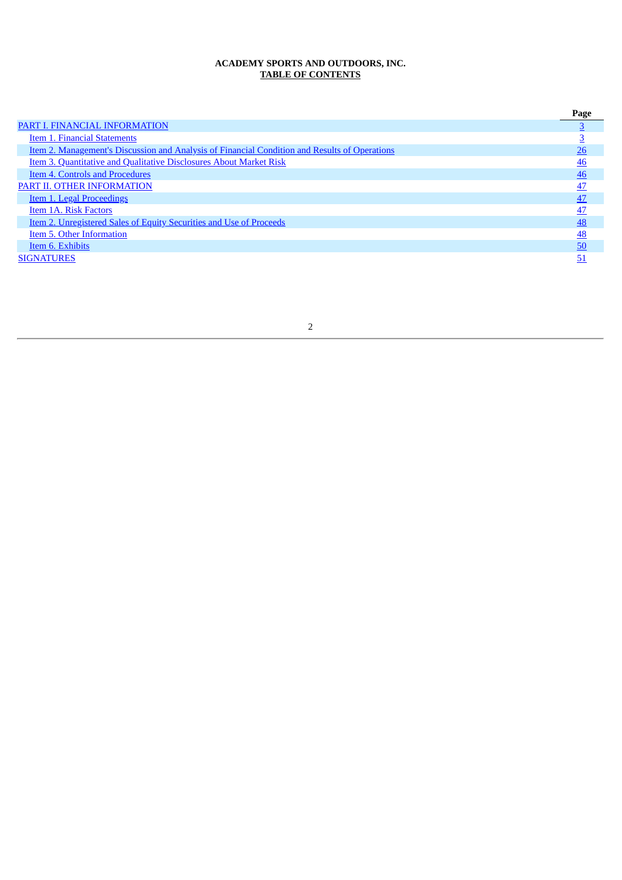**ACADEMY SPORTS AND OUTDOORS, INC.**
**TABLE OF CONTENTS**

| | Page |
|---|---|
| PART I. FINANCIAL INFORMATION | 3 |
| Item 1. Financial Statements | 3 |
| Item 2. Management's Discussion and Analysis of Financial Condition and Results of Operations | 26 |
| Item 3. Quantitative and Qualitative Disclosures About Market Risk | 46 |
| Item 4. Controls and Procedures | 46 |
| PART II. OTHER INFORMATION | 47 |
| Item 1. Legal Proceedings | 47 |
| Item 1A. Risk Factors | 47 |
| Item 2. Unregistered Sales of Equity Securities and Use of Proceeds | 48 |
| Item 5. Other Information | 48 |
| Item 6. Exhibits | 50 |
| SIGNATURES | 51 |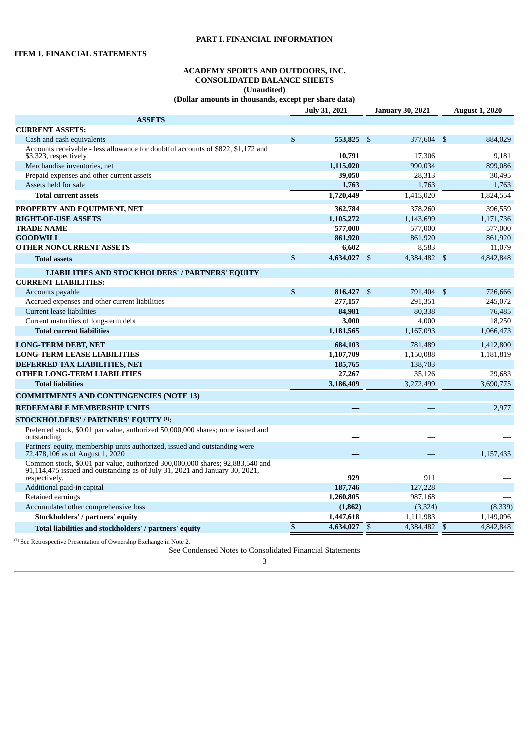# PART I. FINANCIAL INFORMATION

## ITEM 1. FINANCIAL STATEMENTS

### ACADEMY SPORTS AND OUTDOORS, INC.
### CONSOLIDATED BALANCE SHEETS
### (Unaudited)
### (Dollar amounts in thousands, except per share data)

| | July 31, 2021 | January 30, 2021 | August 1, 2020 |
|---|---|---|---|
| **ASSETS** | | | |
| **CURRENT ASSETS:** | | | |
| Cash and cash equivalents | $ 553,825 | $ 377,604 | $ 884,029 |
| Accounts receivable - less allowance for doubtful accounts of $822, $1,172 and $3,323, respectively | 10,791 | 17,306 | 9,181 |
| Merchandise inventories, net | 1,115,020 | 990,034 | 899,086 |
| Prepaid expenses and other current assets | 39,050 | 28,313 | 30,495 |
| Assets held for sale | 1,763 | 1,763 | 1,763 |
| **Total current assets** | 1,720,449 | 1,415,020 | 1,824,554 |
| **PROPERTY AND EQUIPMENT, NET** | 362,784 | 378,260 | 396,559 |
| **RIGHT-OF-USE ASSETS** | 1,105,272 | 1,143,699 | 1,171,736 |
| **TRADE NAME** | 577,000 | 577,000 | 577,000 |
| **GOODWILL** | 861,920 | 861,920 | 861,920 |
| **OTHER NONCURRENT ASSETS** | 6,602 | 8,583 | 11,079 |
| **Total assets** | $ 4,634,027 | $ 4,384,482 | $ 4,842,848 |
| **LIABILITIES AND STOCKHOLDERS' / PARTNERS' EQUITY** | | | |
| **CURRENT LIABILITIES:** | | | |
| Accounts payable | $ 816,427 | $ 791,404 | $ 726,666 |
| Accrued expenses and other current liabilities | 277,157 | 291,351 | 245,072 |
| Current lease liabilities | 84,981 | 80,338 | 76,485 |
| Current maturities of long-term debt | 3,000 | 4,000 | 18,250 |
| **Total current liabilities** | 1,181,565 | 1,167,093 | 1,066,473 |
| **LONG-TERM DEBT, NET** | 684,103 | 781,489 | 1,412,800 |
| **LONG-TERM LEASE LIABILITIES** | 1,107,709 | 1,150,088 | 1,181,819 |
| **DEFERRED TAX LIABILITIES, NET** | 185,765 | 138,703 | — |
| **OTHER LONG-TERM LIABILITIES** | 27,267 | 35,126 | 29,683 |
| **Total liabilities** | 3,186,409 | 3,272,499 | 3,690,775 |
| **COMMITMENTS AND CONTINGENCIES (NOTE 13)** | | | |
| **REDEEMABLE MEMBERSHIP UNITS** | — | — | 2,977 |
| **STOCKHOLDERS' / PARTNERS' EQUITY [(1)]:** | | | |
| Preferred stock, $0.01 par value, authorized 50,000,000 shares; none issued and outstanding | — | — | — |
| Partners' equity, membership units authorized, issued and outstanding were 72,478,106 as of August 1, 2020 | — | — | 1,157,435 |
| Common stock, $0.01 par value, authorized 300,000,000 shares; 92,883,540 and 91,114,475 issued and outstanding as of July 31, 2021 and January 30, 2021, respectively. | 929 | 911 | — |
| Additional paid-in capital | 187,746 | 127,228 | — |
| Retained earnings | 1,260,805 | 987,168 | — |
| Accumulated other comprehensive loss | (1,862) | (3,324) | (8,339) |
| **Stockholders' / partners' equity** | 1,447,618 | 1,111,983 | 1,149,096 |
| **Total liabilities and stockholders' / partners' equity** | $ 4,634,027 | $ 4,384,482 | $ 4,842,848 |

(1) See Retrospective Presentation of Ownership Exchange in Note 2.

See Condensed Notes to Consolidated Financial Statements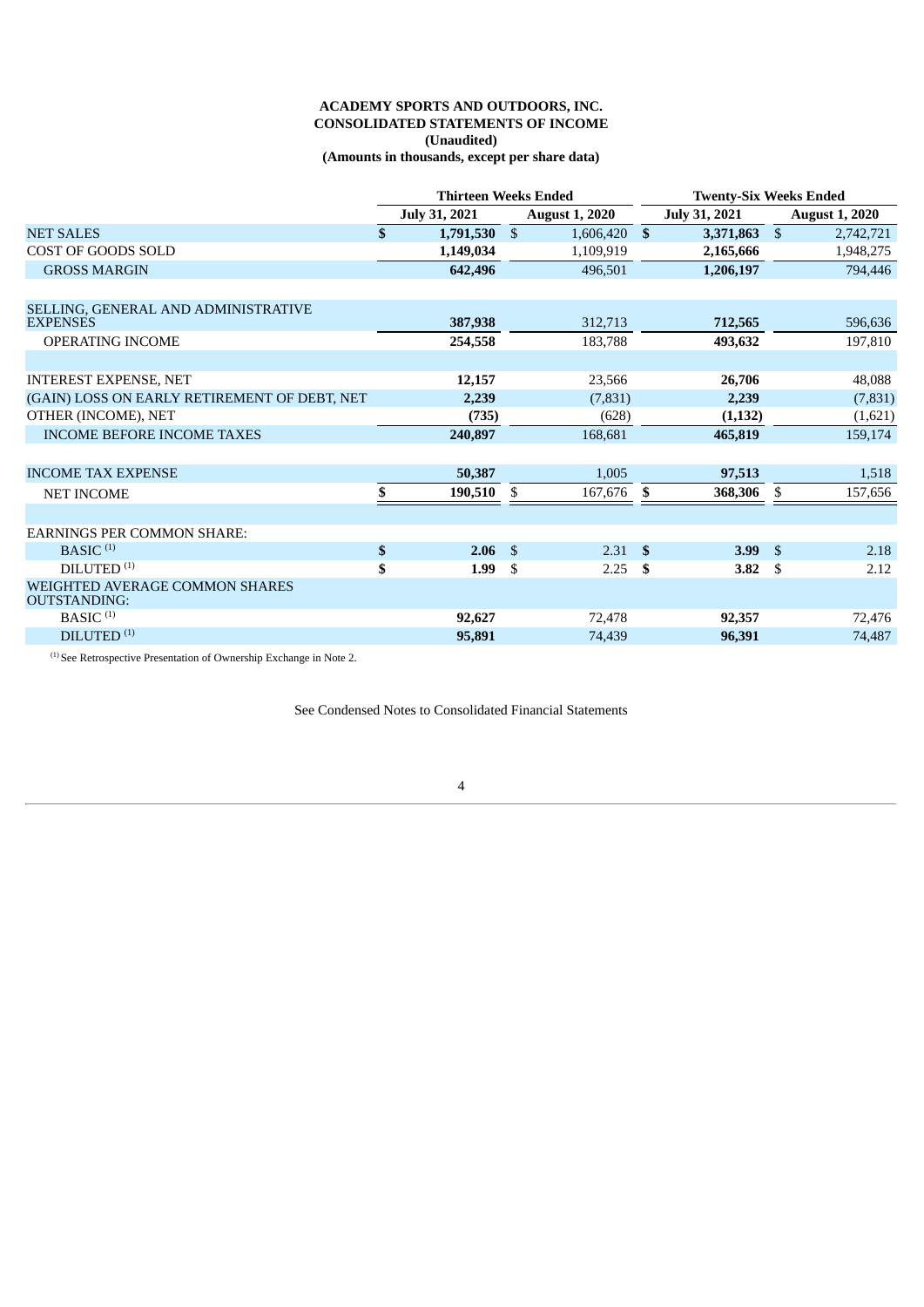**ACADEMY SPORTS AND OUTDOORS, INC.**
**CONSOLIDATED STATEMENTS OF INCOME**
**(Unaudited)**
**(Amounts in thousands, except per share data)**

| | Thirteen Weeks Ended | | Twenty-Six Weeks Ended | |
|---|---|---|---|---|
| | July 31, 2021 | August 1, 2020 | July 31, 2021 | August 1, 2020 |
| NET SALES | $ 1,791,530 | $ 1,606,420 | $ 3,371,863 | $ 2,742,721 |
| COST OF GOODS SOLD | 1,149,034 | 1,109,919 | 2,165,666 | 1,948,275 |
| GROSS MARGIN | 642,496 | 496,501 | 1,206,197 | 794,446 |
| | | | | |
| SELLING, GENERAL AND ADMINISTRATIVE EXPENSES | 387,938 | 312,713 | 712,565 | 596,636 |
| OPERATING INCOME | 254,558 | 183,788 | 493,632 | 197,810 |
| | | | | |
| INTEREST EXPENSE, NET | 12,157 | 23,566 | 26,706 | 48,088 |
| (GAIN) LOSS ON EARLY RETIREMENT OF DEBT, NET | 2,239 | (7,831) | 2,239 | (7,831) |
| OTHER (INCOME), NET | (735) | (628) | (1,132) | (1,621) |
| INCOME BEFORE INCOME TAXES | 240,897 | 168,681 | 465,819 | 159,174 |
| | | | | |
| INCOME TAX EXPENSE | 50,387 | 1,005 | 97,513 | 1,518 |
| NET INCOME | $ 190,510 | $ 167,676 | $ 368,306 | $ 157,656 |
| | | | | |
| EARNINGS PER COMMON SHARE: | | | | |
| BASIC [(1)] | $ 2.06 | $ 2.31 | $ 3.99 | $ 2.18 |
| DILUTED [(1)] | $ 1.99 | $ 2.25 | $ 3.82 | $ 2.12 |
| WEIGHTED AVERAGE COMMON SHARES OUTSTANDING: | | | | |
| BASIC [(1)] | 92,627 | 72,478 | 92,357 | 72,476 |
| DILUTED [(1)] | 95,891 | 74,439 | 96,391 | 74,487 |

[(1)] See Retrospective Presentation of Ownership Exchange in Note 2.

See Condensed Notes to Consolidated Financial Statements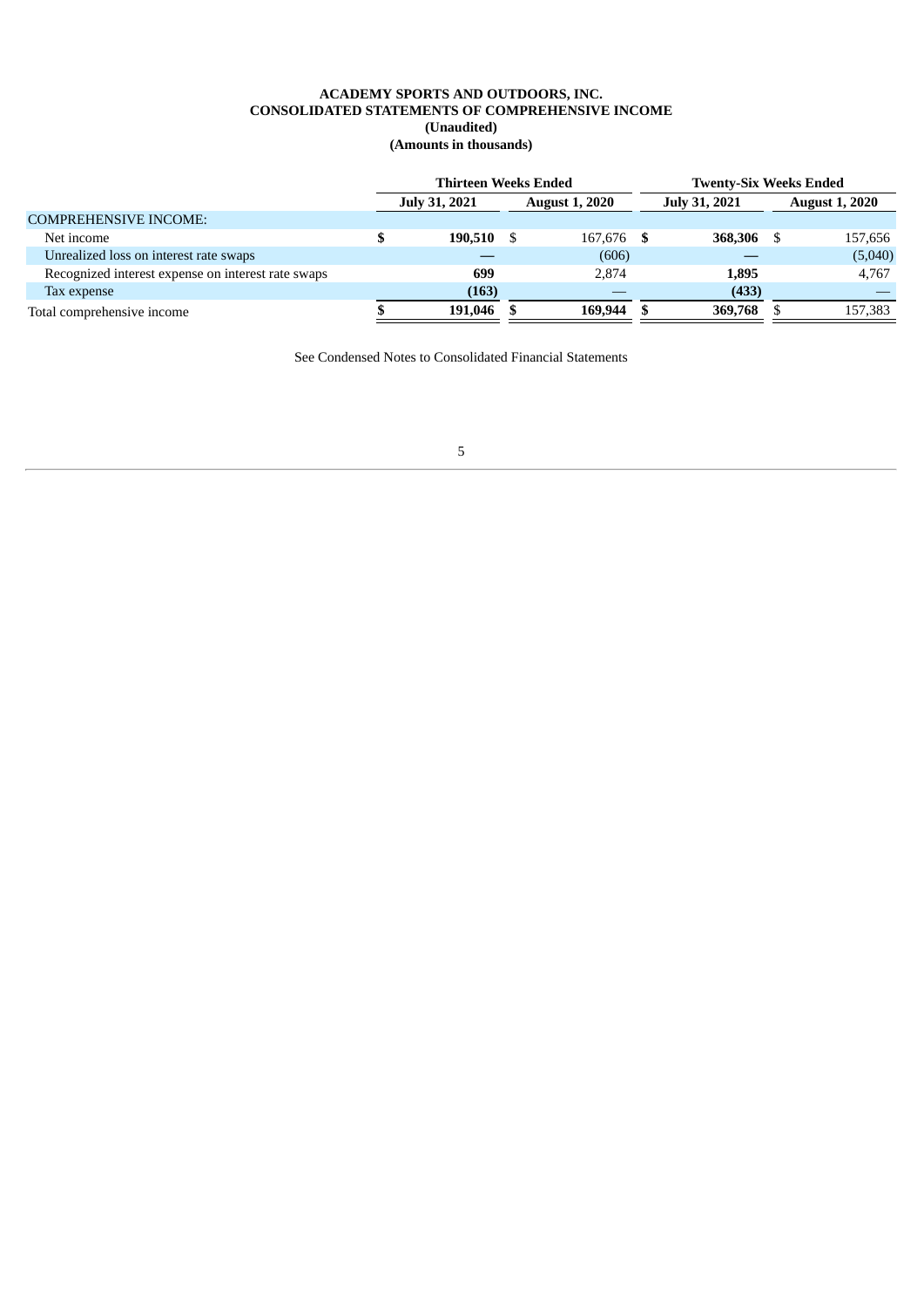**ACADEMY SPORTS AND OUTDOORS, INC.**
**CONSOLIDATED STATEMENTS OF COMPREHENSIVE INCOME**
**(Unaudited)**
**(Amounts in thousands)**

| | Thirteen Weeks Ended | | Twenty-Six Weeks Ended | |
|---|---|---|---|---|
| | July 31, 2021 | August 1, 2020 | July 31, 2021 | August 1, 2020 |
| COMPREHENSIVE INCOME: | | | | |
| Net income | **$ 190,510** | $ 167,676 | **$ 368,306** | $ 157,656 |
| Unrealized loss on interest rate swaps | **—** | (606) | **—** | (5,040) |
| Recognized interest expense on interest rate swaps | **699** | 2,874 | **1,895** | 4,767 |
| Tax expense | **(163)** | — | **(433)** | — |
| Total comprehensive income | **$ 191,046** | $ 169,944 | **$ 369,768** | $ 157,383 |

See Condensed Notes to Consolidated Financial Statements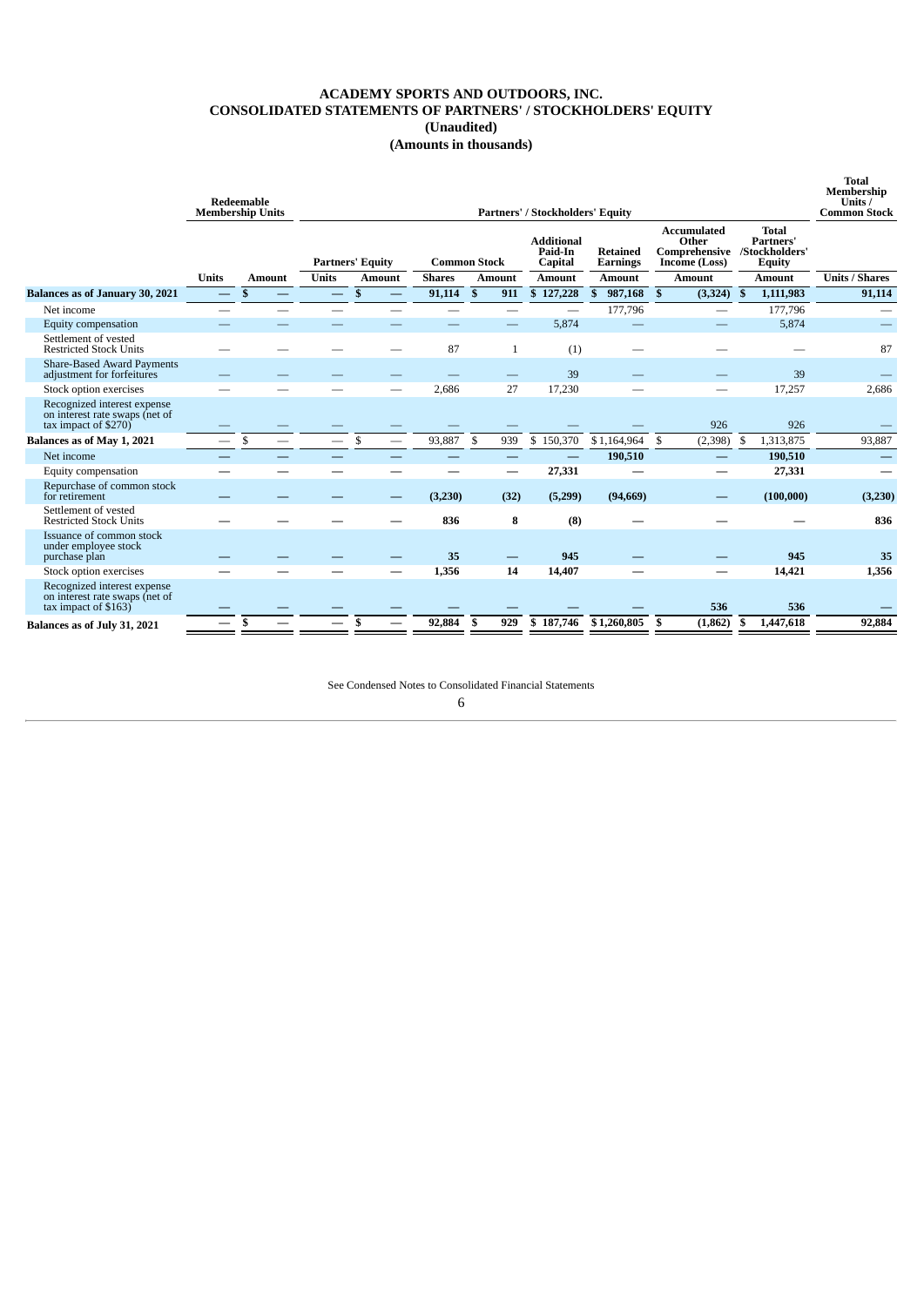# ACADEMY SPORTS AND OUTDOORS, INC.
## CONSOLIDATED STATEMENTS OF PARTNERS' / STOCKHOLDERS' EQUITY
### (Unaudited)
### (Amounts in thousands)

| | Redeemable Membership Units | | Partners' / Stockholders' Equity | | | | | | | | Total Membership Units / Common Stock |
|---|---|---|---|---|---|---|---|---|---|---|---|
| | | | Partners' Equity | | Common Stock | | Additional Paid-In Capital | Retained Earnings | Accumulated Other Comprehensive Income (Loss) | Total Partners' /Stockholders' Equity | |
| | Units | Amount | Units | Amount | Shares | Amount | Amount | Amount | Amount | Amount | Units / Shares |
| **Balances as of January 30, 2021** | — | $ — | — | $ — | 91,114 | $ 911 | $ 127,228 | $ 987,168 | $ (3,324) | $ 1,111,983 | 91,114 |
| Net income | — | — | — | — | — | — | — | 177,796 | — | 177,796 | — |
| Equity compensation | — | — | — | — | — | — | 5,874 | — | — | 5,874 | — |
| Settlement of vested Restricted Stock Units | — | — | — | — | 87 | 1 | (1) | — | — | — | 87 |
| Share-Based Award Payments adjustment for forfeitures | — | — | — | — | — | — | 39 | — | — | 39 | — |
| Stock option exercises | — | — | — | — | 2,686 | 27 | 17,230 | — | — | 17,257 | 2,686 |
| Recognized interest expense on interest rate swaps (net of tax impact of $270) | — | — | — | — | — | — | — | — | 926 | 926 | — |
| **Balances as of May 1, 2021** | — | $ — | — | $ — | 93,887 | $ 939 | $ 150,370 | $ 1,164,964 | $ (2,398) | $ 1,313,875 | 93,887 |
| Net income | — | — | — | — | — | — | — | **190,510** | — | **190,510** | — |
| Equity compensation | — | — | — | — | — | — | **27,331** | — | — | **27,331** | — |
| Repurchase of common stock for retirement | — | — | — | — | **(3,230)** | **(32)** | **(5,299)** | **(94,669)** | — | **(100,000)** | **(3,230)** |
| Settlement of vested Restricted Stock Units | — | — | — | — | **836** | **8** | **(8)** | — | — | — | **836** |
| Issuance of common stock under employee stock purchase plan | — | — | — | — | **35** | — | **945** | — | — | **945** | **35** |
| Stock option exercises | — | — | — | — | **1,356** | **14** | **14,407** | — | — | **14,421** | **1,356** |
| Recognized interest expense on interest rate swaps (net of tax impact of $163) | — | — | — | — | — | — | — | — | **536** | **536** | — |
| **Balances as of July 31, 2021** | **—** | **$ —** | **—** | **$ —** | **92,884** | **$ 929** | **$ 187,746** | **$ 1,260,805** | **$ (1,862)** | **$ 1,447,618** | **92,884** |

See Condensed Notes to Consolidated Financial Statements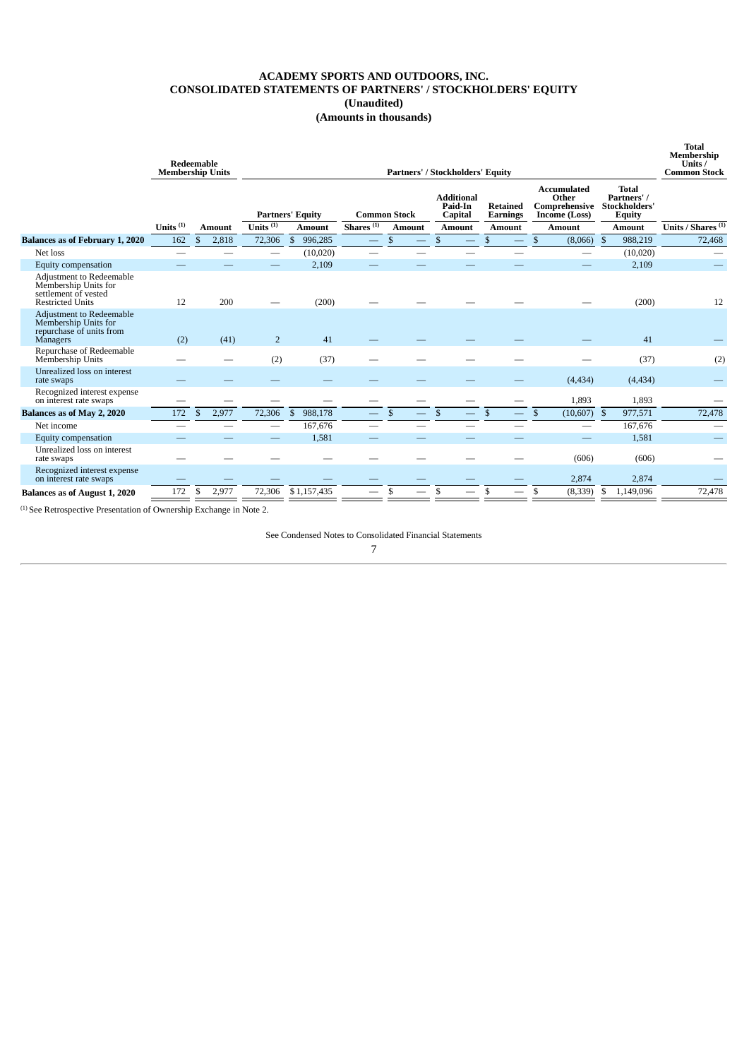# ACADEMY SPORTS AND OUTDOORS, INC.
# CONSOLIDATED STATEMENTS OF PARTNERS' / STOCKHOLDERS' EQUITY
## (Unaudited)
## (Amounts in thousands)

| | Redeemable Membership Units | | Partners' / Stockholders' Equity | | | | | | | | Total Membership Units / Common Stock |
|---|---|---|---|---|---|---|---|---|---|---|---|
| | | | Partners' Equity | | Common Stock | | Additional Paid-In Capital | Retained Earnings | Accumulated Other Comprehensive Income (Loss) | Total Partners' / Stockholders' Equity | |
| | Units [(1)] | Amount | Units [(1)] | Amount | Shares [(1)] | Amount | Amount | Amount | Amount | Amount | Units / Shares [(1)] |
| **Balances as of February 1, 2020** | 162 | $ 2,818 | 72,306 | $ 996,285 | — | $ — | $ — | $ — | $ (8,066) | $ 988,219 | 72,468 |
| Net loss | — | — | — | (10,020) | — | — | — | — | — | (10,020) | — |
| Equity compensation | — | — | — | 2,109 | — | — | — | — | — | 2,109 | — |
| Adjustment to Redeemable Membership Units for settlement of vested Restricted Units | 12 | 200 | — | (200) | — | — | — | — | — | (200) | 12 |
| Adjustment to Redeemable Membership Units for repurchase of units from Managers | (2) | (41) | 2 | 41 | — | — | — | — | — | 41 | — |
| Repurchase of Redeemable Membership Units | — | — | (2) | (37) | — | — | — | — | — | (37) | (2) |
| Unrealized loss on interest rate swaps | — | — | — | — | — | — | — | — | (4,434) | (4,434) | — |
| Recognized interest expense on interest rate swaps | — | — | — | — | — | — | — | — | 1,893 | 1,893 | — |
| **Balances as of May 2, 2020** | 172 | $ 2,977 | 72,306 | $ 988,178 | — | $ — | $ — | $ — | $ (10,607) | $ 977,571 | 72,478 |
| Net income | — | — | — | 167,676 | — | — | — | — | — | 167,676 | — |
| Equity compensation | — | — | — | 1,581 | — | — | — | — | — | 1,581 | — |
| Unrealized loss on interest rate swaps | — | — | — | — | — | — | — | — | (606) | (606) | — |
| Recognized interest expense on interest rate swaps | — | — | — | — | — | — | — | — | 2,874 | 2,874 | — |
| **Balances as of August 1, 2020** | 172 | $ 2,977 | 72,306 | $ 1,157,435 | — | $ — | $ — | $ — | $ (8,339) | $ 1,149,096 | 72,478 |

[(1)] See Retrospective Presentation of Ownership Exchange in Note 2.

See Condensed Notes to Consolidated Financial Statements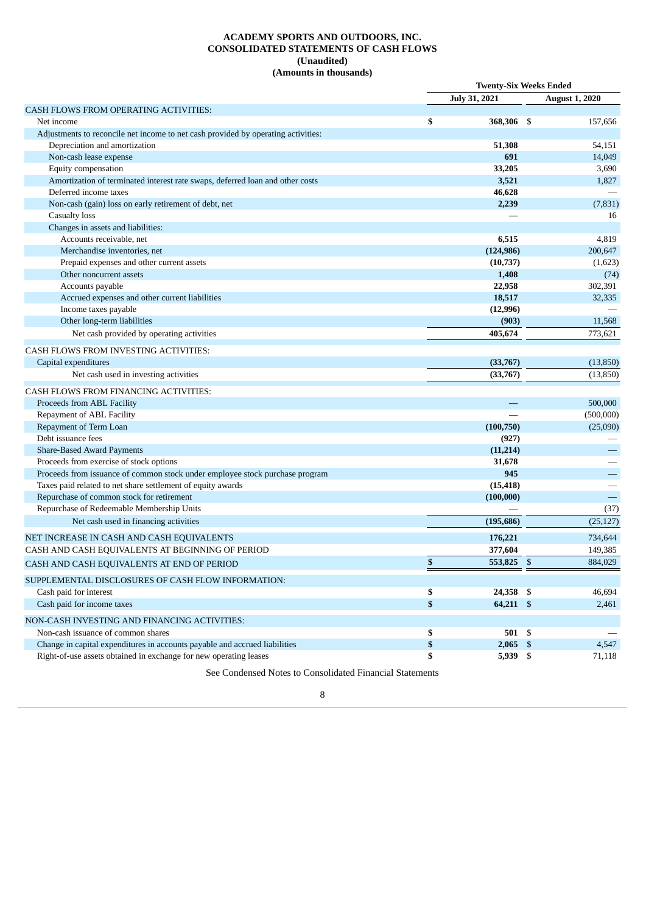**ACADEMY SPORTS AND OUTDOORS, INC.**
**CONSOLIDATED STATEMENTS OF CASH FLOWS**
**(Unaudited)**
**(Amounts in thousands)**

| | Twenty-Six Weeks Ended | |
|---|---|---|
| | July 31, 2021 | August 1, 2020 |
| CASH FLOWS FROM OPERATING ACTIVITIES: | | |
| Net income | $ 368,306 | $ 157,656 |
| Adjustments to reconcile net income to net cash provided by operating activities: | | |
| Depreciation and amortization | 51,308 | 54,151 |
| Non-cash lease expense | 691 | 14,049 |
| Equity compensation | 33,205 | 3,690 |
| Amortization of terminated interest rate swaps, deferred loan and other costs | 3,521 | 1,827 |
| Deferred income taxes | 46,628 | — |
| Non-cash (gain) loss on early retirement of debt, net | 2,239 | (7,831) |
| Casualty loss | — | 16 |
| Changes in assets and liabilities: | | |
| Accounts receivable, net | 6,515 | 4,819 |
| Merchandise inventories, net | (124,986) | 200,647 |
| Prepaid expenses and other current assets | (10,737) | (1,623) |
| Other noncurrent assets | 1,408 | (74) |
| Accounts payable | 22,958 | 302,391 |
| Accrued expenses and other current liabilities | 18,517 | 32,335 |
| Income taxes payable | (12,996) | — |
| Other long-term liabilities | (903) | 11,568 |
| Net cash provided by operating activities | 405,674 | 773,621 |
| CASH FLOWS FROM INVESTING ACTIVITIES: | | |
| Capital expenditures | (33,767) | (13,850) |
| Net cash used in investing activities | (33,767) | (13,850) |
| CASH FLOWS FROM FINANCING ACTIVITIES: | | |
| Proceeds from ABL Facility | — | 500,000 |
| Repayment of ABL Facility | — | (500,000) |
| Repayment of Term Loan | (100,750) | (25,090) |
| Debt issuance fees | (927) | — |
| Share-Based Award Payments | (11,214) | — |
| Proceeds from exercise of stock options | 31,678 | — |
| Proceeds from issuance of common stock under employee stock purchase program | 945 | — |
| Taxes paid related to net share settlement of equity awards | (15,418) | — |
| Repurchase of common stock for retirement | (100,000) | — |
| Repurchase of Redeemable Membership Units | — | (37) |
| Net cash used in financing activities | (195,686) | (25,127) |
| NET INCREASE IN CASH AND CASH EQUIVALENTS | 176,221 | 734,644 |
| CASH AND CASH EQUIVALENTS AT BEGINNING OF PERIOD | 377,604 | 149,385 |
| CASH AND CASH EQUIVALENTS AT END OF PERIOD | $ 553,825 | $ 884,029 |
| SUPPLEMENTAL DISCLOSURES OF CASH FLOW INFORMATION: | | |
| Cash paid for interest | $ 24,358 | $ 46,694 |
| Cash paid for income taxes | $ 64,211 | $ 2,461 |
| NON-CASH INVESTING AND FINANCING ACTIVITIES: | | |
| Non-cash issuance of common shares | $ 501 | $ — |
| Change in capital expenditures in accounts payable and accrued liabilities | $ 2,065 | $ 4,547 |
| Right-of-use assets obtained in exchange for new operating leases | $ 5,939 | $ 71,118 |

See Condensed Notes to Consolidated Financial Statements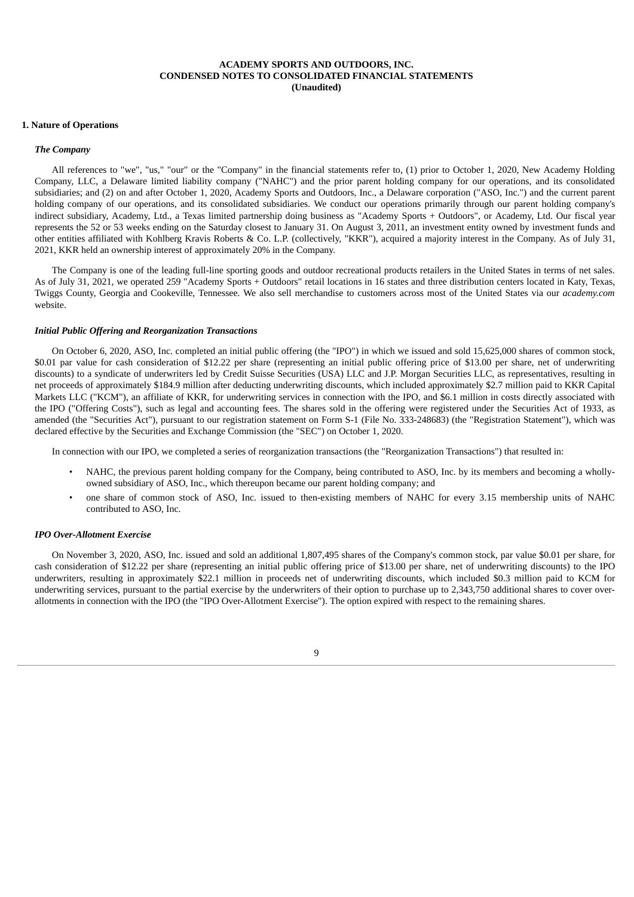**ACADEMY SPORTS AND OUTDOORS, INC.**
**CONDENSED NOTES TO CONSOLIDATED FINANCIAL STATEMENTS**
**(Unaudited)**

**1. Nature of Operations**

***The Company***

All references to "we", "us," "our" or the "Company" in the financial statements refer to, (1) prior to October 1, 2020, New Academy Holding Company, LLC, a Delaware limited liability company ("NAHC") and the prior parent holding company for our operations, and its consolidated subsidiaries; and (2) on and after October 1, 2020, Academy Sports and Outdoors, Inc., a Delaware corporation ("ASO, Inc.") and the current parent holding company of our operations, and its consolidated subsidiaries. We conduct our operations primarily through our parent holding company's indirect subsidiary, Academy, Ltd., a Texas limited partnership doing business as "Academy Sports + Outdoors", or Academy, Ltd. Our fiscal year represents the 52 or 53 weeks ending on the Saturday closest to January 31. On August 3, 2011, an investment entity owned by investment funds and other entities affiliated with Kohlberg Kravis Roberts & Co. L.P. (collectively, "KKR"), acquired a majority interest in the Company. As of July 31, 2021, KKR held an ownership interest of approximately 20% in the Company.

The Company is one of the leading full-line sporting goods and outdoor recreational products retailers in the United States in terms of net sales. As of July 31, 2021, we operated 259 "Academy Sports + Outdoors" retail locations in 16 states and three distribution centers located in Katy, Texas, Twiggs County, Georgia and Cookeville, Tennessee. We also sell merchandise to customers across most of the United States via our *academy.com* website.

***Initial Public Offering and Reorganization Transactions***

On October 6, 2020, ASO, Inc. completed an initial public offering (the "IPO") in which we issued and sold 15,625,000 shares of common stock, $0.01 par value for cash consideration of $12.22 per share (representing an initial public offering price of $13.00 per share, net of underwriting discounts) to a syndicate of underwriters led by Credit Suisse Securities (USA) LLC and J.P. Morgan Securities LLC, as representatives, resulting in net proceeds of approximately $184.9 million after deducting underwriting discounts, which included approximately $2.7 million paid to KKR Capital Markets LLC ("KCM"), an affiliate of KKR, for underwriting services in connection with the IPO, and $6.1 million in costs directly associated with the IPO ("Offering Costs"), such as legal and accounting fees. The shares sold in the offering were registered under the Securities Act of 1933, as amended (the "Securities Act"), pursuant to our registration statement on Form S-1 (File No. 333-248683) (the "Registration Statement"), which was declared effective by the Securities and Exchange Commission (the "SEC") on October 1, 2020.

In connection with our IPO, we completed a series of reorganization transactions (the "Reorganization Transactions") that resulted in:

- NAHC, the previous parent holding company for the Company, being contributed to ASO, Inc. by its members and becoming a wholly-owned subsidiary of ASO, Inc., which thereupon became our parent holding company; and
- one share of common stock of ASO, Inc. issued to then-existing members of NAHC for every 3.15 membership units of NAHC contributed to ASO, Inc.

***IPO Over-Allotment Exercise***

On November 3, 2020, ASO, Inc. issued and sold an additional 1,807,495 shares of the Company's common stock, par value $0.01 per share, for cash consideration of $12.22 per share (representing an initial public offering price of $13.00 per share, net of underwriting discounts) to the IPO underwriters, resulting in approximately $22.1 million in proceeds net of underwriting discounts, which included $0.3 million paid to KCM for underwriting services, pursuant to the partial exercise by the underwriters of their option to purchase up to 2,343,750 additional shares to cover over-allotments in connection with the IPO (the "IPO Over-Allotment Exercise"). The option expired with respect to the remaining shares.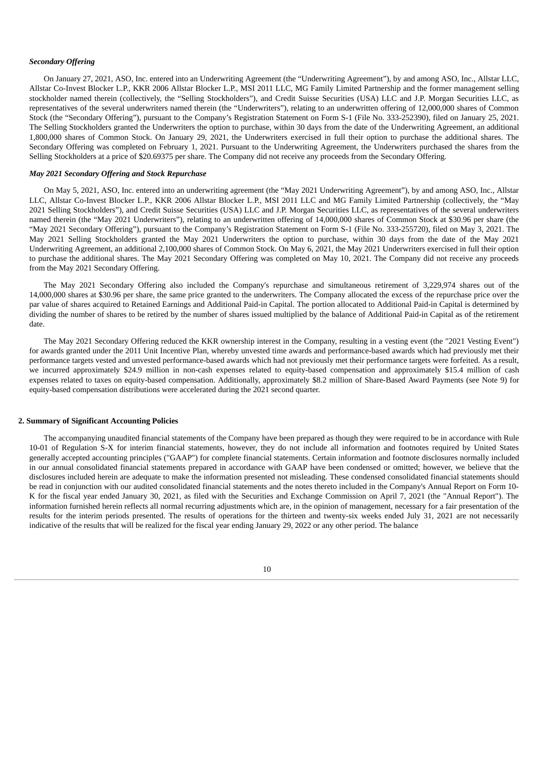### *Secondary Offering*

On January 27, 2021, ASO, Inc. entered into an Underwriting Agreement (the "Underwriting Agreement"), by and among ASO, Inc., Allstar LLC, Allstar Co-Invest Blocker L.P., KKR 2006 Allstar Blocker L.P., MSI 2011 LLC, MG Family Limited Partnership and the former management selling stockholder named therein (collectively, the "Selling Stockholders"), and Credit Suisse Securities (USA) LLC and J.P. Morgan Securities LLC, as representatives of the several underwriters named therein (the "Underwriters"), relating to an underwritten offering of 12,000,000 shares of Common Stock (the "Secondary Offering"), pursuant to the Company's Registration Statement on Form S-1 (File No. 333-252390), filed on January 25, 2021. The Selling Stockholders granted the Underwriters the option to purchase, within 30 days from the date of the Underwriting Agreement, an additional 1,800,000 shares of Common Stock. On January 29, 2021, the Underwriters exercised in full their option to purchase the additional shares. The Secondary Offering was completed on February 1, 2021. Pursuant to the Underwriting Agreement, the Underwriters purchased the shares from the Selling Stockholders at a price of $20.69375 per share. The Company did not receive any proceeds from the Secondary Offering.

### *May 2021 Secondary Offering and Stock Repurchase*

On May 5, 2021, ASO, Inc. entered into an underwriting agreement (the "May 2021 Underwriting Agreement"), by and among ASO, Inc., Allstar LLC, Allstar Co-Invest Blocker L.P., KKR 2006 Allstar Blocker L.P., MSI 2011 LLC and MG Family Limited Partnership (collectively, the "May 2021 Selling Stockholders"), and Credit Suisse Securities (USA) LLC and J.P. Morgan Securities LLC, as representatives of the several underwriters named therein (the "May 2021 Underwriters"), relating to an underwritten offering of 14,000,000 shares of Common Stock at $30.96 per share (the "May 2021 Secondary Offering"), pursuant to the Company's Registration Statement on Form S-1 (File No. 333-255720), filed on May 3, 2021. The May 2021 Selling Stockholders granted the May 2021 Underwriters the option to purchase, within 30 days from the date of the May 2021 Underwriting Agreement, an additional 2,100,000 shares of Common Stock. On May 6, 2021, the May 2021 Underwriters exercised in full their option to purchase the additional shares. The May 2021 Secondary Offering was completed on May 10, 2021. The Company did not receive any proceeds from the May 2021 Secondary Offering.

The May 2021 Secondary Offering also included the Company's repurchase and simultaneous retirement of 3,229,974 shares out of the 14,000,000 shares at $30.96 per share, the same price granted to the underwriters. The Company allocated the excess of the repurchase price over the par value of shares acquired to Retained Earnings and Additional Paid-in Capital. The portion allocated to Additional Paid-in Capital is determined by dividing the number of shares to be retired by the number of shares issued multiplied by the balance of Additional Paid-in Capital as of the retirement date.

The May 2021 Secondary Offering reduced the KKR ownership interest in the Company, resulting in a vesting event (the "2021 Vesting Event") for awards granted under the 2011 Unit Incentive Plan, whereby unvested time awards and performance-based awards which had previously met their performance targets vested and unvested performance-based awards which had not previously met their performance targets were forfeited. As a result, we incurred approximately $24.9 million in non-cash expenses related to equity-based compensation and approximately $15.4 million of cash expenses related to taxes on equity-based compensation. Additionally, approximately $8.2 million of Share-Based Award Payments (see Note 9) for equity-based compensation distributions were accelerated during the 2021 second quarter.

## 2. Summary of Significant Accounting Policies

The accompanying unaudited financial statements of the Company have been prepared as though they were required to be in accordance with Rule 10-01 of Regulation S-X for interim financial statements, however, they do not include all information and footnotes required by United States generally accepted accounting principles ("GAAP") for complete financial statements. Certain information and footnote disclosures normally included in our annual consolidated financial statements prepared in accordance with GAAP have been condensed or omitted; however, we believe that the disclosures included herein are adequate to make the information presented not misleading. These condensed consolidated financial statements should be read in conjunction with our audited consolidated financial statements and the notes thereto included in the Company's Annual Report on Form 10-K for the fiscal year ended January 30, 2021, as filed with the Securities and Exchange Commission on April 7, 2021 (the "Annual Report"). The information furnished herein reflects all normal recurring adjustments which are, in the opinion of management, necessary for a fair presentation of the results for the interim periods presented. The results of operations for the thirteen and twenty-six weeks ended July 31, 2021 are not necessarily indicative of the results that will be realized for the fiscal year ending January 29, 2022 or any other period. The balance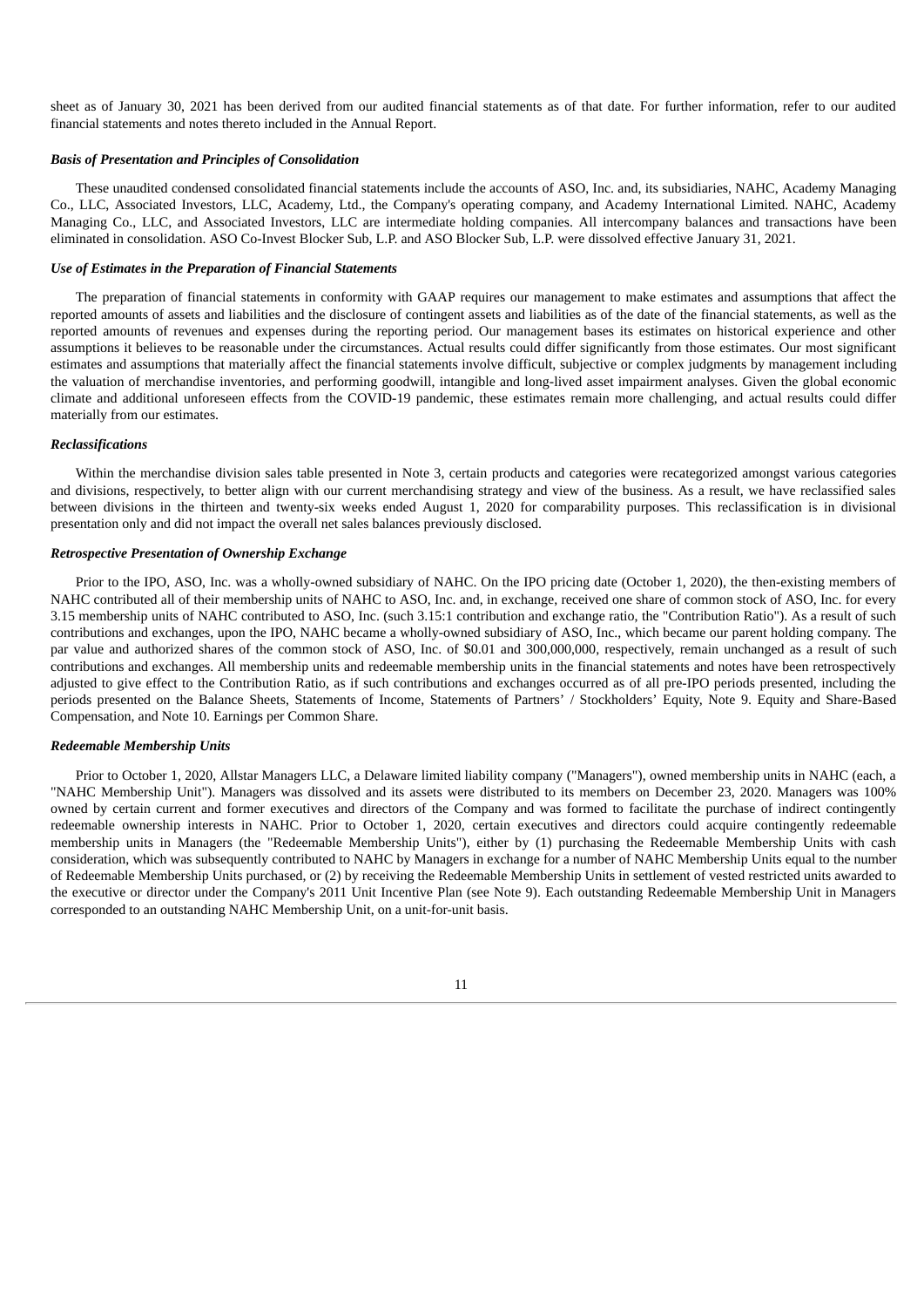sheet as of January 30, 2021 has been derived from our audited financial statements as of that date. For further information, refer to our audited financial statements and notes thereto included in the Annual Report.

***Basis of Presentation and Principles of Consolidation***

These unaudited condensed consolidated financial statements include the accounts of ASO, Inc. and, its subsidiaries, NAHC, Academy Managing Co., LLC, Associated Investors, LLC, Academy, Ltd., the Company's operating company, and Academy International Limited. NAHC, Academy Managing Co., LLC, and Associated Investors, LLC are intermediate holding companies. All intercompany balances and transactions have been eliminated in consolidation. ASO Co-Invest Blocker Sub, L.P. and ASO Blocker Sub, L.P. were dissolved effective January 31, 2021.

***Use of Estimates in the Preparation of Financial Statements***

The preparation of financial statements in conformity with GAAP requires our management to make estimates and assumptions that affect the reported amounts of assets and liabilities and the disclosure of contingent assets and liabilities as of the date of the financial statements, as well as the reported amounts of revenues and expenses during the reporting period. Our management bases its estimates on historical experience and other assumptions it believes to be reasonable under the circumstances. Actual results could differ significantly from those estimates. Our most significant estimates and assumptions that materially affect the financial statements involve difficult, subjective or complex judgments by management including the valuation of merchandise inventories, and performing goodwill, intangible and long-lived asset impairment analyses. Given the global economic climate and additional unforeseen effects from the COVID-19 pandemic, these estimates remain more challenging, and actual results could differ materially from our estimates.

***Reclassifications***

Within the merchandise division sales table presented in Note 3, certain products and categories were recategorized amongst various categories and divisions, respectively, to better align with our current merchandising strategy and view of the business. As a result, we have reclassified sales between divisions in the thirteen and twenty-six weeks ended August 1, 2020 for comparability purposes. This reclassification is in divisional presentation only and did not impact the overall net sales balances previously disclosed.

***Retrospective Presentation of Ownership Exchange***

Prior to the IPO, ASO, Inc. was a wholly-owned subsidiary of NAHC. On the IPO pricing date (October 1, 2020), the then-existing members of NAHC contributed all of their membership units of NAHC to ASO, Inc. and, in exchange, received one share of common stock of ASO, Inc. for every 3.15 membership units of NAHC contributed to ASO, Inc. (such 3.15:1 contribution and exchange ratio, the "Contribution Ratio"). As a result of such contributions and exchanges, upon the IPO, NAHC became a wholly-owned subsidiary of ASO, Inc., which became our parent holding company. The par value and authorized shares of the common stock of ASO, Inc. of $0.01 and 300,000,000, respectively, remain unchanged as a result of such contributions and exchanges. All membership units and redeemable membership units in the financial statements and notes have been retrospectively adjusted to give effect to the Contribution Ratio, as if such contributions and exchanges occurred as of all pre-IPO periods presented, including the periods presented on the Balance Sheets, Statements of Income, Statements of Partners' / Stockholders' Equity, Note 9. Equity and Share-Based Compensation, and Note 10. Earnings per Common Share.

***Redeemable Membership Units***

Prior to October 1, 2020, Allstar Managers LLC, a Delaware limited liability company ("Managers"), owned membership units in NAHC (each, a "NAHC Membership Unit"). Managers was dissolved and its assets were distributed to its members on December 23, 2020. Managers was 100% owned by certain current and former executives and directors of the Company and was formed to facilitate the purchase of indirect contingently redeemable ownership interests in NAHC. Prior to October 1, 2020, certain executives and directors could acquire contingently redeemable membership units in Managers (the "Redeemable Membership Units"), either by (1) purchasing the Redeemable Membership Units with cash consideration, which was subsequently contributed to NAHC by Managers in exchange for a number of NAHC Membership Units equal to the number of Redeemable Membership Units purchased, or (2) by receiving the Redeemable Membership Units in settlement of vested restricted units awarded to the executive or director under the Company's 2011 Unit Incentive Plan (see Note 9). Each outstanding Redeemable Membership Unit in Managers corresponded to an outstanding NAHC Membership Unit, on a unit-for-unit basis.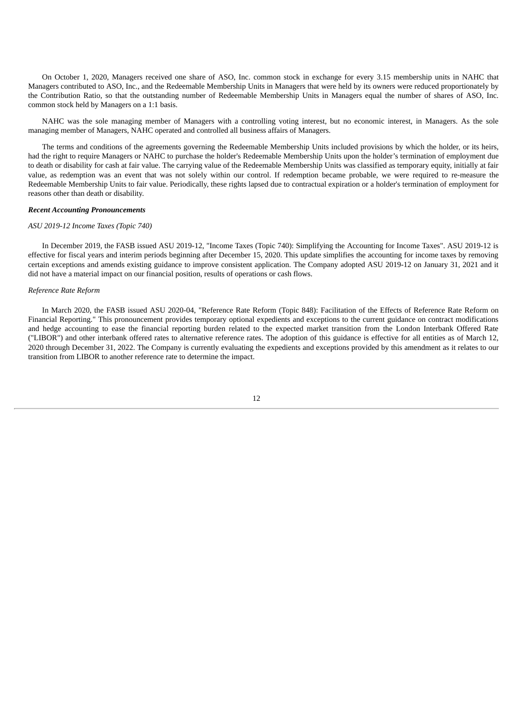On October 1, 2020, Managers received one share of ASO, Inc. common stock in exchange for every 3.15 membership units in NAHC that Managers contributed to ASO, Inc., and the Redeemable Membership Units in Managers that were held by its owners were reduced proportionately by the Contribution Ratio, so that the outstanding number of Redeemable Membership Units in Managers equal the number of shares of ASO, Inc. common stock held by Managers on a 1:1 basis.

NAHC was the sole managing member of Managers with a controlling voting interest, but no economic interest, in Managers. As the sole managing member of Managers, NAHC operated and controlled all business affairs of Managers.

The terms and conditions of the agreements governing the Redeemable Membership Units included provisions by which the holder, or its heirs, had the right to require Managers or NAHC to purchase the holder's Redeemable Membership Units upon the holder's termination of employment due to death or disability for cash at fair value. The carrying value of the Redeemable Membership Units was classified as temporary equity, initially at fair value, as redemption was an event that was not solely within our control. If redemption became probable, we were required to re-measure the Redeemable Membership Units to fair value. Periodically, these rights lapsed due to contractual expiration or a holder's termination of employment for reasons other than death or disability.

***Recent Accounting Pronouncements***

*ASU 2019-12 Income Taxes (Topic 740)*

In December 2019, the FASB issued ASU 2019-12, "Income Taxes (Topic 740): Simplifying the Accounting for Income Taxes". ASU 2019-12 is effective for fiscal years and interim periods beginning after December 15, 2020. This update simplifies the accounting for income taxes by removing certain exceptions and amends existing guidance to improve consistent application. The Company adopted ASU 2019-12 on January 31, 2021 and it did not have a material impact on our financial position, results of operations or cash flows.

*Reference Rate Reform*

In March 2020, the FASB issued ASU 2020-04, "Reference Rate Reform (Topic 848): Facilitation of the Effects of Reference Rate Reform on Financial Reporting." This pronouncement provides temporary optional expedients and exceptions to the current guidance on contract modifications and hedge accounting to ease the financial reporting burden related to the expected market transition from the London Interbank Offered Rate ("LIBOR") and other interbank offered rates to alternative reference rates. The adoption of this guidance is effective for all entities as of March 12, 2020 through December 31, 2022. The Company is currently evaluating the expedients and exceptions provided by this amendment as it relates to our transition from LIBOR to another reference rate to determine the impact.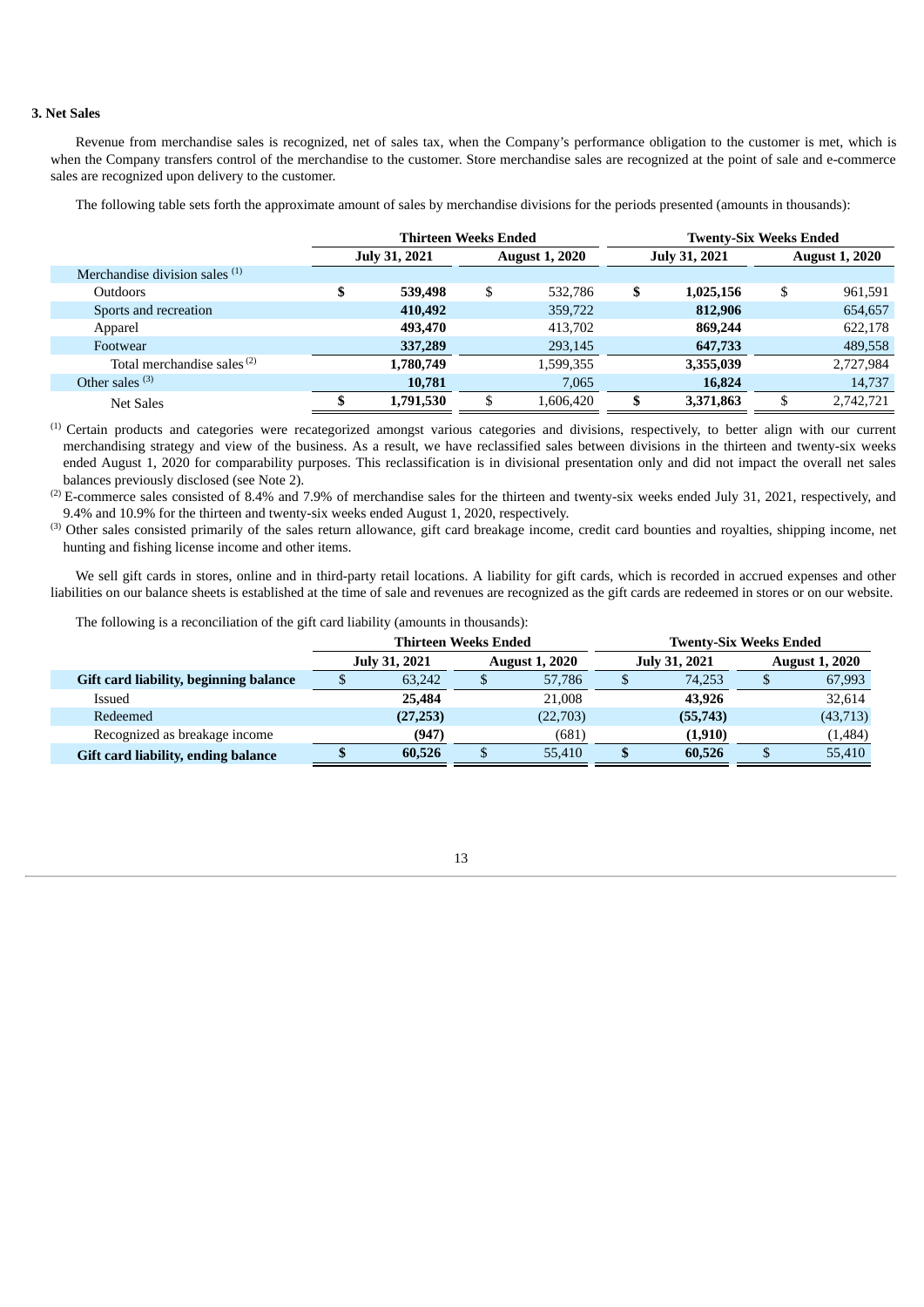### 3. Net Sales

Revenue from merchandise sales is recognized, net of sales tax, when the Company's performance obligation to the customer is met, which is when the Company transfers control of the merchandise to the customer. Store merchandise sales are recognized at the point of sale and e-commerce sales are recognized upon delivery to the customer.

The following table sets forth the approximate amount of sales by merchandise divisions for the periods presented (amounts in thousands):

| | Thirteen Weeks Ended | | Twenty-Six Weeks Ended | |
|---|---|---|---|---|
| | **July 31, 2021** | **August 1, 2020** | **July 31, 2021** | **August 1, 2020** |
| Merchandise division sales [1] | | | | |
| Outdoors | **$ 539,498** | $ 532,786 | **$ 1,025,156** | $ 961,591 |
| Sports and recreation | **410,492** | 359,722 | **812,906** | 654,657 |
| Apparel | **493,470** | 413,702 | **869,244** | 622,178 |
| Footwear | **337,289** | 293,145 | **647,733** | 489,558 |
| Total merchandise sales [2] | **1,780,749** | 1,599,355 | **3,355,039** | 2,727,984 |
| Other sales [3] | **10,781** | 7,065 | **16,824** | 14,737 |
| Net Sales | **$ 1,791,530** | $ 1,606,420 | **$ 3,371,863** | $ 2,742,721 |

[1] Certain products and categories were recategorized amongst various categories and divisions, respectively, to better align with our current merchandising strategy and view of the business. As a result, we have reclassified sales between divisions in the thirteen and twenty-six weeks ended August 1, 2020 for comparability purposes. This reclassification is in divisional presentation only and did not impact the overall net sales balances previously disclosed (see Note 2).

[2] E-commerce sales consisted of 8.4% and 7.9% of merchandise sales for the thirteen and twenty-six weeks ended July 31, 2021, respectively, and 9.4% and 10.9% for the thirteen and twenty-six weeks ended August 1, 2020, respectively.

[3] Other sales consisted primarily of the sales return allowance, gift card breakage income, credit card bounties and royalties, shipping income, net hunting and fishing license income and other items.

We sell gift cards in stores, online and in third-party retail locations. A liability for gift cards, which is recorded in accrued expenses and other liabilities on our balance sheets is established at the time of sale and revenues are recognized as the gift cards are redeemed in stores or on our website.

The following is a reconciliation of the gift card liability (amounts in thousands):

| | Thirteen Weeks Ended | | Twenty-Six Weeks Ended | |
|---|---|---|---|---|
| | **July 31, 2021** | **August 1, 2020** | **July 31, 2021** | **August 1, 2020** |
| **Gift card liability, beginning balance** | $ 63,242 | $ 57,786 | $ 74,253 | $ 67,993 |
| Issued | **25,484** | 21,008 | **43,926** | 32,614 |
| Redeemed | **(27,253)** | (22,703) | **(55,743)** | (43,713) |
| Recognized as breakage income | **(947)** | (681) | **(1,910)** | (1,484) |
| **Gift card liability, ending balance** | **$ 60,526** | $ 55,410 | **$ 60,526** | $ 55,410 |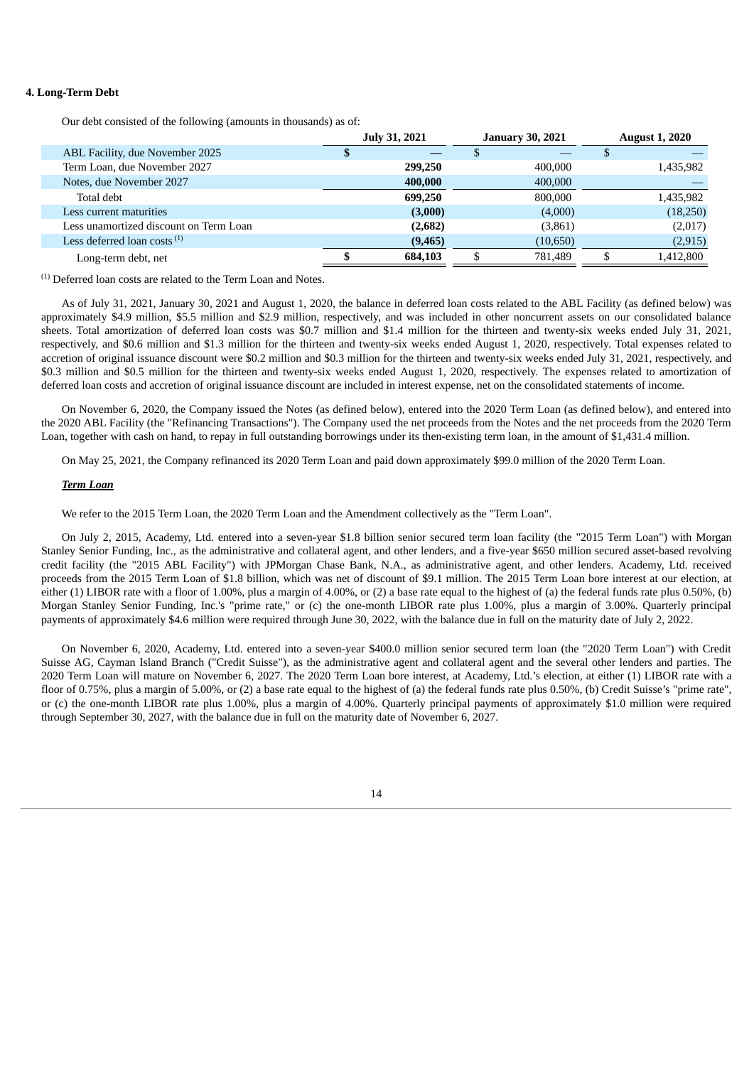**4. Long-Term Debt**

Our debt consisted of the following (amounts in thousands) as of:

| | July 31, 2021 | January 30, 2021 | August 1, 2020 |
|---|---|---|---|
| ABL Facility, due November 2025 | **$ —** | $ — | $ — |
| Term Loan, due November 2027 | **299,250** | 400,000 | 1,435,982 |
| Notes, due November 2027 | **400,000** | 400,000 | — |
| Total debt | **699,250** | 800,000 | 1,435,982 |
| Less current maturities | **(3,000)** | (4,000) | (18,250) |
| Less unamortized discount on Term Loan | **(2,682)** | (3,861) | (2,017) |
| Less deferred loan costs [(1)] | **(9,465)** | (10,650) | (2,915) |
| Long-term debt, net | **$ 684,103** | $ 781,489 | $ 1,412,800 |

[(1)] Deferred loan costs are related to the Term Loan and Notes.

As of July 31, 2021, January 30, 2021 and August 1, 2020, the balance in deferred loan costs related to the ABL Facility (as defined below) was approximately $4.9 million, $5.5 million and $2.9 million, respectively, and was included in other noncurrent assets on our consolidated balance sheets. Total amortization of deferred loan costs was $0.7 million and $1.4 million for the thirteen and twenty-six weeks ended July 31, 2021, respectively, and $0.6 million and $1.3 million for the thirteen and twenty-six weeks ended August 1, 2020, respectively. Total expenses related to accretion of original issuance discount were $0.2 million and $0.3 million for the thirteen and twenty-six weeks ended July 31, 2021, respectively, and $0.3 million and $0.5 million for the thirteen and twenty-six weeks ended August 1, 2020, respectively. The expenses related to amortization of deferred loan costs and accretion of original issuance discount are included in interest expense, net on the consolidated statements of income.

On November 6, 2020, the Company issued the Notes (as defined below), entered into the 2020 Term Loan (as defined below), and entered into the 2020 ABL Facility (the "Refinancing Transactions"). The Company used the net proceeds from the Notes and the net proceeds from the 2020 Term Loan, together with cash on hand, to repay in full outstanding borrowings under its then-existing term loan, in the amount of $1,431.4 million.

On May 25, 2021, the Company refinanced its 2020 Term Loan and paid down approximately $99.0 million of the 2020 Term Loan.

***Term Loan***

We refer to the 2015 Term Loan, the 2020 Term Loan and the Amendment collectively as the "Term Loan".

On July 2, 2015, Academy, Ltd. entered into a seven-year $1.8 billion senior secured term loan facility (the "2015 Term Loan") with Morgan Stanley Senior Funding, Inc., as the administrative and collateral agent, and other lenders, and a five-year $650 million secured asset-based revolving credit facility (the "2015 ABL Facility") with JPMorgan Chase Bank, N.A., as administrative agent, and other lenders. Academy, Ltd. received proceeds from the 2015 Term Loan of $1.8 billion, which was net of discount of $9.1 million. The 2015 Term Loan bore interest at our election, at either (1) LIBOR rate with a floor of 1.00%, plus a margin of 4.00%, or (2) a base rate equal to the highest of (a) the federal funds rate plus 0.50%, (b) Morgan Stanley Senior Funding, Inc.'s "prime rate," or (c) the one-month LIBOR rate plus 1.00%, plus a margin of 3.00%. Quarterly principal payments of approximately $4.6 million were required through June 30, 2022, with the balance due in full on the maturity date of July 2, 2022.

On November 6, 2020, Academy, Ltd. entered into a seven-year $400.0 million senior secured term loan (the "2020 Term Loan") with Credit Suisse AG, Cayman Island Branch ("Credit Suisse"), as the administrative agent and collateral agent and the several other lenders and parties. The 2020 Term Loan will mature on November 6, 2027. The 2020 Term Loan bore interest, at Academy, Ltd.'s election, at either (1) LIBOR rate with a floor of 0.75%, plus a margin of 5.00%, or (2) a base rate equal to the highest of (a) the federal funds rate plus 0.50%, (b) Credit Suisse's "prime rate", or (c) the one-month LIBOR rate plus 1.00%, plus a margin of 4.00%. Quarterly principal payments of approximately $1.0 million were required through September 30, 2027, with the balance due in full on the maturity date of November 6, 2027.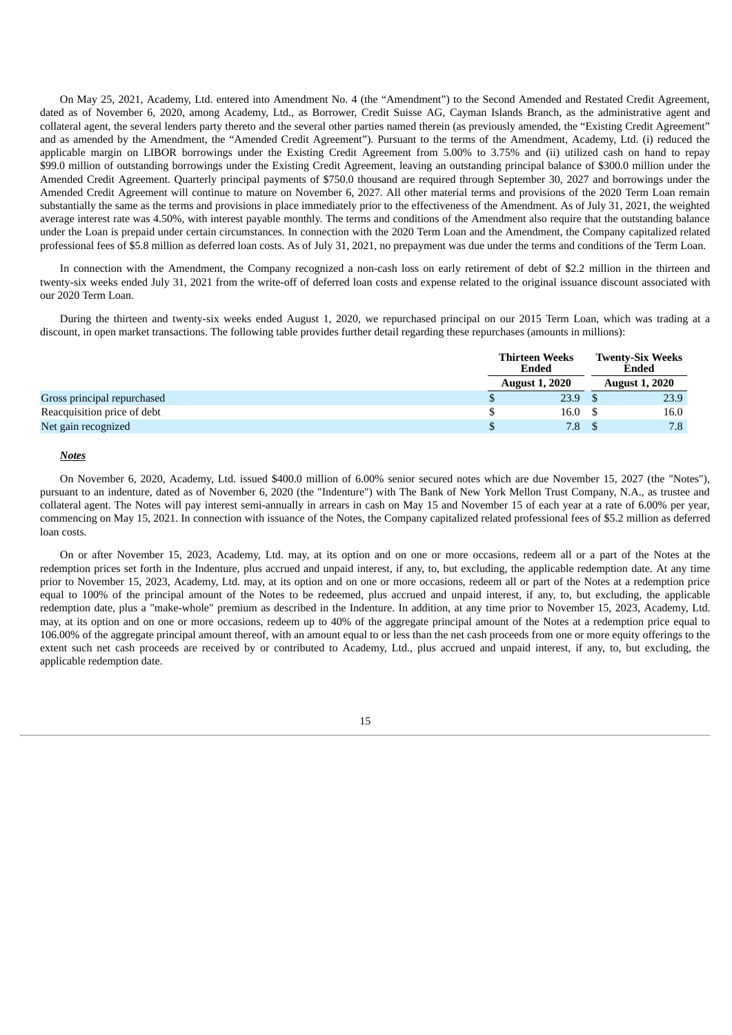On May 25, 2021, Academy, Ltd. entered into Amendment No. 4 (the "Amendment") to the Second Amended and Restated Credit Agreement, dated as of November 6, 2020, among Academy, Ltd., as Borrower, Credit Suisse AG, Cayman Islands Branch, as the administrative agent and collateral agent, the several lenders party thereto and the several other parties named therein (as previously amended, the "Existing Credit Agreement" and as amended by the Amendment, the "Amended Credit Agreement"). Pursuant to the terms of the Amendment, Academy, Ltd. (i) reduced the applicable margin on LIBOR borrowings under the Existing Credit Agreement from 5.00% to 3.75% and (ii) utilized cash on hand to repay $99.0 million of outstanding borrowings under the Existing Credit Agreement, leaving an outstanding principal balance of $300.0 million under the Amended Credit Agreement. Quarterly principal payments of $750.0 thousand are required through September 30, 2027 and borrowings under the Amended Credit Agreement will continue to mature on November 6, 2027. All other material terms and provisions of the 2020 Term Loan remain substantially the same as the terms and provisions in place immediately prior to the effectiveness of the Amendment. As of July 31, 2021, the weighted average interest rate was 4.50%, with interest payable monthly. The terms and conditions of the Amendment also require that the outstanding balance under the Loan is prepaid under certain circumstances. In connection with the 2020 Term Loan and the Amendment, the Company capitalized related professional fees of $5.8 million as deferred loan costs. As of July 31, 2021, no prepayment was due under the terms and conditions of the Term Loan.

In connection with the Amendment, the Company recognized a non-cash loss on early retirement of debt of $2.2 million in the thirteen and twenty-six weeks ended July 31, 2021 from the write-off of deferred loan costs and expense related to the original issuance discount associated with our 2020 Term Loan.

During the thirteen and twenty-six weeks ended August 1, 2020, we repurchased principal on our 2015 Term Loan, which was trading at a discount, in open market transactions. The following table provides further detail regarding these repurchases (amounts in millions):

| | Thirteen Weeks Ended | Twenty-Six Weeks Ended |
|---|---|---|
| | August 1, 2020 | August 1, 2020 |
| Gross principal repurchased | $ 23.9 | $ 23.9 |
| Reacquisition price of debt | $ 16.0 | $ 16.0 |
| Net gain recognized | $ 7.8 | $ 7.8 |

***Notes***

On November 6, 2020, Academy, Ltd. issued $400.0 million of 6.00% senior secured notes which are due November 15, 2027 (the "Notes"), pursuant to an indenture, dated as of November 6, 2020 (the "Indenture") with The Bank of New York Mellon Trust Company, N.A., as trustee and collateral agent. The Notes will pay interest semi-annually in arrears in cash on May 15 and November 15 of each year at a rate of 6.00% per year, commencing on May 15, 2021. In connection with issuance of the Notes, the Company capitalized related professional fees of $5.2 million as deferred loan costs.

On or after November 15, 2023, Academy, Ltd. may, at its option and on one or more occasions, redeem all or a part of the Notes at the redemption prices set forth in the Indenture, plus accrued and unpaid interest, if any, to, but excluding, the applicable redemption date. At any time prior to November 15, 2023, Academy, Ltd. may, at its option and on one or more occasions, redeem all or part of the Notes at a redemption price equal to 100% of the principal amount of the Notes to be redeemed, plus accrued and unpaid interest, if any, to, but excluding, the applicable redemption date, plus a "make-whole" premium as described in the Indenture. In addition, at any time prior to November 15, 2023, Academy, Ltd. may, at its option and on one or more occasions, redeem up to 40% of the aggregate principal amount of the Notes at a redemption price equal to 106.00% of the aggregate principal amount thereof, with an amount equal to or less than the net cash proceeds from one or more equity offerings to the extent such net cash proceeds are received by or contributed to Academy, Ltd., plus accrued and unpaid interest, if any, to, but excluding, the applicable redemption date.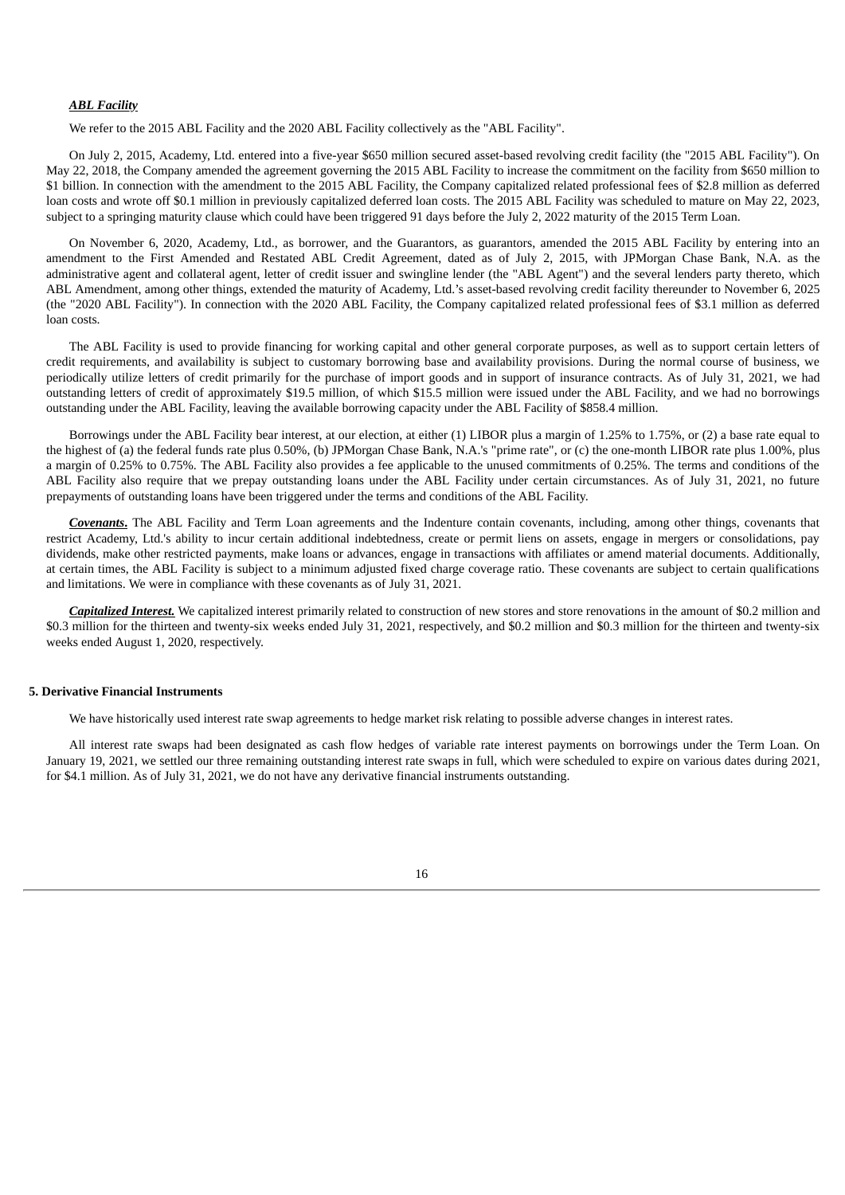***ABL Facility***

We refer to the 2015 ABL Facility and the 2020 ABL Facility collectively as the "ABL Facility".

On July 2, 2015, Academy, Ltd. entered into a five-year $650 million secured asset-based revolving credit facility (the "2015 ABL Facility"). On May 22, 2018, the Company amended the agreement governing the 2015 ABL Facility to increase the commitment on the facility from $650 million to $1 billion. In connection with the amendment to the 2015 ABL Facility, the Company capitalized related professional fees of $2.8 million as deferred loan costs and wrote off $0.1 million in previously capitalized deferred loan costs. The 2015 ABL Facility was scheduled to mature on May 22, 2023, subject to a springing maturity clause which could have been triggered 91 days before the July 2, 2022 maturity of the 2015 Term Loan.

On November 6, 2020, Academy, Ltd., as borrower, and the Guarantors, as guarantors, amended the 2015 ABL Facility by entering into an amendment to the First Amended and Restated ABL Credit Agreement, dated as of July 2, 2015, with JPMorgan Chase Bank, N.A. as the administrative agent and collateral agent, letter of credit issuer and swingline lender (the "ABL Agent") and the several lenders party thereto, which ABL Amendment, among other things, extended the maturity of Academy, Ltd.'s asset-based revolving credit facility thereunder to November 6, 2025 (the "2020 ABL Facility"). In connection with the 2020 ABL Facility, the Company capitalized related professional fees of $3.1 million as deferred loan costs.

The ABL Facility is used to provide financing for working capital and other general corporate purposes, as well as to support certain letters of credit requirements, and availability is subject to customary borrowing base and availability provisions. During the normal course of business, we periodically utilize letters of credit primarily for the purchase of import goods and in support of insurance contracts. As of July 31, 2021, we had outstanding letters of credit of approximately $19.5 million, of which $15.5 million were issued under the ABL Facility, and we had no borrowings outstanding under the ABL Facility, leaving the available borrowing capacity under the ABL Facility of $858.4 million.

Borrowings under the ABL Facility bear interest, at our election, at either (1) LIBOR plus a margin of 1.25% to 1.75%, or (2) a base rate equal to the highest of (a) the federal funds rate plus 0.50%, (b) JPMorgan Chase Bank, N.A.'s "prime rate", or (c) the one-month LIBOR rate plus 1.00%, plus a margin of 0.25% to 0.75%. The ABL Facility also provides a fee applicable to the unused commitments of 0.25%. The terms and conditions of the ABL Facility also require that we prepay outstanding loans under the ABL Facility under certain circumstances. As of July 31, 2021, no future prepayments of outstanding loans have been triggered under the terms and conditions of the ABL Facility.

***Covenants.*** The ABL Facility and Term Loan agreements and the Indenture contain covenants, including, among other things, covenants that restrict Academy, Ltd.'s ability to incur certain additional indebtedness, create or permit liens on assets, engage in mergers or consolidations, pay dividends, make other restricted payments, make loans or advances, engage in transactions with affiliates or amend material documents. Additionally, at certain times, the ABL Facility is subject to a minimum adjusted fixed charge coverage ratio. These covenants are subject to certain qualifications and limitations. We were in compliance with these covenants as of July 31, 2021.

***Capitalized Interest.*** We capitalized interest primarily related to construction of new stores and store renovations in the amount of $0.2 million and $0.3 million for the thirteen and twenty-six weeks ended July 31, 2021, respectively, and $0.2 million and $0.3 million for the thirteen and twenty-six weeks ended August 1, 2020, respectively.

**5. Derivative Financial Instruments**

We have historically used interest rate swap agreements to hedge market risk relating to possible adverse changes in interest rates.

All interest rate swaps had been designated as cash flow hedges of variable rate interest payments on borrowings under the Term Loan. On January 19, 2021, we settled our three remaining outstanding interest rate swaps in full, which were scheduled to expire on various dates during 2021, for $4.1 million. As of July 31, 2021, we do not have any derivative financial instruments outstanding.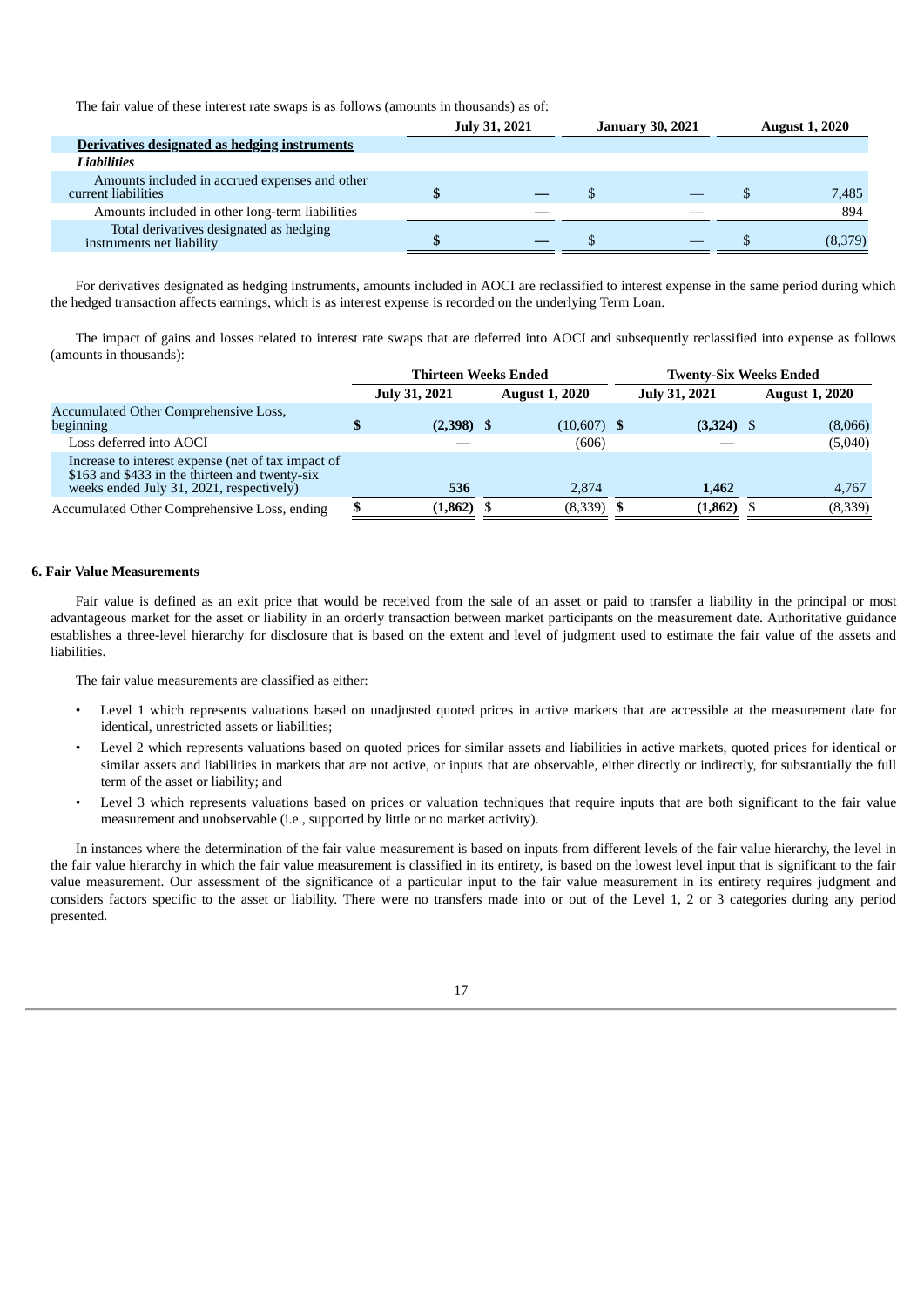The fair value of these interest rate swaps is as follows (amounts in thousands) as of:

| | July 31, 2021 | January 30, 2021 | August 1, 2020 |
|---|---|---|---|
| **Derivatives designated as hedging instruments** | | | |
| ***Liabilities*** | | | |
| Amounts included in accrued expenses and other current liabilities | $ — | $ — | $ 7,485 |
| Amounts included in other long-term liabilities | — | — | 894 |
| Total derivatives designated as hedging instruments net liability | $ — | $ — | $ (8,379) |

For derivatives designated as hedging instruments, amounts included in AOCI are reclassified to interest expense in the same period during which the hedged transaction affects earnings, which is as interest expense is recorded on the underlying Term Loan.

The impact of gains and losses related to interest rate swaps that are deferred into AOCI and subsequently reclassified into expense as follows (amounts in thousands):

| | Thirteen Weeks Ended | | Twenty-Six Weeks Ended | |
|---|---|---|---|---|
| | July 31, 2021 | August 1, 2020 | July 31, 2021 | August 1, 2020 |
| Accumulated Other Comprehensive Loss, beginning | **$ (2,398)** | $ (10,607) | **$ (3,324)** | $ (8,066) |
| Loss deferred into AOCI | **—** | (606) | **—** | (5,040) |
| Increase to interest expense (net of tax impact of $163 and $433 in the thirteen and twenty-six weeks ended July 31, 2021, respectively) | **536** | 2,874 | **1,462** | 4,767 |
| Accumulated Other Comprehensive Loss, ending | **$ (1,862)** | $ (8,339) | **$ (1,862)** | $ (8,339) |

### 6. Fair Value Measurements

Fair value is defined as an exit price that would be received from the sale of an asset or paid to transfer a liability in the principal or most advantageous market for the asset or liability in an orderly transaction between market participants on the measurement date. Authoritative guidance establishes a three-level hierarchy for disclosure that is based on the extent and level of judgment used to estimate the fair value of the assets and liabilities.

The fair value measurements are classified as either:

- Level 1 which represents valuations based on unadjusted quoted prices in active markets that are accessible at the measurement date for identical, unrestricted assets or liabilities;
- Level 2 which represents valuations based on quoted prices for similar assets and liabilities in active markets, quoted prices for identical or similar assets and liabilities in markets that are not active, or inputs that are observable, either directly or indirectly, for substantially the full term of the asset or liability; and
- Level 3 which represents valuations based on prices or valuation techniques that require inputs that are both significant to the fair value measurement and unobservable (i.e., supported by little or no market activity).

In instances where the determination of the fair value measurement is based on inputs from different levels of the fair value hierarchy, the level in the fair value hierarchy in which the fair value measurement is classified in its entirety, is based on the lowest level input that is significant to the fair value measurement. Our assessment of the significance of a particular input to the fair value measurement in its entirety requires judgment and considers factors specific to the asset or liability. There were no transfers made into or out of the Level 1, 2 or 3 categories during any period presented.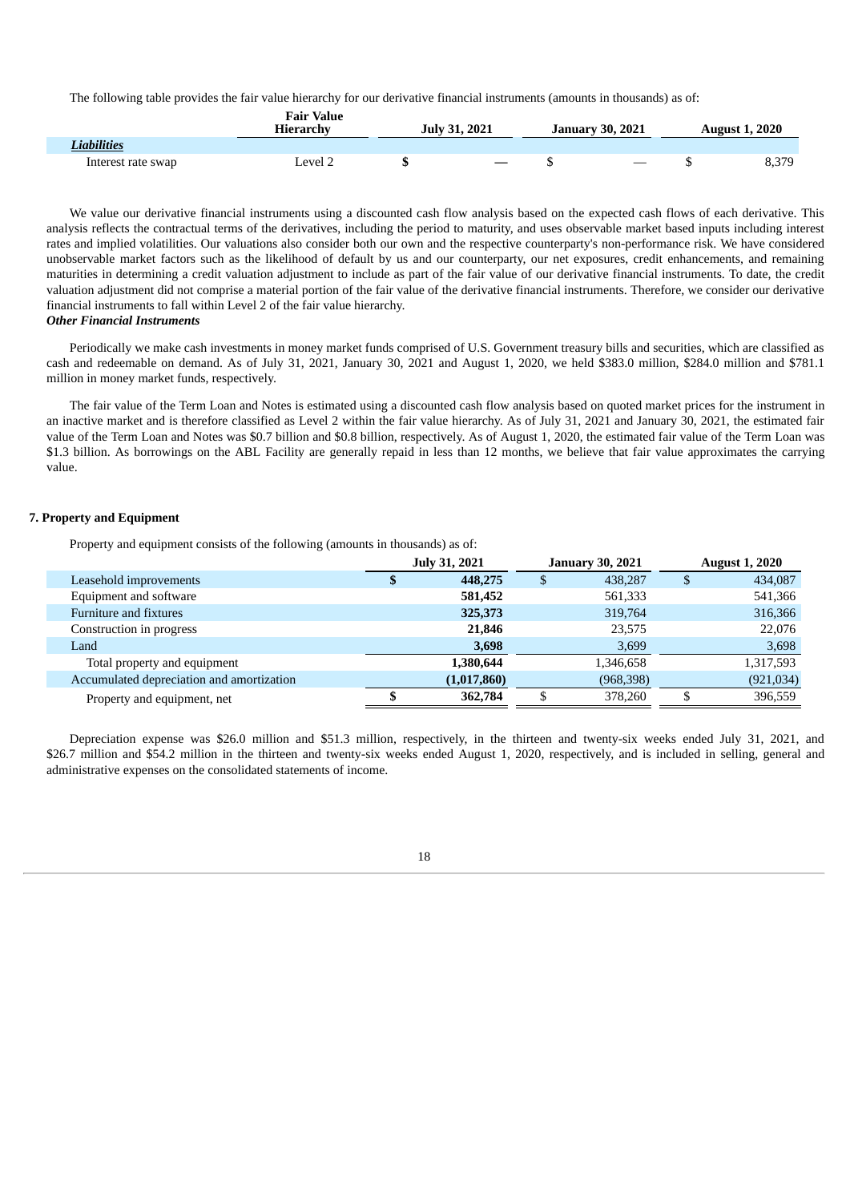The following table provides the fair value hierarchy for our derivative financial instruments (amounts in thousands) as of:

| | Fair Value Hierarchy | July 31, 2021 | January 30, 2021 | August 1, 2020 |
|---|---|---|---|---|
| ***Liabilities*** | | | | |
| Interest rate swap | Level 2 | $ — | $ — | $ 8,379 |

We value our derivative financial instruments using a discounted cash flow analysis based on the expected cash flows of each derivative. This analysis reflects the contractual terms of the derivatives, including the period to maturity, and uses observable market based inputs including interest rates and implied volatilities. Our valuations also consider both our own and the respective counterparty's non-performance risk. We have considered unobservable market factors such as the likelihood of default by us and our counterparty, our net exposures, credit enhancements, and remaining maturities in determining a credit valuation adjustment to include as part of the fair value of our derivative financial instruments. To date, the credit valuation adjustment did not comprise a material portion of the fair value of the derivative financial instruments. Therefore, we consider our derivative financial instruments to fall within Level 2 of the fair value hierarchy.

***Other Financial Instruments***

Periodically we make cash investments in money market funds comprised of U.S. Government treasury bills and securities, which are classified as cash and redeemable on demand. As of July 31, 2021, January 30, 2021 and August 1, 2020, we held $383.0 million, $284.0 million and $781.1 million in money market funds, respectively.

The fair value of the Term Loan and Notes is estimated using a discounted cash flow analysis based on quoted market prices for the instrument in an inactive market and is therefore classified as Level 2 within the fair value hierarchy. As of July 31, 2021 and January 30, 2021, the estimated fair value of the Term Loan and Notes was $0.7 billion and $0.8 billion, respectively. As of August 1, 2020, the estimated fair value of the Term Loan was $1.3 billion. As borrowings on the ABL Facility are generally repaid in less than 12 months, we believe that fair value approximates the carrying value.

## 7. Property and Equipment

Property and equipment consists of the following (amounts in thousands) as of:

| | July 31, 2021 | January 30, 2021 | August 1, 2020 |
|---|---|---|---|
| Leasehold improvements | **$ 448,275** | $ 438,287 | $ 434,087 |
| Equipment and software | **581,452** | 561,333 | 541,366 |
| Furniture and fixtures | **325,373** | 319,764 | 316,366 |
| Construction in progress | **21,846** | 23,575 | 22,076 |
| Land | **3,698** | 3,699 | 3,698 |
| Total property and equipment | **1,380,644** | 1,346,658 | 1,317,593 |
| Accumulated depreciation and amortization | **(1,017,860)** | (968,398) | (921,034) |
| Property and equipment, net | **$ 362,784** | $ 378,260 | $ 396,559 |

Depreciation expense was $26.0 million and $51.3 million, respectively, in the thirteen and twenty-six weeks ended July 31, 2021, and $26.7 million and $54.2 million in the thirteen and twenty-six weeks ended August 1, 2020, respectively, and is included in selling, general and administrative expenses on the consolidated statements of income.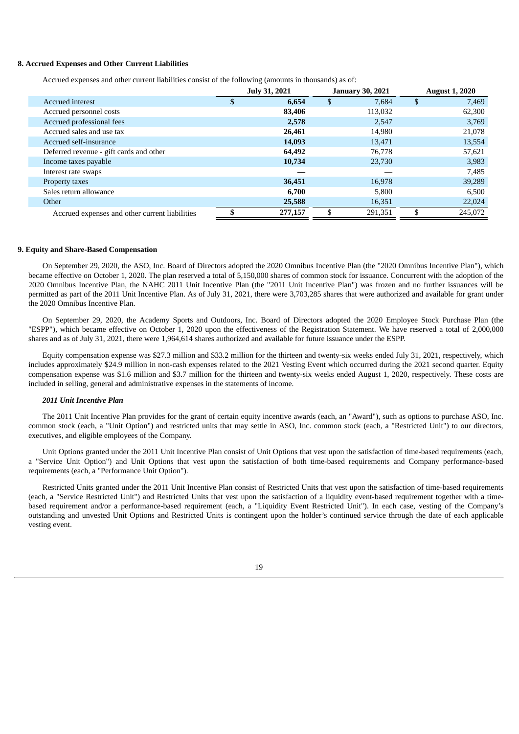**8. Accrued Expenses and Other Current Liabilities**

Accrued expenses and other current liabilities consist of the following (amounts in thousands) as of:

| | July 31, 2021 | January 30, 2021 | August 1, 2020 |
|---|---|---|---|
| Accrued interest | **$ 6,654** | $ 7,684 | $ 7,469 |
| Accrued personnel costs | **83,406** | 113,032 | 62,300 |
| Accrued professional fees | **2,578** | 2,547 | 3,769 |
| Accrued sales and use tax | **26,461** | 14,980 | 21,078 |
| Accrued self-insurance | **14,093** | 13,471 | 13,554 |
| Deferred revenue - gift cards and other | **64,492** | 76,778 | 57,621 |
| Income taxes payable | **10,734** | 23,730 | 3,983 |
| Interest rate swaps | **—** | — | 7,485 |
| Property taxes | **36,451** | 16,978 | 39,289 |
| Sales return allowance | **6,700** | 5,800 | 6,500 |
| Other | **25,588** | 16,351 | 22,024 |
| Accrued expenses and other current liabilities | **$ 277,157** | $ 291,351 | $ 245,072 |

**9. Equity and Share-Based Compensation**

On September 29, 2020, the ASO, Inc. Board of Directors adopted the 2020 Omnibus Incentive Plan (the "2020 Omnibus Incentive Plan"), which became effective on October 1, 2020. The plan reserved a total of 5,150,000 shares of common stock for issuance. Concurrent with the adoption of the 2020 Omnibus Incentive Plan, the NAHC 2011 Unit Incentive Plan (the "2011 Unit Incentive Plan") was frozen and no further issuances will be permitted as part of the 2011 Unit Incentive Plan. As of July 31, 2021, there were 3,703,285 shares that were authorized and available for grant under the 2020 Omnibus Incentive Plan.

On September 29, 2020, the Academy Sports and Outdoors, Inc. Board of Directors adopted the 2020 Employee Stock Purchase Plan (the "ESPP"), which became effective on October 1, 2020 upon the effectiveness of the Registration Statement. We have reserved a total of 2,000,000 shares and as of July 31, 2021, there were 1,964,614 shares authorized and available for future issuance under the ESPP.

Equity compensation expense was $27.3 million and $33.2 million for the thirteen and twenty-six weeks ended July 31, 2021, respectively, which includes approximately $24.9 million in non-cash expenses related to the 2021 Vesting Event which occurred during the 2021 second quarter. Equity compensation expense was $1.6 million and $3.7 million for the thirteen and twenty-six weeks ended August 1, 2020, respectively. These costs are included in selling, general and administrative expenses in the statements of income.

***2011 Unit Incentive Plan***

The 2011 Unit Incentive Plan provides for the grant of certain equity incentive awards (each, an "Award"), such as options to purchase ASO, Inc. common stock (each, a "Unit Option") and restricted units that may settle in ASO, Inc. common stock (each, a "Restricted Unit") to our directors, executives, and eligible employees of the Company.

Unit Options granted under the 2011 Unit Incentive Plan consist of Unit Options that vest upon the satisfaction of time-based requirements (each, a "Service Unit Option") and Unit Options that vest upon the satisfaction of both time-based requirements and Company performance-based requirements (each, a "Performance Unit Option").

Restricted Units granted under the 2011 Unit Incentive Plan consist of Restricted Units that vest upon the satisfaction of time-based requirements (each, a "Service Restricted Unit") and Restricted Units that vest upon the satisfaction of a liquidity event-based requirement together with a time-based requirement and/or a performance-based requirement (each, a "Liquidity Event Restricted Unit"). In each case, vesting of the Company's outstanding and unvested Unit Options and Restricted Units is contingent upon the holder's continued service through the date of each applicable vesting event.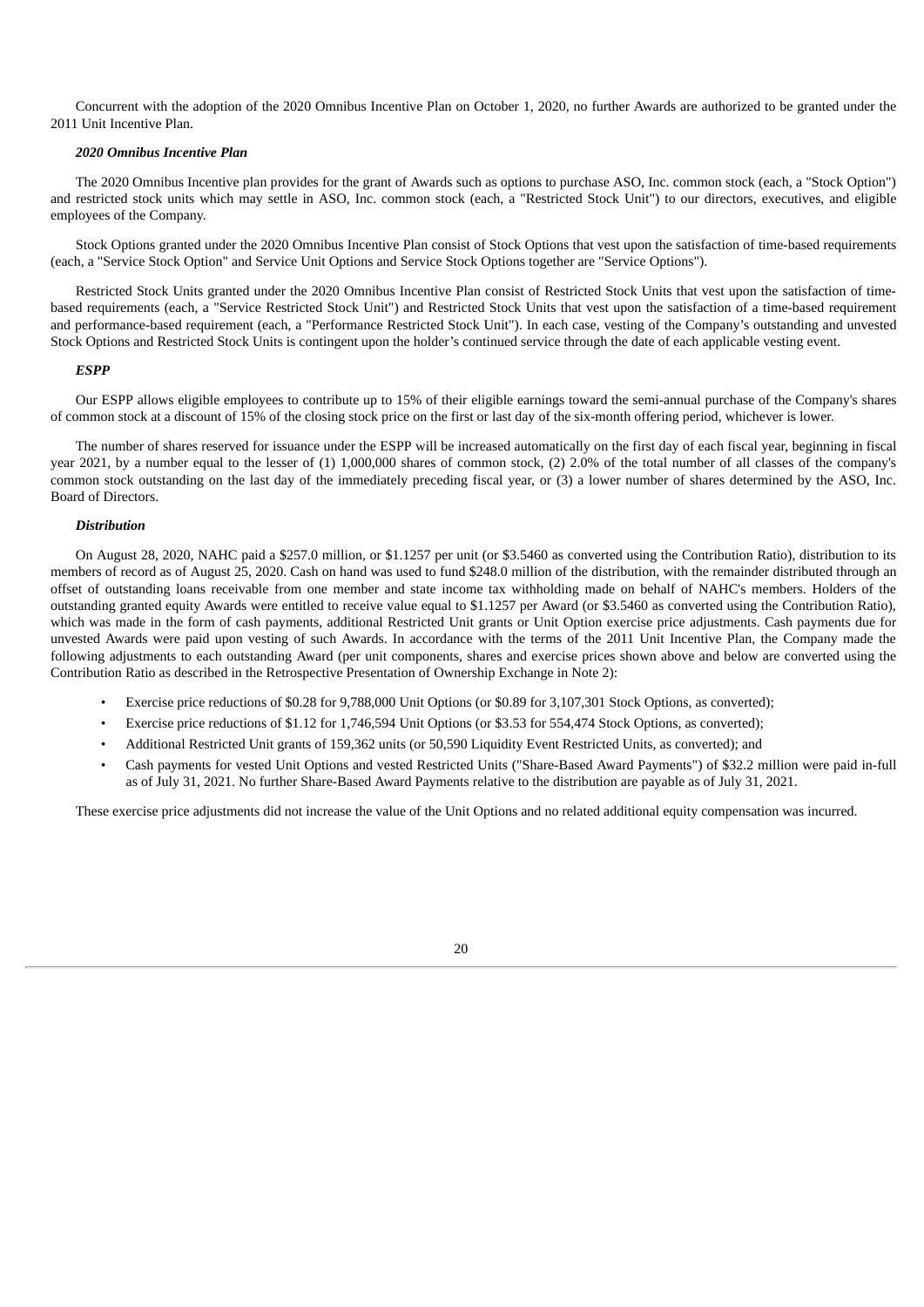Concurrent with the adoption of the 2020 Omnibus Incentive Plan on October 1, 2020, no further Awards are authorized to be granted under the 2011 Unit Incentive Plan.

***2020 Omnibus Incentive Plan***

The 2020 Omnibus Incentive plan provides for the grant of Awards such as options to purchase ASO, Inc. common stock (each, a "Stock Option") and restricted stock units which may settle in ASO, Inc. common stock (each, a "Restricted Stock Unit") to our directors, executives, and eligible employees of the Company.

Stock Options granted under the 2020 Omnibus Incentive Plan consist of Stock Options that vest upon the satisfaction of time-based requirements (each, a "Service Stock Option" and Service Unit Options and Service Stock Options together are "Service Options").

Restricted Stock Units granted under the 2020 Omnibus Incentive Plan consist of Restricted Stock Units that vest upon the satisfaction of time-based requirements (each, a "Service Restricted Stock Unit") and Restricted Stock Units that vest upon the satisfaction of a time-based requirement and performance-based requirement (each, a "Performance Restricted Stock Unit"). In each case, vesting of the Company's outstanding and unvested Stock Options and Restricted Stock Units is contingent upon the holder's continued service through the date of each applicable vesting event.

***ESPP***

Our ESPP allows eligible employees to contribute up to 15% of their eligible earnings toward the semi-annual purchase of the Company's shares of common stock at a discount of 15% of the closing stock price on the first or last day of the six-month offering period, whichever is lower.

The number of shares reserved for issuance under the ESPP will be increased automatically on the first day of each fiscal year, beginning in fiscal year 2021, by a number equal to the lesser of (1) 1,000,000 shares of common stock, (2) 2.0% of the total number of all classes of the company's common stock outstanding on the last day of the immediately preceding fiscal year, or (3) a lower number of shares determined by the ASO, Inc. Board of Directors.

***Distribution***

On August 28, 2020, NAHC paid a $257.0 million, or $1.1257 per unit (or $3.5460 as converted using the Contribution Ratio), distribution to its members of record as of August 25, 2020. Cash on hand was used to fund $248.0 million of the distribution, with the remainder distributed through an offset of outstanding loans receivable from one member and state income tax withholding made on behalf of NAHC's members. Holders of the outstanding granted equity Awards were entitled to receive value equal to $1.1257 per Award (or $3.5460 as converted using the Contribution Ratio), which was made in the form of cash payments, additional Restricted Unit grants or Unit Option exercise price adjustments. Cash payments due for unvested Awards were paid upon vesting of such Awards. In accordance with the terms of the 2011 Unit Incentive Plan, the Company made the following adjustments to each outstanding Award (per unit components, shares and exercise prices shown above and below are converted using the Contribution Ratio as described in the Retrospective Presentation of Ownership Exchange in Note 2):

- Exercise price reductions of $0.28 for 9,788,000 Unit Options (or $0.89 for 3,107,301 Stock Options, as converted);
- Exercise price reductions of $1.12 for 1,746,594 Unit Options (or $3.53 for 554,474 Stock Options, as converted);
- Additional Restricted Unit grants of 159,362 units (or 50,590 Liquidity Event Restricted Units, as converted); and
- Cash payments for vested Unit Options and vested Restricted Units ("Share-Based Award Payments") of $32.2 million were paid in-full as of July 31, 2021. No further Share-Based Award Payments relative to the distribution are payable as of July 31, 2021.

These exercise price adjustments did not increase the value of the Unit Options and no related additional equity compensation was incurred.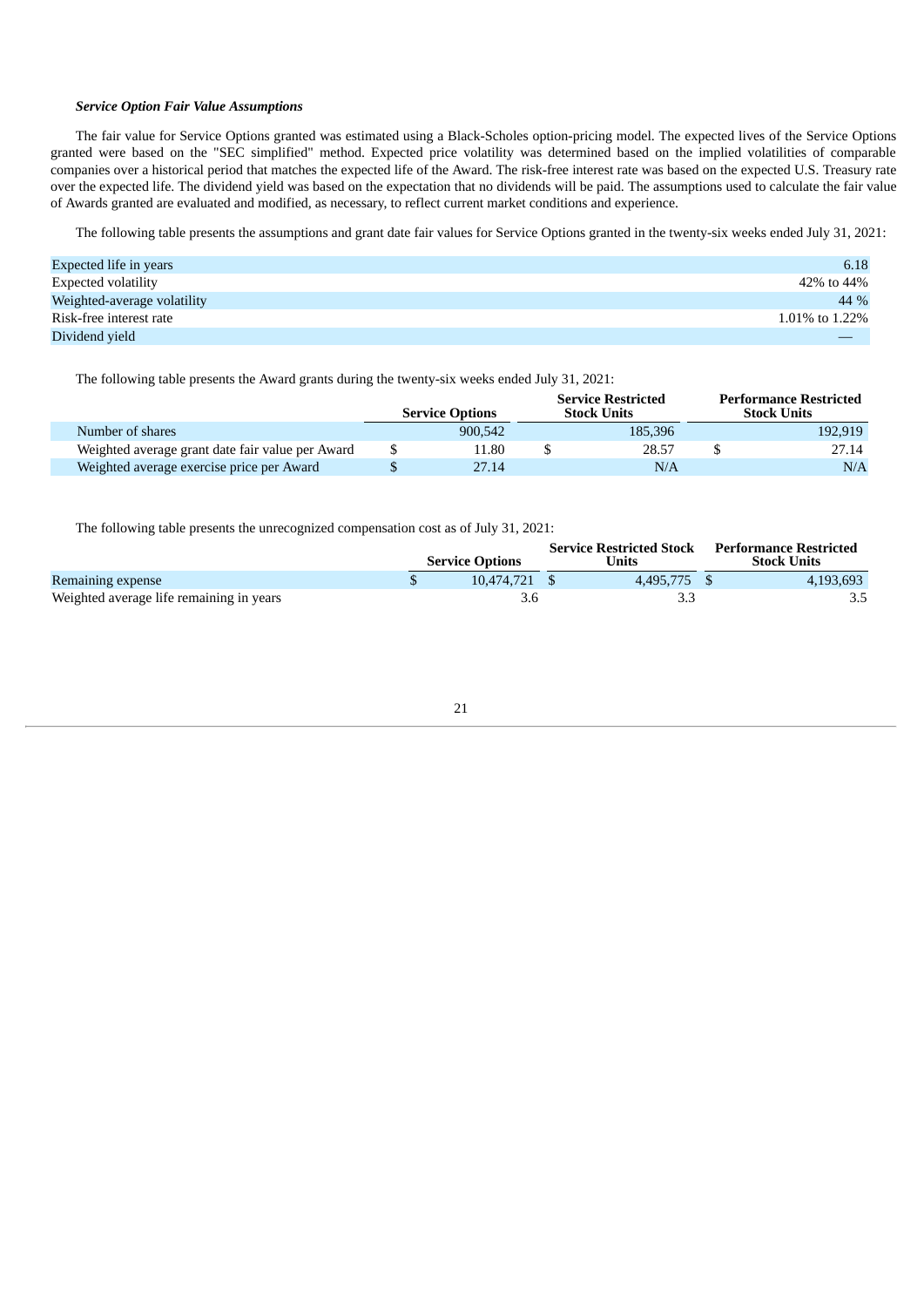***Service Option Fair Value Assumptions***

The fair value for Service Options granted was estimated using a Black-Scholes option-pricing model. The expected lives of the Service Options granted were based on the "SEC simplified" method. Expected price volatility was determined based on the implied volatilities of comparable companies over a historical period that matches the expected life of the Award. The risk-free interest rate was based on the expected U.S. Treasury rate over the expected life. The dividend yield was based on the expectation that no dividends will be paid. The assumptions used to calculate the fair value of Awards granted are evaluated and modified, as necessary, to reflect current market conditions and experience.

The following table presents the assumptions and grant date fair values for Service Options granted in the twenty-six weeks ended July 31, 2021:

| | |
|---|---|
| Expected life in years | 6.18 |
| Expected volatility | 42% to 44% |
| Weighted-average volatility | 44 % |
| Risk-free interest rate | 1.01% to 1.22% |
| Dividend yield | — |

The following table presents the Award grants during the twenty-six weeks ended July 31, 2021:

| | Service Options | Service Restricted Stock Units | Performance Restricted Stock Units |
|---|---|---|---|
| Number of shares | 900,542 | 185,396 | 192,919 |
| Weighted average grant date fair value per Award | $ 11.80 | $ 28.57 | $ 27.14 |
| Weighted average exercise price per Award | $ 27.14 | N/A | N/A |

The following table presents the unrecognized compensation cost as of July 31, 2021:

| | Service Options | Service Restricted Stock Units | Performance Restricted Stock Units |
|---|---|---|---|
| Remaining expense | $ 10,474,721 | $ 4,495,775 | $ 4,193,693 |
| Weighted average life remaining in years | 3.6 | 3.3 | 3.5 |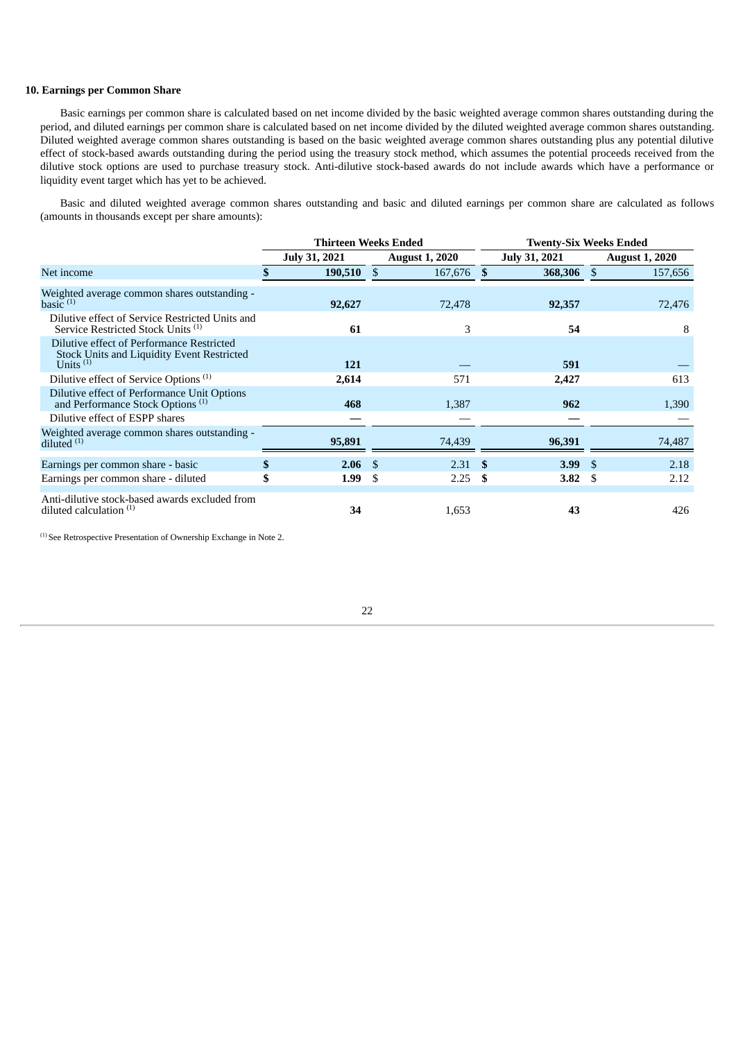### 10. Earnings per Common Share

Basic earnings per common share is calculated based on net income divided by the basic weighted average common shares outstanding during the period, and diluted earnings per common share is calculated based on net income divided by the diluted weighted average common shares outstanding. Diluted weighted average common shares outstanding is based on the basic weighted average common shares outstanding plus any potential dilutive effect of stock-based awards outstanding during the period using the treasury stock method, which assumes the potential proceeds received from the dilutive stock options are used to purchase treasury stock. Anti-dilutive stock-based awards do not include awards which have a performance or liquidity event target which has yet to be achieved.

Basic and diluted weighted average common shares outstanding and basic and diluted earnings per common share are calculated as follows (amounts in thousands except per share amounts):

| | Thirteen Weeks Ended | | Twenty-Six Weeks Ended | |
|---|---|---|---|---|
| | **July 31, 2021** | **August 1, 2020** | **July 31, 2021** | **August 1, 2020** |
| Net income | **$ 190,510** | $ 167,676 | **$ 368,306** | $ 157,656 |
| Weighted average common shares outstanding - basic [1] | **92,627** | 72,478 | **92,357** | 72,476 |
| Dilutive effect of Service Restricted Units and Service Restricted Stock Units [1] | **61** | 3 | **54** | 8 |
| Dilutive effect of Performance Restricted Stock Units and Liquidity Event Restricted Units [1] | **121** | — | **591** | — |
| Dilutive effect of Service Options [1] | **2,614** | 571 | **2,427** | 613 |
| Dilutive effect of Performance Unit Options and Performance Stock Options [1] | **468** | 1,387 | **962** | 1,390 |
| Dilutive effect of ESPP shares | **—** | — | **—** | — |
| Weighted average common shares outstanding - diluted [1] | **95,891** | 74,439 | **96,391** | 74,487 |
| Earnings per common share - basic | **$ 2.06** | $ 2.31 | **$ 3.99** | $ 2.18 |
| Earnings per common share - diluted | **$ 1.99** | $ 2.25 | **$ 3.82** | $ 2.12 |
| Anti-dilutive stock-based awards excluded from diluted calculation [1] | **34** | 1,653 | **43** | 426 |

[1] See Retrospective Presentation of Ownership Exchange in Note 2.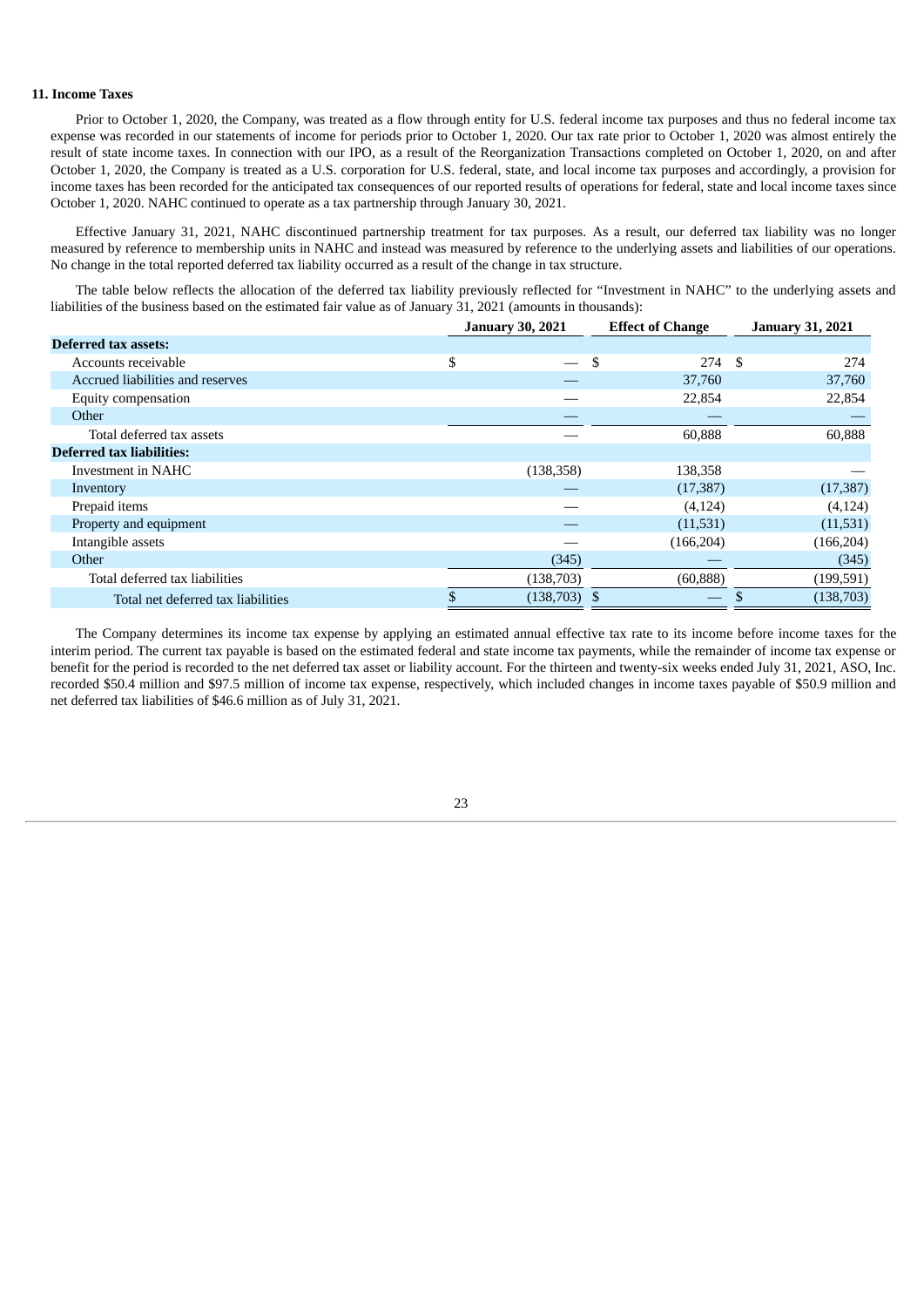### 11. Income Taxes

Prior to October 1, 2020, the Company, was treated as a flow through entity for U.S. federal income tax purposes and thus no federal income tax expense was recorded in our statements of income for periods prior to October 1, 2020. Our tax rate prior to October 1, 2020 was almost entirely the result of state income taxes. In connection with our IPO, as a result of the Reorganization Transactions completed on October 1, 2020, on and after October 1, 2020, the Company is treated as a U.S. corporation for U.S. federal, state, and local income tax purposes and accordingly, a provision for income taxes has been recorded for the anticipated tax consequences of our reported results of operations for federal, state and local income taxes since October 1, 2020. NAHC continued to operate as a tax partnership through January 30, 2021.

Effective January 31, 2021, NAHC discontinued partnership treatment for tax purposes. As a result, our deferred tax liability was no longer measured by reference to membership units in NAHC and instead was measured by reference to the underlying assets and liabilities of our operations. No change in the total reported deferred tax liability occurred as a result of the change in tax structure.

The table below reflects the allocation of the deferred tax liability previously reflected for "Investment in NAHC" to the underlying assets and liabilities of the business based on the estimated fair value as of January 31, 2021 (amounts in thousands):

| | January 30, 2021 | Effect of Change | January 31, 2021 |
|---|---|---|---|
| **Deferred tax assets:** | | | |
| Accounts receivable | $ — | $ 274 | $ 274 |
| Accrued liabilities and reserves | — | 37,760 | 37,760 |
| Equity compensation | — | 22,854 | 22,854 |
| Other | — | — | — |
| Total deferred tax assets | — | 60,888 | 60,888 |
| **Deferred tax liabilities:** | | | |
| Investment in NAHC | (138,358) | 138,358 | — |
| Inventory | — | (17,387) | (17,387) |
| Prepaid items | — | (4,124) | (4,124) |
| Property and equipment | — | (11,531) | (11,531) |
| Intangible assets | — | (166,204) | (166,204) |
| Other | (345) | — | (345) |
| Total deferred tax liabilities | (138,703) | (60,888) | (199,591) |
| Total net deferred tax liabilities | $ (138,703) | $ — | $ (138,703) |

The Company determines its income tax expense by applying an estimated annual effective tax rate to its income before income taxes for the interim period. The current tax payable is based on the estimated federal and state income tax payments, while the remainder of income tax expense or benefit for the period is recorded to the net deferred tax asset or liability account. For the thirteen and twenty-six weeks ended July 31, 2021, ASO, Inc. recorded $50.4 million and $97.5 million of income tax expense, respectively, which included changes in income taxes payable of $50.9 million and net deferred tax liabilities of $46.6 million as of July 31, 2021.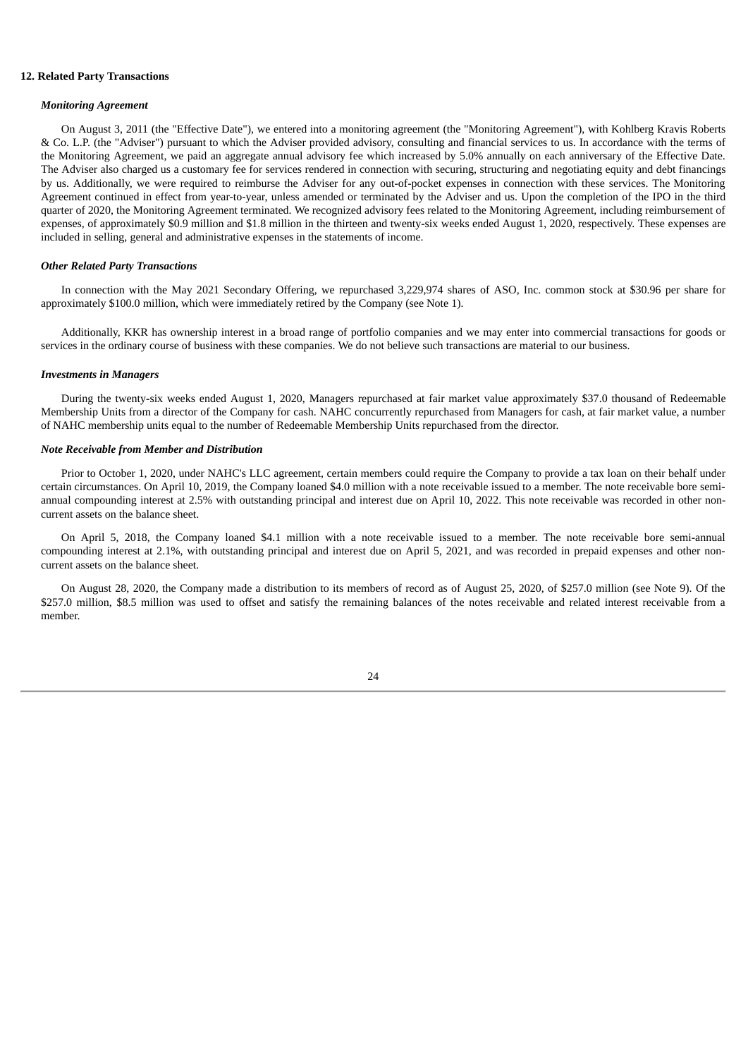### 12. Related Party Transactions

***Monitoring Agreement***

On August 3, 2011 (the "Effective Date"), we entered into a monitoring agreement (the "Monitoring Agreement"), with Kohlberg Kravis Roberts & Co. L.P. (the "Adviser") pursuant to which the Adviser provided advisory, consulting and financial services to us. In accordance with the terms of the Monitoring Agreement, we paid an aggregate annual advisory fee which increased by 5.0% annually on each anniversary of the Effective Date. The Adviser also charged us a customary fee for services rendered in connection with securing, structuring and negotiating equity and debt financings by us. Additionally, we were required to reimburse the Adviser for any out-of-pocket expenses in connection with these services. The Monitoring Agreement continued in effect from year-to-year, unless amended or terminated by the Adviser and us. Upon the completion of the IPO in the third quarter of 2020, the Monitoring Agreement terminated. We recognized advisory fees related to the Monitoring Agreement, including reimbursement of expenses, of approximately $0.9 million and $1.8 million in the thirteen and twenty-six weeks ended August 1, 2020, respectively. These expenses are included in selling, general and administrative expenses in the statements of income.

***Other Related Party Transactions***

In connection with the May 2021 Secondary Offering, we repurchased 3,229,974 shares of ASO, Inc. common stock at $30.96 per share for approximately $100.0 million, which were immediately retired by the Company (see Note 1).

Additionally, KKR has ownership interest in a broad range of portfolio companies and we may enter into commercial transactions for goods or services in the ordinary course of business with these companies. We do not believe such transactions are material to our business.

***Investments in Managers***

During the twenty-six weeks ended August 1, 2020, Managers repurchased at fair market value approximately $37.0 thousand of Redeemable Membership Units from a director of the Company for cash. NAHC concurrently repurchased from Managers for cash, at fair market value, a number of NAHC membership units equal to the number of Redeemable Membership Units repurchased from the director.

***Note Receivable from Member and Distribution***

Prior to October 1, 2020, under NAHC's LLC agreement, certain members could require the Company to provide a tax loan on their behalf under certain circumstances. On April 10, 2019, the Company loaned $4.0 million with a note receivable issued to a member. The note receivable bore semi-annual compounding interest at 2.5% with outstanding principal and interest due on April 10, 2022. This note receivable was recorded in other non-current assets on the balance sheet.

On April 5, 2018, the Company loaned $4.1 million with a note receivable issued to a member. The note receivable bore semi-annual compounding interest at 2.1%, with outstanding principal and interest due on April 5, 2021, and was recorded in prepaid expenses and other non-current assets on the balance sheet.

On August 28, 2020, the Company made a distribution to its members of record as of August 25, 2020, of $257.0 million (see Note 9). Of the $257.0 million, $8.5 million was used to offset and satisfy the remaining balances of the notes receivable and related interest receivable from a member.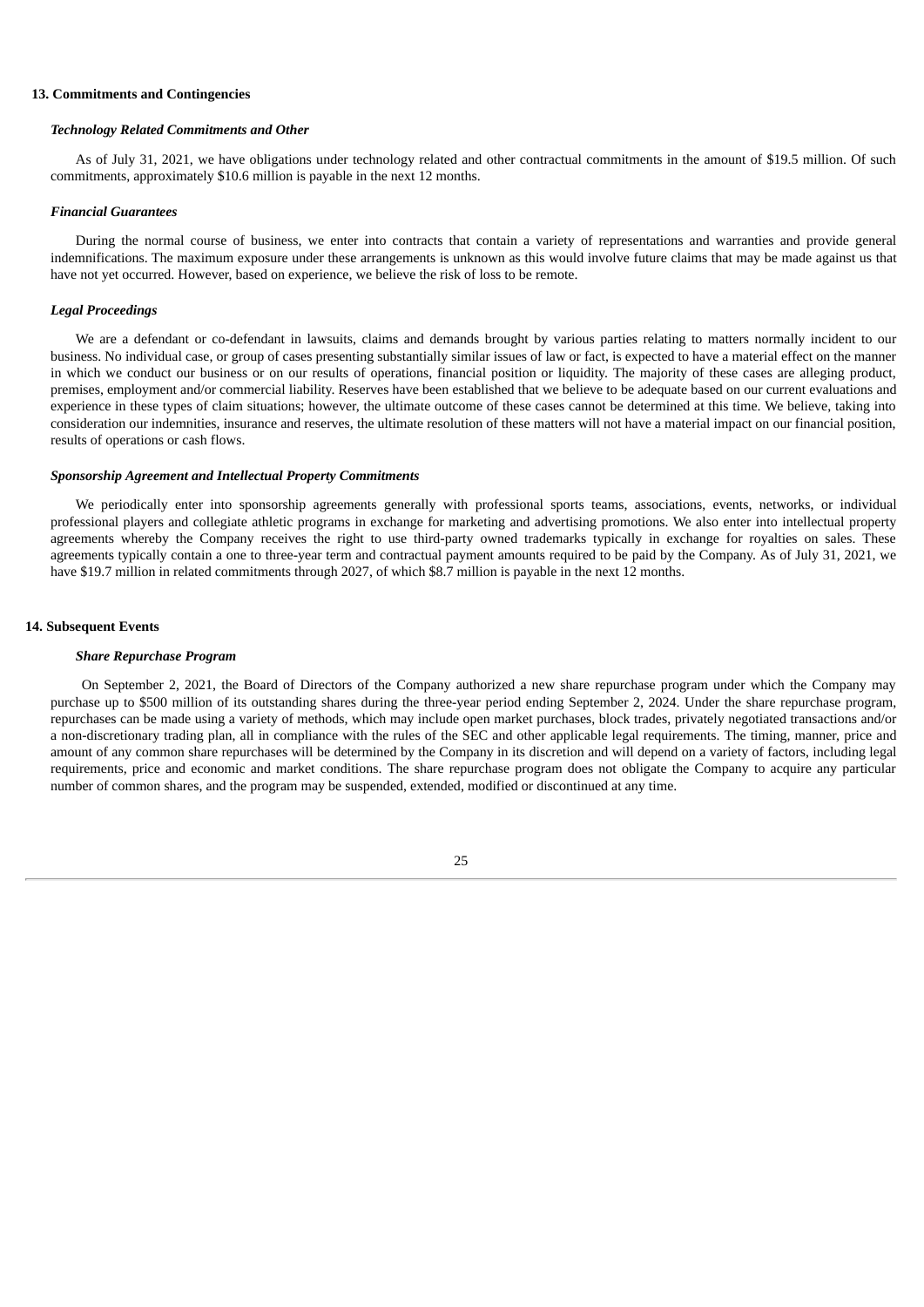## 13. Commitments and Contingencies

### *Technology Related Commitments and Other*

As of July 31, 2021, we have obligations under technology related and other contractual commitments in the amount of $19.5 million. Of such commitments, approximately $10.6 million is payable in the next 12 months.

### *Financial Guarantees*

During the normal course of business, we enter into contracts that contain a variety of representations and warranties and provide general indemnifications. The maximum exposure under these arrangements is unknown as this would involve future claims that may be made against us that have not yet occurred. However, based on experience, we believe the risk of loss to be remote.

### *Legal Proceedings*

We are a defendant or co-defendant in lawsuits, claims and demands brought by various parties relating to matters normally incident to our business. No individual case, or group of cases presenting substantially similar issues of law or fact, is expected to have a material effect on the manner in which we conduct our business or on our results of operations, financial position or liquidity. The majority of these cases are alleging product, premises, employment and/or commercial liability. Reserves have been established that we believe to be adequate based on our current evaluations and experience in these types of claim situations; however, the ultimate outcome of these cases cannot be determined at this time. We believe, taking into consideration our indemnities, insurance and reserves, the ultimate resolution of these matters will not have a material impact on our financial position, results of operations or cash flows.

### *Sponsorship Agreement and Intellectual Property Commitments*

We periodically enter into sponsorship agreements generally with professional sports teams, associations, events, networks, or individual professional players and collegiate athletic programs in exchange for marketing and advertising promotions. We also enter into intellectual property agreements whereby the Company receives the right to use third-party owned trademarks typically in exchange for royalties on sales. These agreements typically contain a one to three-year term and contractual payment amounts required to be paid by the Company. As of July 31, 2021, we have $19.7 million in related commitments through 2027, of which $8.7 million is payable in the next 12 months.

## 14. Subsequent Events

### *Share Repurchase Program*

On September 2, 2021, the Board of Directors of the Company authorized a new share repurchase program under which the Company may purchase up to $500 million of its outstanding shares during the three-year period ending September 2, 2024. Under the share repurchase program, repurchases can be made using a variety of methods, which may include open market purchases, block trades, privately negotiated transactions and/or a non-discretionary trading plan, all in compliance with the rules of the SEC and other applicable legal requirements. The timing, manner, price and amount of any common share repurchases will be determined by the Company in its discretion and will depend on a variety of factors, including legal requirements, price and economic and market conditions. The share repurchase program does not obligate the Company to acquire any particular number of common shares, and the program may be suspended, extended, modified or discontinued at any time.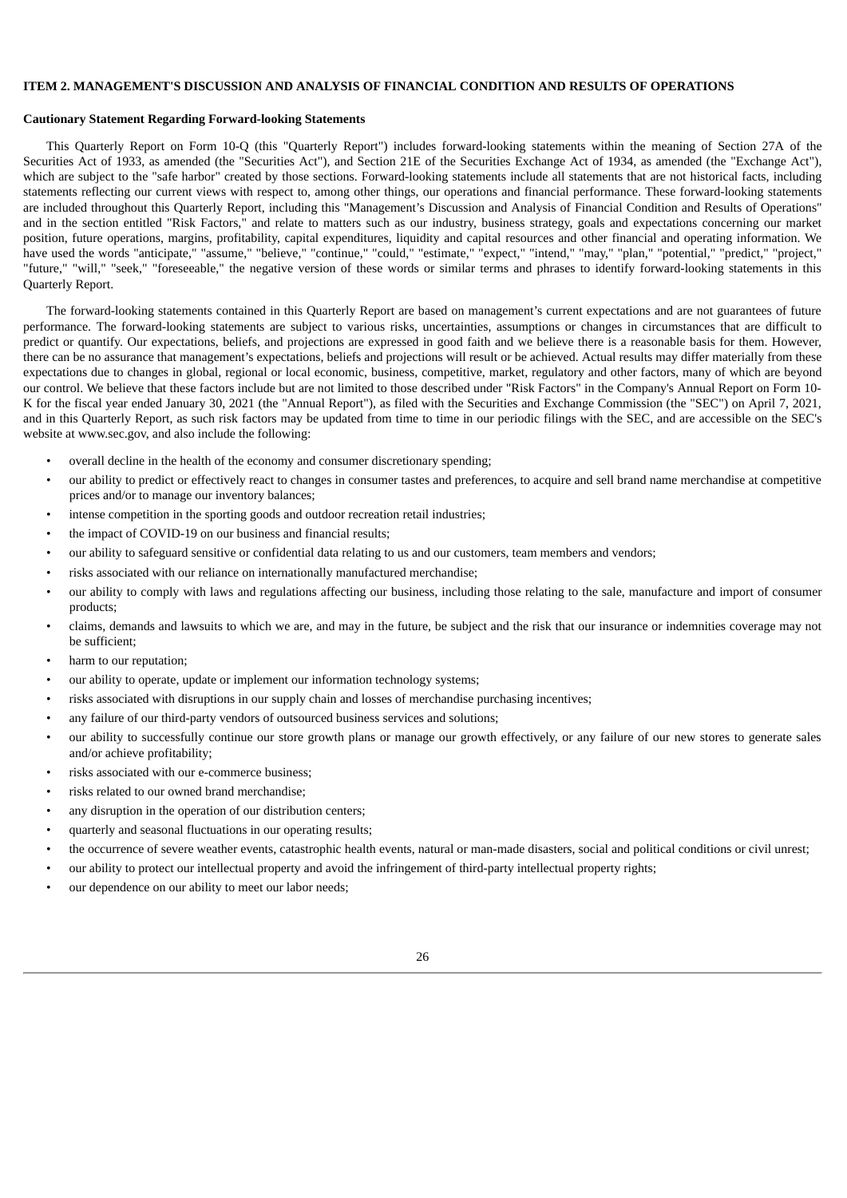## ITEM 2. MANAGEMENT'S DISCUSSION AND ANALYSIS OF FINANCIAL CONDITION AND RESULTS OF OPERATIONS

**Cautionary Statement Regarding Forward-looking Statements**

This Quarterly Report on Form 10-Q (this "Quarterly Report") includes forward-looking statements within the meaning of Section 27A of the Securities Act of 1933, as amended (the "Securities Act"), and Section 21E of the Securities Exchange Act of 1934, as amended (the "Exchange Act"), which are subject to the "safe harbor" created by those sections. Forward-looking statements include all statements that are not historical facts, including statements reflecting our current views with respect to, among other things, our operations and financial performance. These forward-looking statements are included throughout this Quarterly Report, including this "Management's Discussion and Analysis of Financial Condition and Results of Operations" and in the section entitled "Risk Factors," and relate to matters such as our industry, business strategy, goals and expectations concerning our market position, future operations, margins, profitability, capital expenditures, liquidity and capital resources and other financial and operating information. We have used the words "anticipate," "assume," "believe," "continue," "could," "estimate," "expect," "intend," "may," "plan," "potential," "predict," "project," "future," "will," "seek," "foreseeable," the negative version of these words or similar terms and phrases to identify forward-looking statements in this Quarterly Report.

The forward-looking statements contained in this Quarterly Report are based on management's current expectations and are not guarantees of future performance. The forward-looking statements are subject to various risks, uncertainties, assumptions or changes in circumstances that are difficult to predict or quantify. Our expectations, beliefs, and projections are expressed in good faith and we believe there is a reasonable basis for them. However, there can be no assurance that management's expectations, beliefs and projections will result or be achieved. Actual results may differ materially from these expectations due to changes in global, regional or local economic, business, competitive, market, regulatory and other factors, many of which are beyond our control. We believe that these factors include but are not limited to those described under "Risk Factors" in the Company's Annual Report on Form 10-K for the fiscal year ended January 30, 2021 (the "Annual Report"), as filed with the Securities and Exchange Commission (the "SEC") on April 7, 2021, and in this Quarterly Report, as such risk factors may be updated from time to time in our periodic filings with the SEC, and are accessible on the SEC's website at www.sec.gov, and also include the following:

- overall decline in the health of the economy and consumer discretionary spending;
- our ability to predict or effectively react to changes in consumer tastes and preferences, to acquire and sell brand name merchandise at competitive prices and/or to manage our inventory balances;
- intense competition in the sporting goods and outdoor recreation retail industries;
- the impact of COVID-19 on our business and financial results;
- our ability to safeguard sensitive or confidential data relating to us and our customers, team members and vendors;
- risks associated with our reliance on internationally manufactured merchandise;
- our ability to comply with laws and regulations affecting our business, including those relating to the sale, manufacture and import of consumer products;
- claims, demands and lawsuits to which we are, and may in the future, be subject and the risk that our insurance or indemnities coverage may not be sufficient;
- harm to our reputation;
- our ability to operate, update or implement our information technology systems;
- risks associated with disruptions in our supply chain and losses of merchandise purchasing incentives;
- any failure of our third-party vendors of outsourced business services and solutions;
- our ability to successfully continue our store growth plans or manage our growth effectively, or any failure of our new stores to generate sales and/or achieve profitability;
- risks associated with our e-commerce business;
- risks related to our owned brand merchandise;
- any disruption in the operation of our distribution centers;
- quarterly and seasonal fluctuations in our operating results;
- the occurrence of severe weather events, catastrophic health events, natural or man-made disasters, social and political conditions or civil unrest;
- our ability to protect our intellectual property and avoid the infringement of third-party intellectual property rights;
- our dependence on our ability to meet our labor needs;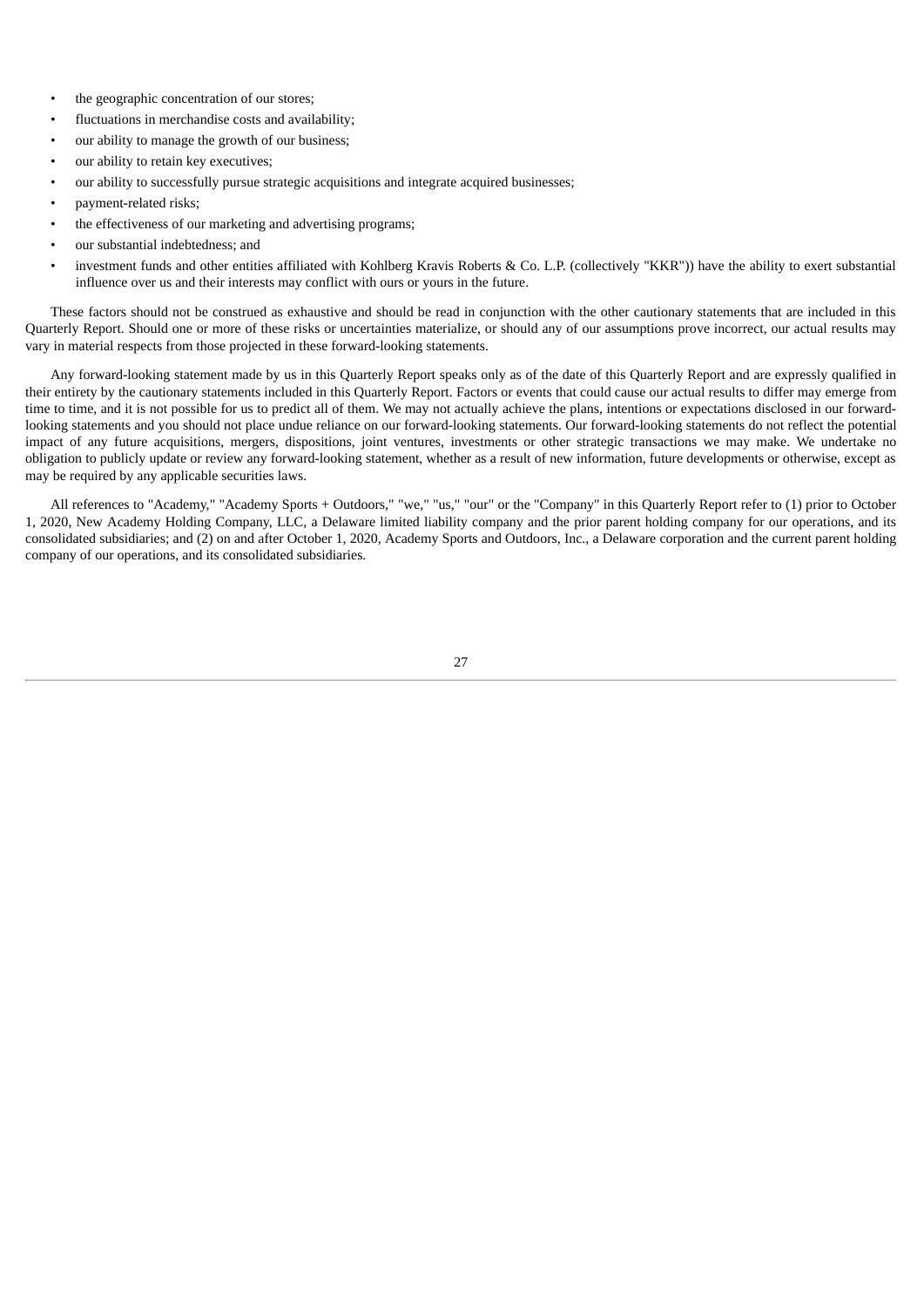- the geographic concentration of our stores;
- fluctuations in merchandise costs and availability;
- our ability to manage the growth of our business;
- our ability to retain key executives;
- our ability to successfully pursue strategic acquisitions and integrate acquired businesses;
- payment-related risks;
- the effectiveness of our marketing and advertising programs;
- our substantial indebtedness; and
- investment funds and other entities affiliated with Kohlberg Kravis Roberts & Co. L.P. (collectively "KKR")) have the ability to exert substantial influence over us and their interests may conflict with ours or yours in the future.

These factors should not be construed as exhaustive and should be read in conjunction with the other cautionary statements that are included in this Quarterly Report. Should one or more of these risks or uncertainties materialize, or should any of our assumptions prove incorrect, our actual results may vary in material respects from those projected in these forward-looking statements.

Any forward-looking statement made by us in this Quarterly Report speaks only as of the date of this Quarterly Report and are expressly qualified in their entirety by the cautionary statements included in this Quarterly Report. Factors or events that could cause our actual results to differ may emerge from time to time, and it is not possible for us to predict all of them. We may not actually achieve the plans, intentions or expectations disclosed in our forward-looking statements and you should not place undue reliance on our forward-looking statements. Our forward-looking statements do not reflect the potential impact of any future acquisitions, mergers, dispositions, joint ventures, investments or other strategic transactions we may make. We undertake no obligation to publicly update or review any forward-looking statement, whether as a result of new information, future developments or otherwise, except as may be required by any applicable securities laws.

All references to "Academy," "Academy Sports + Outdoors," "we," "us," "our" or the "Company" in this Quarterly Report refer to (1) prior to October 1, 2020, New Academy Holding Company, LLC, a Delaware limited liability company and the prior parent holding company for our operations, and its consolidated subsidiaries; and (2) on and after October 1, 2020, Academy Sports and Outdoors, Inc., a Delaware corporation and the current parent holding company of our operations, and its consolidated subsidiaries.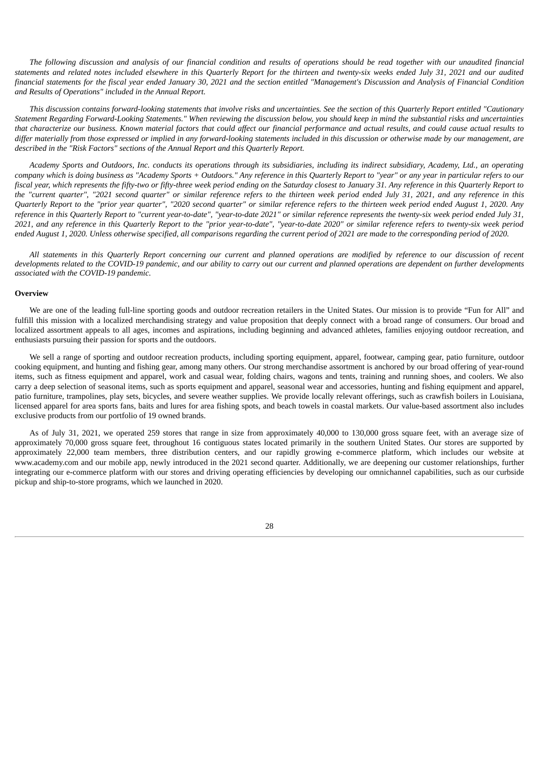*The following discussion and analysis of our financial condition and results of operations should be read together with our unaudited financial statements and related notes included elsewhere in this Quarterly Report for the thirteen and twenty-six weeks ended July 31, 2021 and our audited financial statements for the fiscal year ended January 30, 2021 and the section entitled "Management's Discussion and Analysis of Financial Condition and Results of Operations" included in the Annual Report.*

*This discussion contains forward-looking statements that involve risks and uncertainties. See the section of this Quarterly Report entitled "Cautionary Statement Regarding Forward-Looking Statements." When reviewing the discussion below, you should keep in mind the substantial risks and uncertainties that characterize our business. Known material factors that could affect our financial performance and actual results, and could cause actual results to differ materially from those expressed or implied in any forward-looking statements included in this discussion or otherwise made by our management, are described in the "Risk Factors" sections of the Annual Report and this Quarterly Report.*

*Academy Sports and Outdoors, Inc. conducts its operations through its subsidiaries, including its indirect subsidiary, Academy, Ltd., an operating company which is doing business as "Academy Sports + Outdoors." Any reference in this Quarterly Report to "year" or any year in particular refers to our fiscal year, which represents the fifty-two or fifty-three week period ending on the Saturday closest to January 31. Any reference in this Quarterly Report to the "current quarter", "2021 second quarter" or similar reference refers to the thirteen week period ended July 31, 2021, and any reference in this Quarterly Report to the "prior year quarter", "2020 second quarter" or similar reference refers to the thirteen week period ended August 1, 2020. Any reference in this Quarterly Report to "current year-to-date", "year-to-date 2021" or similar reference represents the twenty-six week period ended July 31, 2021, and any reference in this Quarterly Report to the "prior year-to-date", "year-to-date 2020" or similar reference refers to twenty-six week period ended August 1, 2020. Unless otherwise specified, all comparisons regarding the current period of 2021 are made to the corresponding period of 2020.*

*All statements in this Quarterly Report concerning our current and planned operations are modified by reference to our discussion of recent developments related to the COVID-19 pandemic, and our ability to carry out our current and planned operations are dependent on further developments associated with the COVID-19 pandemic.*

**Overview**

We are one of the leading full-line sporting goods and outdoor recreation retailers in the United States. Our mission is to provide "Fun for All" and fulfill this mission with a localized merchandising strategy and value proposition that deeply connect with a broad range of consumers. Our broad and localized assortment appeals to all ages, incomes and aspirations, including beginning and advanced athletes, families enjoying outdoor recreation, and enthusiasts pursuing their passion for sports and the outdoors.

We sell a range of sporting and outdoor recreation products, including sporting equipment, apparel, footwear, camping gear, patio furniture, outdoor cooking equipment, and hunting and fishing gear, among many others. Our strong merchandise assortment is anchored by our broad offering of year-round items, such as fitness equipment and apparel, work and casual wear, folding chairs, wagons and tents, training and running shoes, and coolers. We also carry a deep selection of seasonal items, such as sports equipment and apparel, seasonal wear and accessories, hunting and fishing equipment and apparel, patio furniture, trampolines, play sets, bicycles, and severe weather supplies. We provide locally relevant offerings, such as crawfish boilers in Louisiana, licensed apparel for area sports fans, baits and lures for area fishing spots, and beach towels in coastal markets. Our value-based assortment also includes exclusive products from our portfolio of 19 owned brands.

As of July 31, 2021, we operated 259 stores that range in size from approximately 40,000 to 130,000 gross square feet, with an average size of approximately 70,000 gross square feet, throughout 16 contiguous states located primarily in the southern United States. Our stores are supported by approximately 22,000 team members, three distribution centers, and our rapidly growing e-commerce platform, which includes our website at www.academy.com and our mobile app, newly introduced in the 2021 second quarter. Additionally, we are deepening our customer relationships, further integrating our e-commerce platform with our stores and driving operating efficiencies by developing our omnichannel capabilities, such as our curbside pickup and ship-to-store programs, which we launched in 2020.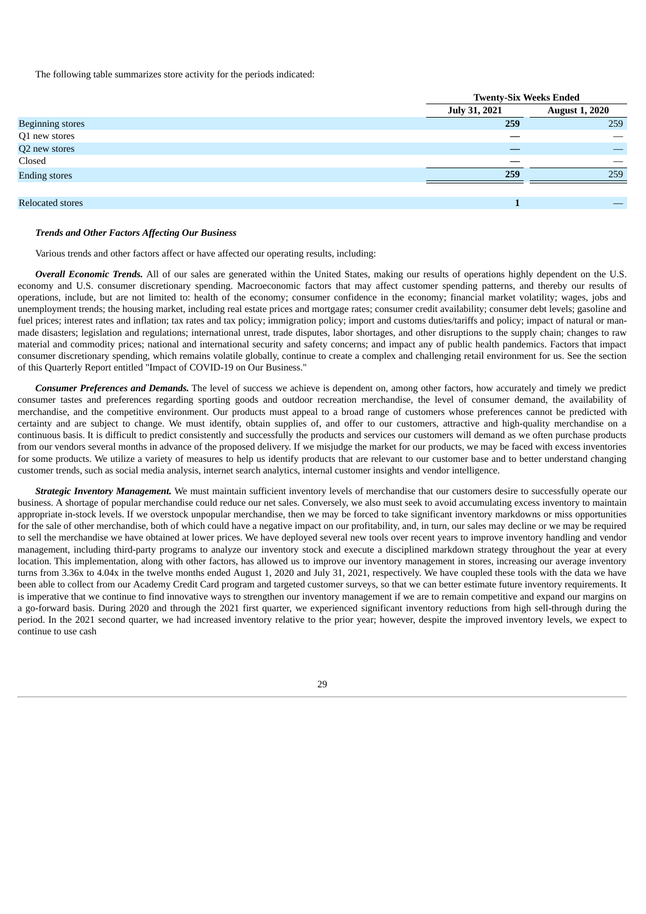The following table summarizes store activity for the periods indicated:

| | Twenty-Six Weeks Ended | |
|---|---|---|
| | **July 31, 2021** | **August 1, 2020** |
| Beginning stores | **259** | 259 |
| Q1 new stores | **—** | — |
| Q2 new stores | **—** | — |
| Closed | **—** | — |
| Ending stores | **259** | 259 |
| | | |
| Relocated stores | **1** | — |

***Trends and Other Factors Affecting Our Business***

Various trends and other factors affect or have affected our operating results, including:

***Overall Economic Trends.*** All of our sales are generated within the United States, making our results of operations highly dependent on the U.S. economy and U.S. consumer discretionary spending. Macroeconomic factors that may affect customer spending patterns, and thereby our results of operations, include, but are not limited to: health of the economy; consumer confidence in the economy; financial market volatility; wages, jobs and unemployment trends; the housing market, including real estate prices and mortgage rates; consumer credit availability; consumer debt levels; gasoline and fuel prices; interest rates and inflation; tax rates and tax policy; immigration policy; import and customs duties/tariffs and policy; impact of natural or man-made disasters; legislation and regulations; international unrest, trade disputes, labor shortages, and other disruptions to the supply chain; changes to raw material and commodity prices; national and international security and safety concerns; and impact any of public health pandemics. Factors that impact consumer discretionary spending, which remains volatile globally, continue to create a complex and challenging retail environment for us. See the section of this Quarterly Report entitled "Impact of COVID-19 on Our Business."

***Consumer Preferences and Demands.*** The level of success we achieve is dependent on, among other factors, how accurately and timely we predict consumer tastes and preferences regarding sporting goods and outdoor recreation merchandise, the level of consumer demand, the availability of merchandise, and the competitive environment. Our products must appeal to a broad range of customers whose preferences cannot be predicted with certainty and are subject to change. We must identify, obtain supplies of, and offer to our customers, attractive and high-quality merchandise on a continuous basis. It is difficult to predict consistently and successfully the products and services our customers will demand as we often purchase products from our vendors several months in advance of the proposed delivery. If we misjudge the market for our products, we may be faced with excess inventories for some products. We utilize a variety of measures to help us identify products that are relevant to our customer base and to better understand changing customer trends, such as social media analysis, internet search analytics, internal customer insights and vendor intelligence.

***Strategic Inventory Management.*** We must maintain sufficient inventory levels of merchandise that our customers desire to successfully operate our business. A shortage of popular merchandise could reduce our net sales. Conversely, we also must seek to avoid accumulating excess inventory to maintain appropriate in-stock levels. If we overstock unpopular merchandise, then we may be forced to take significant inventory markdowns or miss opportunities for the sale of other merchandise, both of which could have a negative impact on our profitability, and, in turn, our sales may decline or we may be required to sell the merchandise we have obtained at lower prices. We have deployed several new tools over recent years to improve inventory handling and vendor management, including third-party programs to analyze our inventory stock and execute a disciplined markdown strategy throughout the year at every location. This implementation, along with other factors, has allowed us to improve our inventory management in stores, increasing our average inventory turns from 3.36x to 4.04x in the twelve months ended August 1, 2020 and July 31, 2021, respectively. We have coupled these tools with the data we have been able to collect from our Academy Credit Card program and targeted customer surveys, so that we can better estimate future inventory requirements. It is imperative that we continue to find innovative ways to strengthen our inventory management if we are to remain competitive and expand our margins on a go-forward basis. During 2020 and through the 2021 first quarter, we experienced significant inventory reductions from high sell-through during the period. In the 2021 second quarter, we had increased inventory relative to the prior year; however, despite the improved inventory levels, we expect to continue to use cash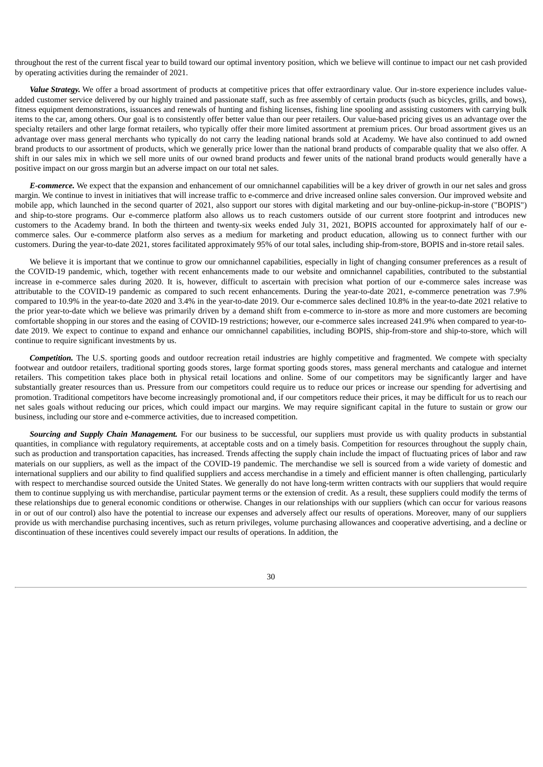throughout the rest of the current fiscal year to build toward our optimal inventory position, which we believe will continue to impact our net cash provided by operating activities during the remainder of 2021.

***Value Strategy.*** We offer a broad assortment of products at competitive prices that offer extraordinary value. Our in-store experience includes value-added customer service delivered by our highly trained and passionate staff, such as free assembly of certain products (such as bicycles, grills, and bows), fitness equipment demonstrations, issuances and renewals of hunting and fishing licenses, fishing line spooling and assisting customers with carrying bulk items to the car, among others. Our goal is to consistently offer better value than our peer retailers. Our value-based pricing gives us an advantage over the specialty retailers and other large format retailers, who typically offer their more limited assortment at premium prices. Our broad assortment gives us an advantage over mass general merchants who typically do not carry the leading national brands sold at Academy. We have also continued to add owned brand products to our assortment of products, which we generally price lower than the national brand products of comparable quality that we also offer. A shift in our sales mix in which we sell more units of our owned brand products and fewer units of the national brand products would generally have a positive impact on our gross margin but an adverse impact on our total net sales.

***E-commerce.*** We expect that the expansion and enhancement of our omnichannel capabilities will be a key driver of growth in our net sales and gross margin. We continue to invest in initiatives that will increase traffic to e-commerce and drive increased online sales conversion. Our improved website and mobile app, which launched in the second quarter of 2021, also support our stores with digital marketing and our buy-online-pickup-in-store ("BOPIS") and ship-to-store programs. Our e-commerce platform also allows us to reach customers outside of our current store footprint and introduces new customers to the Academy brand. In both the thirteen and twenty-six weeks ended July 31, 2021, BOPIS accounted for approximately half of our e-commerce sales. Our e-commerce platform also serves as a medium for marketing and product education, allowing us to connect further with our customers. During the year-to-date 2021, stores facilitated approximately 95% of our total sales, including ship-from-store, BOPIS and in-store retail sales.

We believe it is important that we continue to grow our omnichannel capabilities, especially in light of changing consumer preferences as a result of the COVID-19 pandemic, which, together with recent enhancements made to our website and omnichannel capabilities, contributed to the substantial increase in e-commerce sales during 2020. It is, however, difficult to ascertain with precision what portion of our e-commerce sales increase was attributable to the COVID-19 pandemic as compared to such recent enhancements. During the year-to-date 2021, e-commerce penetration was 7.9% compared to 10.9% in the year-to-date 2020 and 3.4% in the year-to-date 2019. Our e-commerce sales declined 10.8% in the year-to-date 2021 relative to the prior year-to-date which we believe was primarily driven by a demand shift from e-commerce to in-store as more and more customers are becoming comfortable shopping in our stores and the easing of COVID-19 restrictions; however, our e-commerce sales increased 241.9% when compared to year-to-date 2019. We expect to continue to expand and enhance our omnichannel capabilities, including BOPIS, ship-from-store and ship-to-store, which will continue to require significant investments by us.

***Competition.*** The U.S. sporting goods and outdoor recreation retail industries are highly competitive and fragmented. We compete with specialty footwear and outdoor retailers, traditional sporting goods stores, large format sporting goods stores, mass general merchants and catalogue and internet retailers. This competition takes place both in physical retail locations and online. Some of our competitors may be significantly larger and have substantially greater resources than us. Pressure from our competitors could require us to reduce our prices or increase our spending for advertising and promotion. Traditional competitors have become increasingly promotional and, if our competitors reduce their prices, it may be difficult for us to reach our net sales goals without reducing our prices, which could impact our margins. We may require significant capital in the future to sustain or grow our business, including our store and e-commerce activities, due to increased competition.

***Sourcing and Supply Chain Management.*** For our business to be successful, our suppliers must provide us with quality products in substantial quantities, in compliance with regulatory requirements, at acceptable costs and on a timely basis. Competition for resources throughout the supply chain, such as production and transportation capacities, has increased. Trends affecting the supply chain include the impact of fluctuating prices of labor and raw materials on our suppliers, as well as the impact of the COVID-19 pandemic. The merchandise we sell is sourced from a wide variety of domestic and international suppliers and our ability to find qualified suppliers and access merchandise in a timely and efficient manner is often challenging, particularly with respect to merchandise sourced outside the United States. We generally do not have long-term written contracts with our suppliers that would require them to continue supplying us with merchandise, particular payment terms or the extension of credit. As a result, these suppliers could modify the terms of these relationships due to general economic conditions or otherwise. Changes in our relationships with our suppliers (which can occur for various reasons in or out of our control) also have the potential to increase our expenses and adversely affect our results of operations. Moreover, many of our suppliers provide us with merchandise purchasing incentives, such as return privileges, volume purchasing allowances and cooperative advertising, and a decline or discontinuation of these incentives could severely impact our results of operations. In addition, the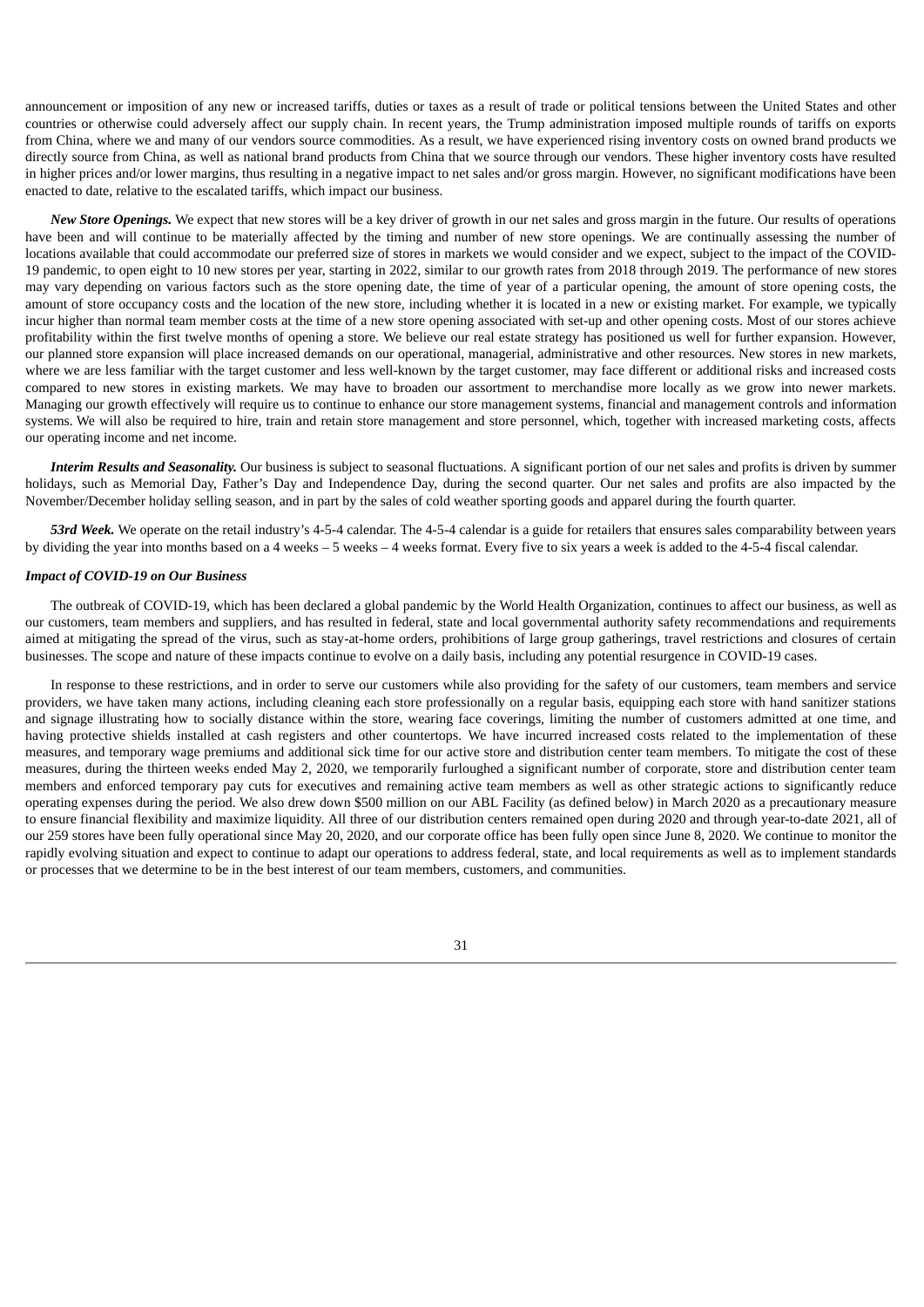announcement or imposition of any new or increased tariffs, duties or taxes as a result of trade or political tensions between the United States and other countries or otherwise could adversely affect our supply chain. In recent years, the Trump administration imposed multiple rounds of tariffs on exports from China, where we and many of our vendors source commodities. As a result, we have experienced rising inventory costs on owned brand products we directly source from China, as well as national brand products from China that we source through our vendors. These higher inventory costs have resulted in higher prices and/or lower margins, thus resulting in a negative impact to net sales and/or gross margin. However, no significant modifications have been enacted to date, relative to the escalated tariffs, which impact our business.

***New Store Openings.*** We expect that new stores will be a key driver of growth in our net sales and gross margin in the future. Our results of operations have been and will continue to be materially affected by the timing and number of new store openings. We are continually assessing the number of locations available that could accommodate our preferred size of stores in markets we would consider and we expect, subject to the impact of the COVID-19 pandemic, to open eight to 10 new stores per year, starting in 2022, similar to our growth rates from 2018 through 2019. The performance of new stores may vary depending on various factors such as the store opening date, the time of year of a particular opening, the amount of store opening costs, the amount of store occupancy costs and the location of the new store, including whether it is located in a new or existing market. For example, we typically incur higher than normal team member costs at the time of a new store opening associated with set-up and other opening costs. Most of our stores achieve profitability within the first twelve months of opening a store. We believe our real estate strategy has positioned us well for further expansion. However, our planned store expansion will place increased demands on our operational, managerial, administrative and other resources. New stores in new markets, where we are less familiar with the target customer and less well-known by the target customer, may face different or additional risks and increased costs compared to new stores in existing markets. We may have to broaden our assortment to merchandise more locally as we grow into newer markets. Managing our growth effectively will require us to continue to enhance our store management systems, financial and management controls and information systems. We will also be required to hire, train and retain store management and store personnel, which, together with increased marketing costs, affects our operating income and net income.

***Interim Results and Seasonality.*** Our business is subject to seasonal fluctuations. A significant portion of our net sales and profits is driven by summer holidays, such as Memorial Day, Father's Day and Independence Day, during the second quarter. Our net sales and profits are also impacted by the November/December holiday selling season, and in part by the sales of cold weather sporting goods and apparel during the fourth quarter.

***53rd Week.*** We operate on the retail industry's 4-5-4 calendar. The 4-5-4 calendar is a guide for retailers that ensures sales comparability between years by dividing the year into months based on a 4 weeks – 5 weeks – 4 weeks format. Every five to six years a week is added to the 4-5-4 fiscal calendar.

***Impact of COVID-19 on Our Business***

The outbreak of COVID-19, which has been declared a global pandemic by the World Health Organization, continues to affect our business, as well as our customers, team members and suppliers, and has resulted in federal, state and local governmental authority safety recommendations and requirements aimed at mitigating the spread of the virus, such as stay-at-home orders, prohibitions of large group gatherings, travel restrictions and closures of certain businesses. The scope and nature of these impacts continue to evolve on a daily basis, including any potential resurgence in COVID-19 cases.

In response to these restrictions, and in order to serve our customers while also providing for the safety of our customers, team members and service providers, we have taken many actions, including cleaning each store professionally on a regular basis, equipping each store with hand sanitizer stations and signage illustrating how to socially distance within the store, wearing face coverings, limiting the number of customers admitted at one time, and having protective shields installed at cash registers and other countertops. We have incurred increased costs related to the implementation of these measures, and temporary wage premiums and additional sick time for our active store and distribution center team members. To mitigate the cost of these measures, during the thirteen weeks ended May 2, 2020, we temporarily furloughed a significant number of corporate, store and distribution center team members and enforced temporary pay cuts for executives and remaining active team members as well as other strategic actions to significantly reduce operating expenses during the period. We also drew down $500 million on our ABL Facility (as defined below) in March 2020 as a precautionary measure to ensure financial flexibility and maximize liquidity. All three of our distribution centers remained open during 2020 and through year-to-date 2021, all of our 259 stores have been fully operational since May 20, 2020, and our corporate office has been fully open since June 8, 2020. We continue to monitor the rapidly evolving situation and expect to continue to adapt our operations to address federal, state, and local requirements as well as to implement standards or processes that we determine to be in the best interest of our team members, customers, and communities.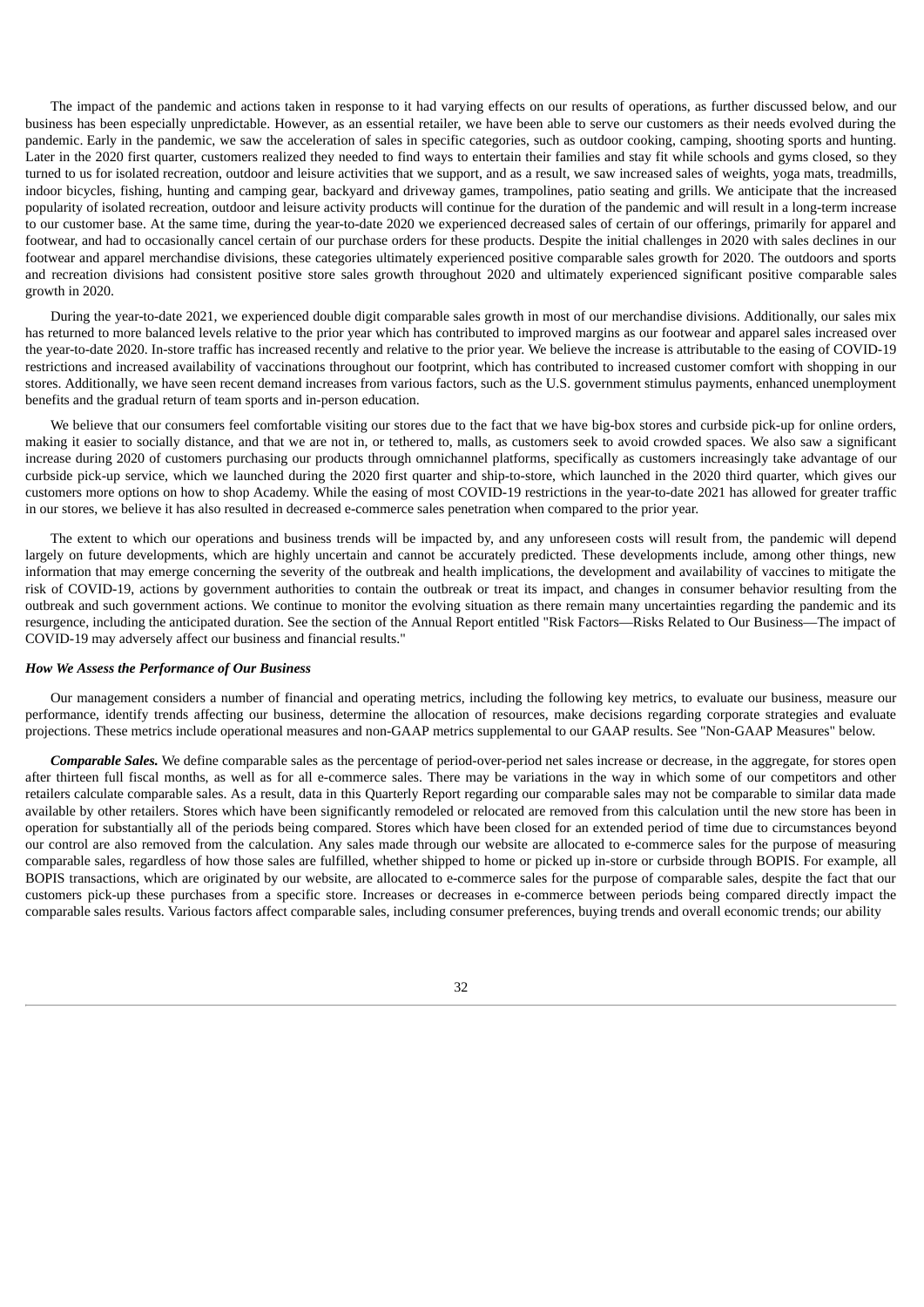The impact of the pandemic and actions taken in response to it had varying effects on our results of operations, as further discussed below, and our business has been especially unpredictable. However, as an essential retailer, we have been able to serve our customers as their needs evolved during the pandemic. Early in the pandemic, we saw the acceleration of sales in specific categories, such as outdoor cooking, camping, shooting sports and hunting. Later in the 2020 first quarter, customers realized they needed to find ways to entertain their families and stay fit while schools and gyms closed, so they turned to us for isolated recreation, outdoor and leisure activities that we support, and as a result, we saw increased sales of weights, yoga mats, treadmills, indoor bicycles, fishing, hunting and camping gear, backyard and driveway games, trampolines, patio seating and grills. We anticipate that the increased popularity of isolated recreation, outdoor and leisure activity products will continue for the duration of the pandemic and will result in a long-term increase to our customer base. At the same time, during the year-to-date 2020 we experienced decreased sales of certain of our offerings, primarily for apparel and footwear, and had to occasionally cancel certain of our purchase orders for these products. Despite the initial challenges in 2020 with sales declines in our footwear and apparel merchandise divisions, these categories ultimately experienced positive comparable sales growth for 2020. The outdoors and sports and recreation divisions had consistent positive store sales growth throughout 2020 and ultimately experienced significant positive comparable sales growth in 2020.

During the year-to-date 2021, we experienced double digit comparable sales growth in most of our merchandise divisions. Additionally, our sales mix has returned to more balanced levels relative to the prior year which has contributed to improved margins as our footwear and apparel sales increased over the year-to-date 2020. In-store traffic has increased recently and relative to the prior year. We believe the increase is attributable to the easing of COVID-19 restrictions and increased availability of vaccinations throughout our footprint, which has contributed to increased customer comfort with shopping in our stores. Additionally, we have seen recent demand increases from various factors, such as the U.S. government stimulus payments, enhanced unemployment benefits and the gradual return of team sports and in-person education.

We believe that our consumers feel comfortable visiting our stores due to the fact that we have big-box stores and curbside pick-up for online orders, making it easier to socially distance, and that we are not in, or tethered to, malls, as customers seek to avoid crowded spaces. We also saw a significant increase during 2020 of customers purchasing our products through omnichannel platforms, specifically as customers increasingly take advantage of our curbside pick-up service, which we launched during the 2020 first quarter and ship-to-store, which launched in the 2020 third quarter, which gives our customers more options on how to shop Academy. While the easing of most COVID-19 restrictions in the year-to-date 2021 has allowed for greater traffic in our stores, we believe it has also resulted in decreased e-commerce sales penetration when compared to the prior year.

The extent to which our operations and business trends will be impacted by, and any unforeseen costs will result from, the pandemic will depend largely on future developments, which are highly uncertain and cannot be accurately predicted. These developments include, among other things, new information that may emerge concerning the severity of the outbreak and health implications, the development and availability of vaccines to mitigate the risk of COVID-19, actions by government authorities to contain the outbreak or treat its impact, and changes in consumer behavior resulting from the outbreak and such government actions. We continue to monitor the evolving situation as there remain many uncertainties regarding the pandemic and its resurgence, including the anticipated duration. See the section of the Annual Report entitled "Risk Factors—Risks Related to Our Business—The impact of COVID-19 may adversely affect our business and financial results."

### *How We Assess the Performance of Our Business*

Our management considers a number of financial and operating metrics, including the following key metrics, to evaluate our business, measure our performance, identify trends affecting our business, determine the allocation of resources, make decisions regarding corporate strategies and evaluate projections. These metrics include operational measures and non-GAAP metrics supplemental to our GAAP results. See "Non-GAAP Measures" below.

***Comparable Sales.*** We define comparable sales as the percentage of period-over-period net sales increase or decrease, in the aggregate, for stores open after thirteen full fiscal months, as well as for all e-commerce sales. There may be variations in the way in which some of our competitors and other retailers calculate comparable sales. As a result, data in this Quarterly Report regarding our comparable sales may not be comparable to similar data made available by other retailers. Stores which have been significantly remodeled or relocated are removed from this calculation until the new store has been in operation for substantially all of the periods being compared. Stores which have been closed for an extended period of time due to circumstances beyond our control are also removed from the calculation. Any sales made through our website are allocated to e-commerce sales for the purpose of measuring comparable sales, regardless of how those sales are fulfilled, whether shipped to home or picked up in-store or curbside through BOPIS. For example, all BOPIS transactions, which are originated by our website, are allocated to e-commerce sales for the purpose of comparable sales, despite the fact that our customers pick-up these purchases from a specific store. Increases or decreases in e-commerce between periods being compared directly impact the comparable sales results. Various factors affect comparable sales, including consumer preferences, buying trends and overall economic trends; our ability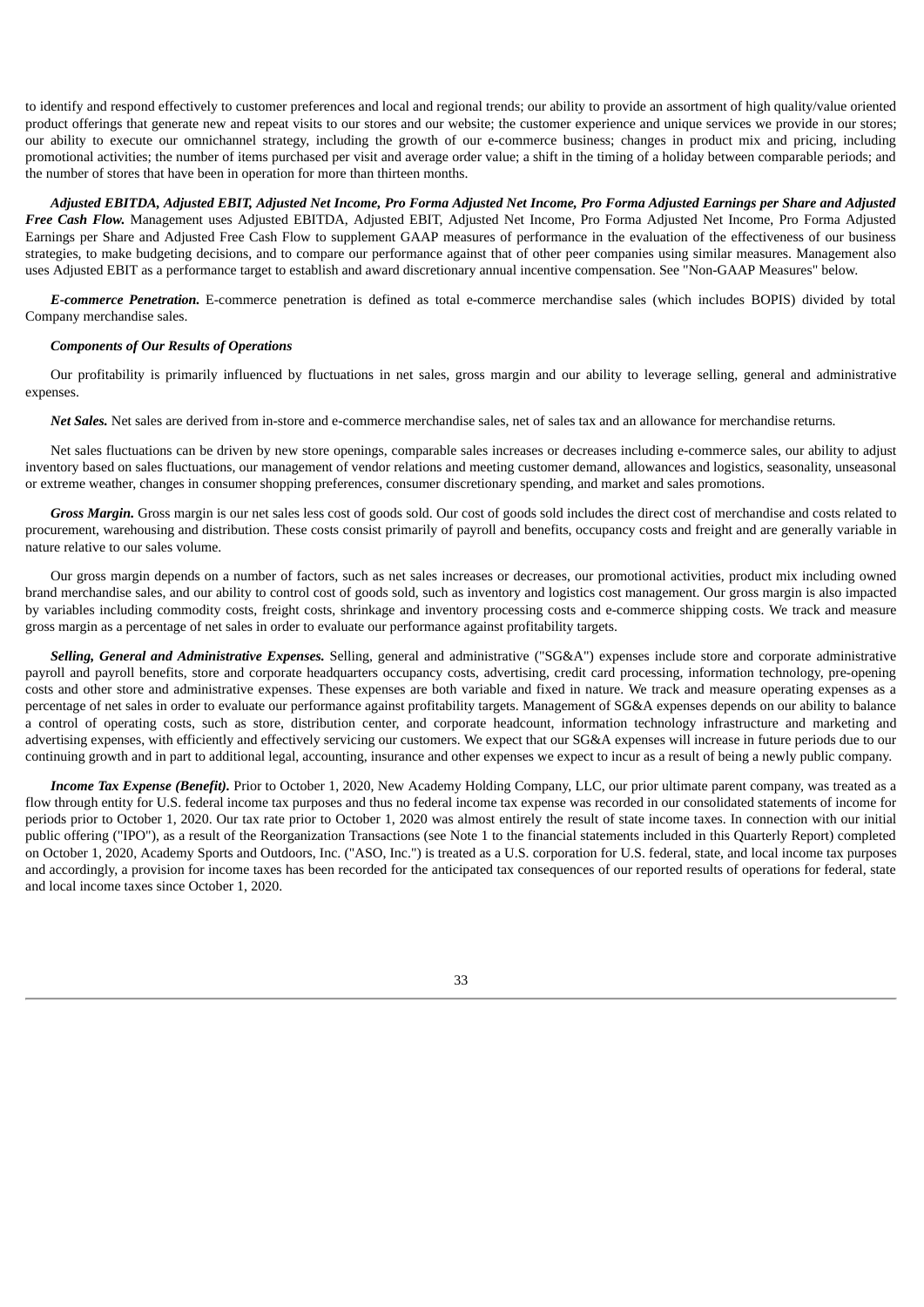to identify and respond effectively to customer preferences and local and regional trends; our ability to provide an assortment of high quality/value oriented product offerings that generate new and repeat visits to our stores and our website; the customer experience and unique services we provide in our stores; our ability to execute our omnichannel strategy, including the growth of our e-commerce business; changes in product mix and pricing, including promotional activities; the number of items purchased per visit and average order value; a shift in the timing of a holiday between comparable periods; and the number of stores that have been in operation for more than thirteen months.

***Adjusted EBITDA, Adjusted EBIT, Adjusted Net Income, Pro Forma Adjusted Net Income, Pro Forma Adjusted Earnings per Share and Adjusted Free Cash Flow.*** Management uses Adjusted EBITDA, Adjusted EBIT, Adjusted Net Income, Pro Forma Adjusted Net Income, Pro Forma Adjusted Earnings per Share and Adjusted Free Cash Flow to supplement GAAP measures of performance in the evaluation of the effectiveness of our business strategies, to make budgeting decisions, and to compare our performance against that of other peer companies using similar measures. Management also uses Adjusted EBIT as a performance target to establish and award discretionary annual incentive compensation. See "Non-GAAP Measures" below.

***E-commerce Penetration.*** E-commerce penetration is defined as total e-commerce merchandise sales (which includes BOPIS) divided by total Company merchandise sales.

***Components of Our Results of Operations***

Our profitability is primarily influenced by fluctuations in net sales, gross margin and our ability to leverage selling, general and administrative expenses.

***Net Sales.*** Net sales are derived from in-store and e-commerce merchandise sales, net of sales tax and an allowance for merchandise returns.

Net sales fluctuations can be driven by new store openings, comparable sales increases or decreases including e-commerce sales, our ability to adjust inventory based on sales fluctuations, our management of vendor relations and meeting customer demand, allowances and logistics, seasonality, unseasonal or extreme weather, changes in consumer shopping preferences, consumer discretionary spending, and market and sales promotions.

***Gross Margin.*** Gross margin is our net sales less cost of goods sold. Our cost of goods sold includes the direct cost of merchandise and costs related to procurement, warehousing and distribution. These costs consist primarily of payroll and benefits, occupancy costs and freight and are generally variable in nature relative to our sales volume.

Our gross margin depends on a number of factors, such as net sales increases or decreases, our promotional activities, product mix including owned brand merchandise sales, and our ability to control cost of goods sold, such as inventory and logistics cost management. Our gross margin is also impacted by variables including commodity costs, freight costs, shrinkage and inventory processing costs and e-commerce shipping costs. We track and measure gross margin as a percentage of net sales in order to evaluate our performance against profitability targets.

***Selling, General and Administrative Expenses.*** Selling, general and administrative ("SG&A") expenses include store and corporate administrative payroll and payroll benefits, store and corporate headquarters occupancy costs, advertising, credit card processing, information technology, pre-opening costs and other store and administrative expenses. These expenses are both variable and fixed in nature. We track and measure operating expenses as a percentage of net sales in order to evaluate our performance against profitability targets. Management of SG&A expenses depends on our ability to balance a control of operating costs, such as store, distribution center, and corporate headcount, information technology infrastructure and marketing and advertising expenses, with efficiently and effectively servicing our customers. We expect that our SG&A expenses will increase in future periods due to our continuing growth and in part to additional legal, accounting, insurance and other expenses we expect to incur as a result of being a newly public company.

***Income Tax Expense (Benefit).*** Prior to October 1, 2020, New Academy Holding Company, LLC, our prior ultimate parent company, was treated as a flow through entity for U.S. federal income tax purposes and thus no federal income tax expense was recorded in our consolidated statements of income for periods prior to October 1, 2020. Our tax rate prior to October 1, 2020 was almost entirely the result of state income taxes. In connection with our initial public offering ("IPO"), as a result of the Reorganization Transactions (see Note 1 to the financial statements included in this Quarterly Report) completed on October 1, 2020, Academy Sports and Outdoors, Inc. ("ASO, Inc.") is treated as a U.S. corporation for U.S. federal, state, and local income tax purposes and accordingly, a provision for income taxes has been recorded for the anticipated tax consequences of our reported results of operations for federal, state and local income taxes since October 1, 2020.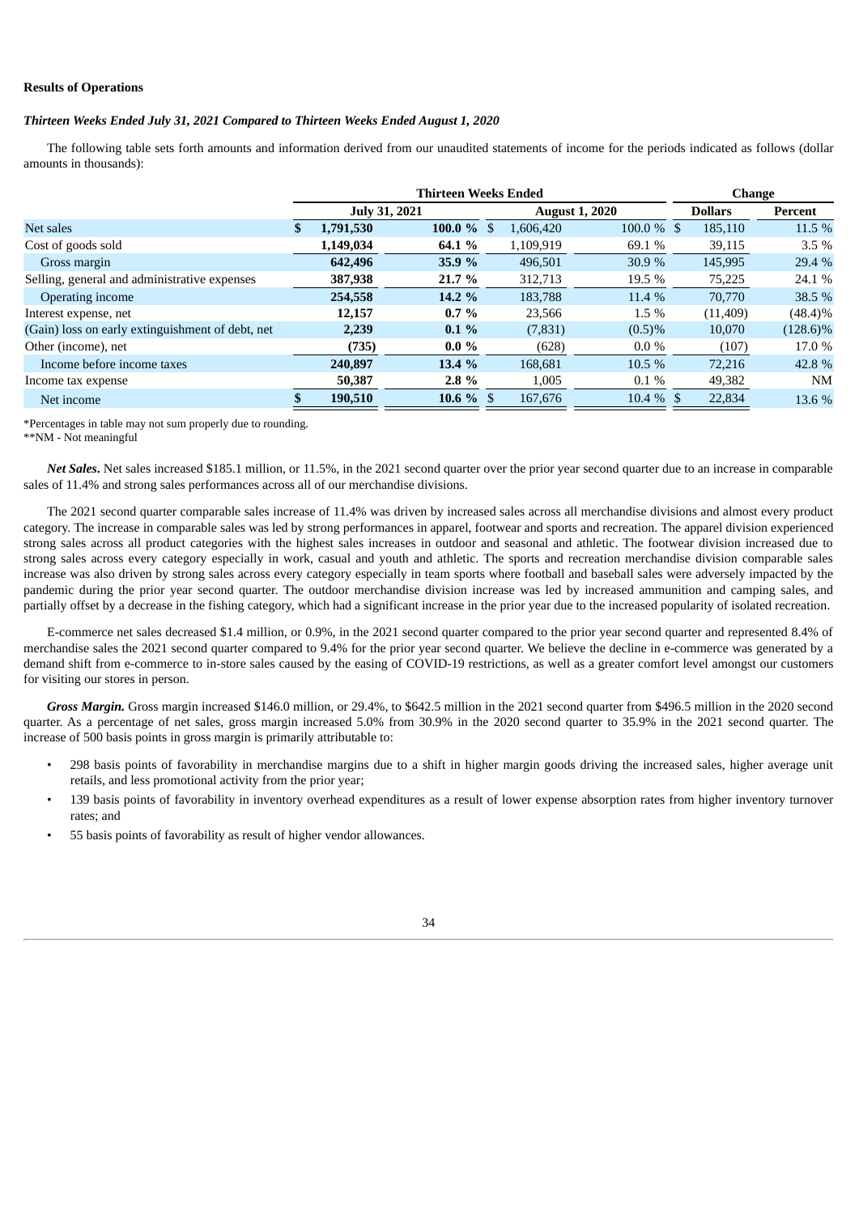**Results of Operations**

***Thirteen Weeks Ended July 31, 2021 Compared to Thirteen Weeks Ended August 1, 2020***

The following table sets forth amounts and information derived from our unaudited statements of income for the periods indicated as follows (dollar amounts in thousands):

| | Thirteen Weeks Ended | | | | Change | |
|---|---|---|---|---|---|---|
| | July 31, 2021 | | August 1, 2020 | | Dollars | Percent |
| Net sales | **$ 1,791,530** | **100.0 %** | $ 1,606,420 | 100.0 % | $ 185,110 | 11.5 % |
| Cost of goods sold | **1,149,034** | **64.1 %** | 1,109,919 | 69.1 % | 39,115 | 3.5 % |
| Gross margin | **642,496** | **35.9 %** | 496,501 | 30.9 % | 145,995 | 29.4 % |
| Selling, general and administrative expenses | **387,938** | **21.7 %** | 312,713 | 19.5 % | 75,225 | 24.1 % |
| Operating income | **254,558** | **14.2 %** | 183,788 | 11.4 % | 70,770 | 38.5 % |
| Interest expense, net | **12,157** | **0.7 %** | 23,566 | 1.5 % | (11,409) | (48.4)% |
| (Gain) loss on early extinguishment of debt, net | **2,239** | **0.1 %** | (7,831) | (0.5)% | 10,070 | (128.6)% |
| Other (income), net | **(735)** | **0.0 %** | (628) | 0.0 % | (107) | 17.0 % |
| Income before income taxes | **240,897** | **13.4 %** | 168,681 | 10.5 % | 72,216 | 42.8 % |
| Income tax expense | **50,387** | **2.8 %** | 1,005 | 0.1 % | 49,382 | NM |
| Net income | **$ 190,510** | **10.6 %** | $ 167,676 | 10.4 % | $ 22,834 | 13.6 % |

*Percentages in table may not sum properly due to rounding.
**NM - Not meaningful

***Net Sales*.** Net sales increased $185.1 million, or 11.5%, in the 2021 second quarter over the prior year second quarter due to an increase in comparable sales of 11.4% and strong sales performances across all of our merchandise divisions.

The 2021 second quarter comparable sales increase of 11.4% was driven by increased sales across all merchandise divisions and almost every product category. The increase in comparable sales was led by strong performances in apparel, footwear and sports and recreation. The apparel division experienced strong sales across all product categories with the highest sales increases in outdoor and seasonal and athletic. The footwear division increased due to strong sales across every category especially in work, casual and youth and athletic. The sports and recreation merchandise division comparable sales increase was also driven by strong sales across every category especially in team sports where football and baseball sales were adversely impacted by the pandemic during the prior year second quarter. The outdoor merchandise division increase was led by increased ammunition and camping sales, and partially offset by a decrease in the fishing category, which had a significant increase in the prior year due to the increased popularity of isolated recreation.

E-commerce net sales decreased $1.4 million, or 0.9%, in the 2021 second quarter compared to the prior year second quarter and represented 8.4% of merchandise sales the 2021 second quarter compared to 9.4% for the prior year second quarter. We believe the decline in e-commerce was generated by a demand shift from e-commerce to in-store sales caused by the easing of COVID-19 restrictions, as well as a greater comfort level amongst our customers for visiting our stores in person.

***Gross Margin.*** Gross margin increased $146.0 million, or 29.4%, to $642.5 million in the 2021 second quarter from $496.5 million in the 2020 second quarter. As a percentage of net sales, gross margin increased 5.0% from 30.9% in the 2020 second quarter to 35.9% in the 2021 second quarter. The increase of 500 basis points in gross margin is primarily attributable to:

- 298 basis points of favorability in merchandise margins due to a shift in higher margin goods driving the increased sales, higher average unit retails, and less promotional activity from the prior year;
- 139 basis points of favorability in inventory overhead expenditures as a result of lower expense absorption rates from higher inventory turnover rates; and
- 55 basis points of favorability as result of higher vendor allowances.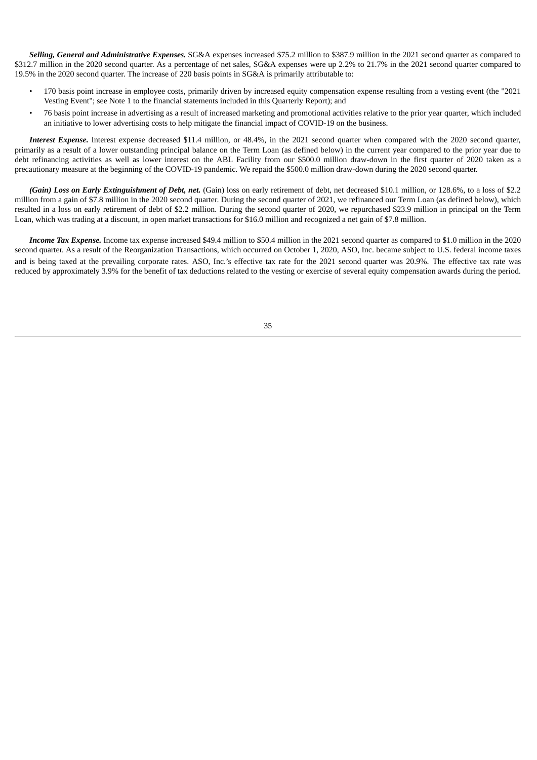***Selling, General and Administrative Expenses.*** SG&A expenses increased $75.2 million to $387.9 million in the 2021 second quarter as compared to $312.7 million in the 2020 second quarter. As a percentage of net sales, SG&A expenses were up 2.2% to 21.7% in the 2021 second quarter compared to 19.5% in the 2020 second quarter. The increase of 220 basis points in SG&A is primarily attributable to:

- 170 basis point increase in employee costs, primarily driven by increased equity compensation expense resulting from a vesting event (the "2021 Vesting Event"; see Note 1 to the financial statements included in this Quarterly Report); and
- 76 basis point increase in advertising as a result of increased marketing and promotional activities relative to the prior year quarter, which included an initiative to lower advertising costs to help mitigate the financial impact of COVID-19 on the business.

***Interest Expense.*** Interest expense decreased $11.4 million, or 48.4%, in the 2021 second quarter when compared with the 2020 second quarter, primarily as a result of a lower outstanding principal balance on the Term Loan (as defined below) in the current year compared to the prior year due to debt refinancing activities as well as lower interest on the ABL Facility from our $500.0 million draw-down in the first quarter of 2020 taken as a precautionary measure at the beginning of the COVID-19 pandemic. We repaid the $500.0 million draw-down during the 2020 second quarter.

***(Gain) Loss on Early Extinguishment of Debt, net.*** (Gain) loss on early retirement of debt, net decreased $10.1 million, or 128.6%, to a loss of $2.2 million from a gain of $7.8 million in the 2020 second quarter. During the second quarter of 2021, we refinanced our Term Loan (as defined below), which resulted in a loss on early retirement of debt of $2.2 million. During the second quarter of 2020, we repurchased $23.9 million in principal on the Term Loan, which was trading at a discount, in open market transactions for $16.0 million and recognized a net gain of $7.8 million.

***Income Tax Expense.*** Income tax expense increased $49.4 million to $50.4 million in the 2021 second quarter as compared to $1.0 million in the 2020 second quarter. As a result of the Reorganization Transactions, which occurred on October 1, 2020, ASO, Inc. became subject to U.S. federal income taxes and is being taxed at the prevailing corporate rates. ASO, Inc.'s effective tax rate for the 2021 second quarter was 20.9%. The effective tax rate was reduced by approximately 3.9% for the benefit of tax deductions related to the vesting or exercise of several equity compensation awards during the period.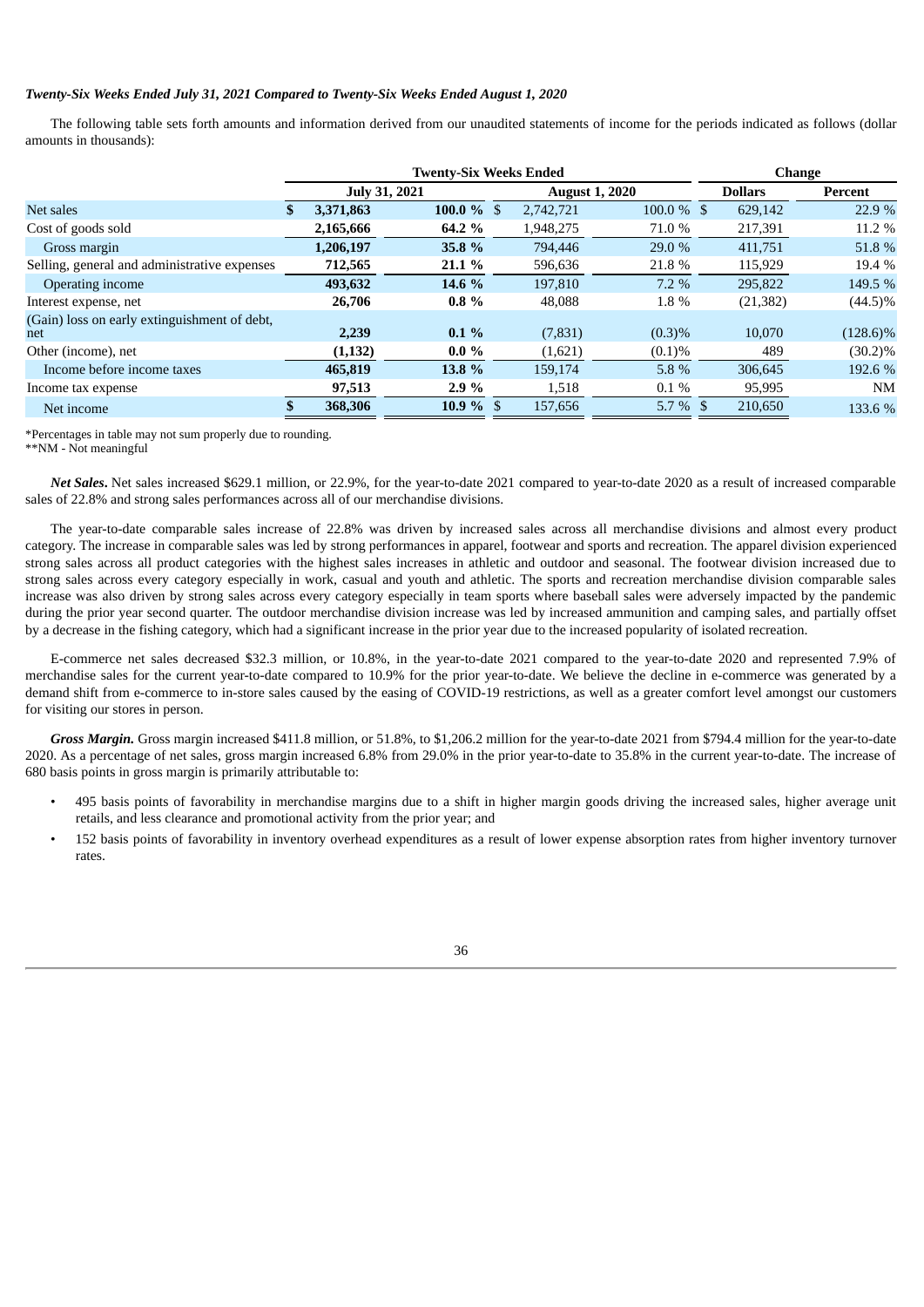***Twenty-Six Weeks Ended July 31, 2021 Compared to Twenty-Six Weeks Ended August 1, 2020***

The following table sets forth amounts and information derived from our unaudited statements of income for the periods indicated as follows (dollar amounts in thousands):

| | Twenty-Six Weeks Ended | | | | Change | |
|---|---|---|---|---|---|---|
| | July 31, 2021 | | August 1, 2020 | | Dollars | Percent |
| Net sales | **$ 3,371,863** | **100.0 %** | $ 2,742,721 | 100.0 % | $ 629,142 | 22.9 % |
| Cost of goods sold | **2,165,666** | **64.2 %** | 1,948,275 | 71.0 % | 217,391 | 11.2 % |
| Gross margin | **1,206,197** | **35.8 %** | 794,446 | 29.0 % | 411,751 | 51.8 % |
| Selling, general and administrative expenses | **712,565** | **21.1 %** | 596,636 | 21.8 % | 115,929 | 19.4 % |
| Operating income | **493,632** | **14.6 %** | 197,810 | 7.2 % | 295,822 | 149.5 % |
| Interest expense, net | **26,706** | **0.8 %** | 48,088 | 1.8 % | (21,382) | (44.5)% |
| (Gain) loss on early extinguishment of debt, net | **2,239** | **0.1 %** | (7,831) | (0.3)% | 10,070 | (128.6)% |
| Other (income), net | **(1,132)** | **0.0 %** | (1,621) | (0.1)% | 489 | (30.2)% |
| Income before income taxes | **465,819** | **13.8 %** | 159,174 | 5.8 % | 306,645 | 192.6 % |
| Income tax expense | **97,513** | **2.9 %** | 1,518 | 0.1 % | 95,995 | NM |
| Net income | **$ 368,306** | **10.9 %** | $ 157,656 | 5.7 % | $ 210,650 | 133.6 % |

*Percentages in table may not sum properly due to rounding.
**NM - Not meaningful

***Net Sales*.** Net sales increased $629.1 million, or 22.9%, for the year-to-date 2021 compared to year-to-date 2020 as a result of increased comparable sales of 22.8% and strong sales performances across all of our merchandise divisions.

The year-to-date comparable sales increase of 22.8% was driven by increased sales across all merchandise divisions and almost every product category. The increase in comparable sales was led by strong performances in apparel, footwear and sports and recreation. The apparel division experienced strong sales across all product categories with the highest sales increases in athletic and outdoor and seasonal. The footwear division increased due to strong sales across every category especially in work, casual and youth and athletic. The sports and recreation merchandise division comparable sales increase was also driven by strong sales across every category especially in team sports where baseball sales were adversely impacted by the pandemic during the prior year second quarter. The outdoor merchandise division increase was led by increased ammunition and camping sales, and partially offset by a decrease in the fishing category, which had a significant increase in the prior year due to the increased popularity of isolated recreation.

E-commerce net sales decreased $32.3 million, or 10.8%, in the year-to-date 2021 compared to the year-to-date 2020 and represented 7.9% of merchandise sales for the current year-to-date compared to 10.9% for the prior year-to-date. We believe the decline in e-commerce was generated by a demand shift from e-commerce to in-store sales caused by the easing of COVID-19 restrictions, as well as a greater comfort level amongst our customers for visiting our stores in person.

***Gross Margin.*** Gross margin increased $411.8 million, or 51.8%, to $1,206.2 million for the year-to-date 2021 from $794.4 million for the year-to-date 2020. As a percentage of net sales, gross margin increased 6.8% from 29.0% in the prior year-to-date to 35.8% in the current year-to-date. The increase of 680 basis points in gross margin is primarily attributable to:

- 495 basis points of favorability in merchandise margins due to a shift in higher margin goods driving the increased sales, higher average unit retails, and less clearance and promotional activity from the prior year; and
- 152 basis points of favorability in inventory overhead expenditures as a result of lower expense absorption rates from higher inventory turnover rates.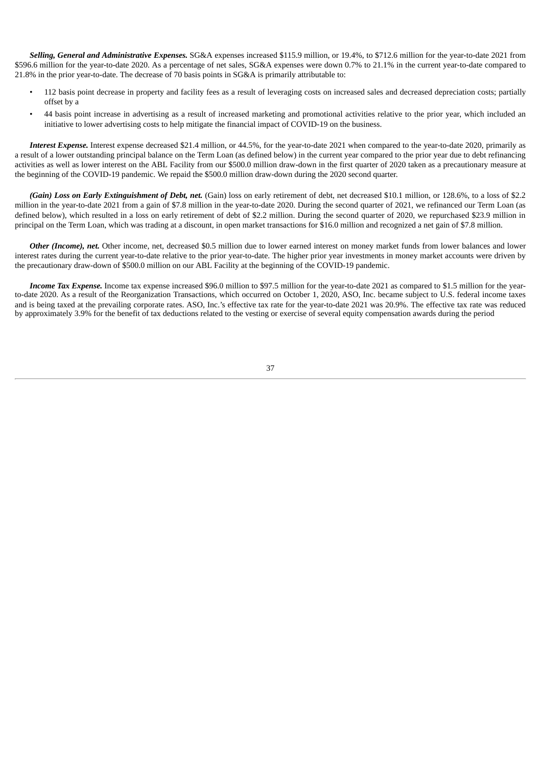***Selling, General and Administrative Expenses.*** SG&A expenses increased $115.9 million, or 19.4%, to $712.6 million for the year-to-date 2021 from $596.6 million for the year-to-date 2020. As a percentage of net sales, SG&A expenses were down 0.7% to 21.1% in the current year-to-date compared to 21.8% in the prior year-to-date. The decrease of 70 basis points in SG&A is primarily attributable to:

- 112 basis point decrease in property and facility fees as a result of leveraging costs on increased sales and decreased depreciation costs; partially offset by a
- 44 basis point increase in advertising as a result of increased marketing and promotional activities relative to the prior year, which included an initiative to lower advertising costs to help mitigate the financial impact of COVID-19 on the business.

***Interest Expense.*** Interest expense decreased $21.4 million, or 44.5%, for the year-to-date 2021 when compared to the year-to-date 2020, primarily as a result of a lower outstanding principal balance on the Term Loan (as defined below) in the current year compared to the prior year due to debt refinancing activities as well as lower interest on the ABL Facility from our $500.0 million draw-down in the first quarter of 2020 taken as a precautionary measure at the beginning of the COVID-19 pandemic. We repaid the $500.0 million draw-down during the 2020 second quarter.

***(Gain) Loss on Early Extinguishment of Debt, net.*** (Gain) loss on early retirement of debt, net decreased $10.1 million, or 128.6%, to a loss of $2.2 million in the year-to-date 2021 from a gain of $7.8 million in the year-to-date 2020. During the second quarter of 2021, we refinanced our Term Loan (as defined below), which resulted in a loss on early retirement of debt of $2.2 million. During the second quarter of 2020, we repurchased $23.9 million in principal on the Term Loan, which was trading at a discount, in open market transactions for $16.0 million and recognized a net gain of $7.8 million.

***Other (Income), net.*** Other income, net, decreased $0.5 million due to lower earned interest on money market funds from lower balances and lower interest rates during the current year-to-date relative to the prior year-to-date. The higher prior year investments in money market accounts were driven by the precautionary draw-down of $500.0 million on our ABL Facility at the beginning of the COVID-19 pandemic.

***Income Tax Expense.*** Income tax expense increased $96.0 million to $97.5 million for the year-to-date 2021 as compared to $1.5 million for the year-to-date 2020. As a result of the Reorganization Transactions, which occurred on October 1, 2020, ASO, Inc. became subject to U.S. federal income taxes and is being taxed at the prevailing corporate rates. ASO, Inc.'s effective tax rate for the year-to-date 2021 was 20.9%. The effective tax rate was reduced by approximately 3.9% for the benefit of tax deductions related to the vesting or exercise of several equity compensation awards during the period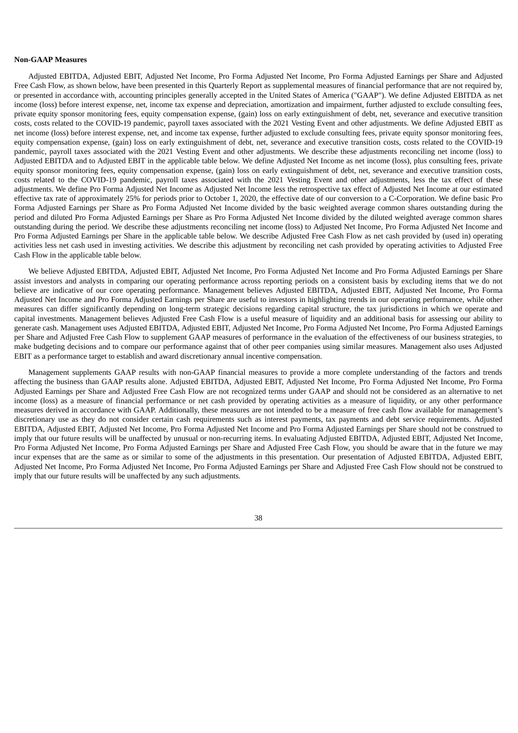**Non-GAAP Measures**

Adjusted EBITDA, Adjusted EBIT, Adjusted Net Income, Pro Forma Adjusted Net Income, Pro Forma Adjusted Earnings per Share and Adjusted Free Cash Flow, as shown below, have been presented in this Quarterly Report as supplemental measures of financial performance that are not required by, or presented in accordance with, accounting principles generally accepted in the United States of America ("GAAP"). We define Adjusted EBITDA as net income (loss) before interest expense, net, income tax expense and depreciation, amortization and impairment, further adjusted to exclude consulting fees, private equity sponsor monitoring fees, equity compensation expense, (gain) loss on early extinguishment of debt, net, severance and executive transition costs, costs related to the COVID-19 pandemic, payroll taxes associated with the 2021 Vesting Event and other adjustments. We define Adjusted EBIT as net income (loss) before interest expense, net, and income tax expense, further adjusted to exclude consulting fees, private equity sponsor monitoring fees, equity compensation expense, (gain) loss on early extinguishment of debt, net, severance and executive transition costs, costs related to the COVID-19 pandemic, payroll taxes associated with the 2021 Vesting Event and other adjustments. We describe these adjustments reconciling net income (loss) to Adjusted EBITDA and to Adjusted EBIT in the applicable table below. We define Adjusted Net Income as net income (loss), plus consulting fees, private equity sponsor monitoring fees, equity compensation expense, (gain) loss on early extinguishment of debt, net, severance and executive transition costs, costs related to the COVID-19 pandemic, payroll taxes associated with the 2021 Vesting Event and other adjustments, less the tax effect of these adjustments. We define Pro Forma Adjusted Net Income as Adjusted Net Income less the retrospective tax effect of Adjusted Net Income at our estimated effective tax rate of approximately 25% for periods prior to October 1, 2020, the effective date of our conversion to a C-Corporation. We define basic Pro Forma Adjusted Earnings per Share as Pro Forma Adjusted Net Income divided by the basic weighted average common shares outstanding during the period and diluted Pro Forma Adjusted Earnings per Share as Pro Forma Adjusted Net Income divided by the diluted weighted average common shares outstanding during the period. We describe these adjustments reconciling net income (loss) to Adjusted Net Income, Pro Forma Adjusted Net Income and Pro Forma Adjusted Earnings per Share in the applicable table below. We describe Adjusted Free Cash Flow as net cash provided by (used in) operating activities less net cash used in investing activities. We describe this adjustment by reconciling net cash provided by operating activities to Adjusted Free Cash Flow in the applicable table below.

We believe Adjusted EBITDA, Adjusted EBIT, Adjusted Net Income, Pro Forma Adjusted Net Income and Pro Forma Adjusted Earnings per Share assist investors and analysts in comparing our operating performance across reporting periods on a consistent basis by excluding items that we do not believe are indicative of our core operating performance. Management believes Adjusted EBITDA, Adjusted EBIT, Adjusted Net Income, Pro Forma Adjusted Net Income and Pro Forma Adjusted Earnings per Share are useful to investors in highlighting trends in our operating performance, while other measures can differ significantly depending on long-term strategic decisions regarding capital structure, the tax jurisdictions in which we operate and capital investments. Management believes Adjusted Free Cash Flow is a useful measure of liquidity and an additional basis for assessing our ability to generate cash. Management uses Adjusted EBITDA, Adjusted EBIT, Adjusted Net Income, Pro Forma Adjusted Net Income, Pro Forma Adjusted Earnings per Share and Adjusted Free Cash Flow to supplement GAAP measures of performance in the evaluation of the effectiveness of our business strategies, to make budgeting decisions and to compare our performance against that of other peer companies using similar measures. Management also uses Adjusted EBIT as a performance target to establish and award discretionary annual incentive compensation.

Management supplements GAAP results with non-GAAP financial measures to provide a more complete understanding of the factors and trends affecting the business than GAAP results alone. Adjusted EBITDA, Adjusted EBIT, Adjusted Net Income, Pro Forma Adjusted Net Income, Pro Forma Adjusted Earnings per Share and Adjusted Free Cash Flow are not recognized terms under GAAP and should not be considered as an alternative to net income (loss) as a measure of financial performance or net cash provided by operating activities as a measure of liquidity, or any other performance measures derived in accordance with GAAP. Additionally, these measures are not intended to be a measure of free cash flow available for management's discretionary use as they do not consider certain cash requirements such as interest payments, tax payments and debt service requirements. Adjusted EBITDA, Adjusted EBIT, Adjusted Net Income, Pro Forma Adjusted Net Income and Pro Forma Adjusted Earnings per Share should not be construed to imply that our future results will be unaffected by unusual or non-recurring items. In evaluating Adjusted EBITDA, Adjusted EBIT, Adjusted Net Income, Pro Forma Adjusted Net Income, Pro Forma Adjusted Earnings per Share and Adjusted Free Cash Flow, you should be aware that in the future we may incur expenses that are the same as or similar to some of the adjustments in this presentation. Our presentation of Adjusted EBITDA, Adjusted EBIT, Adjusted Net Income, Pro Forma Adjusted Net Income, Pro Forma Adjusted Earnings per Share and Adjusted Free Cash Flow should not be construed to imply that our future results will be unaffected by any such adjustments.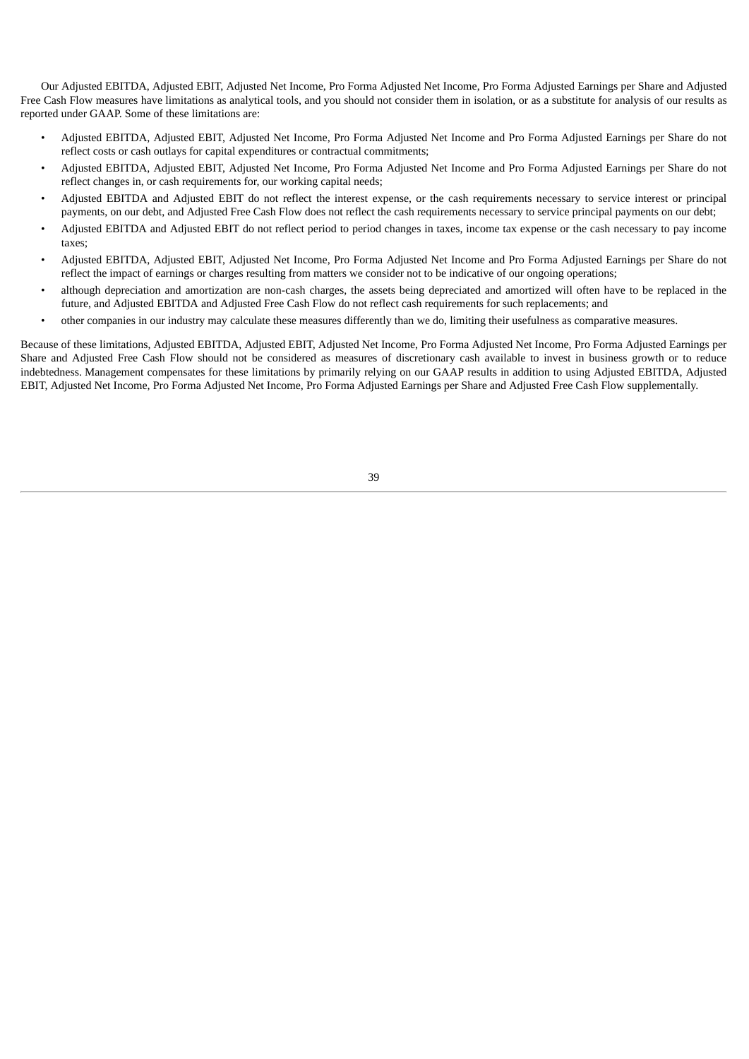Our Adjusted EBITDA, Adjusted EBIT, Adjusted Net Income, Pro Forma Adjusted Net Income, Pro Forma Adjusted Earnings per Share and Adjusted Free Cash Flow measures have limitations as analytical tools, and you should not consider them in isolation, or as a substitute for analysis of our results as reported under GAAP. Some of these limitations are:

- Adjusted EBITDA, Adjusted EBIT, Adjusted Net Income, Pro Forma Adjusted Net Income and Pro Forma Adjusted Earnings per Share do not reflect costs or cash outlays for capital expenditures or contractual commitments;
- Adjusted EBITDA, Adjusted EBIT, Adjusted Net Income, Pro Forma Adjusted Net Income and Pro Forma Adjusted Earnings per Share do not reflect changes in, or cash requirements for, our working capital needs;
- Adjusted EBITDA and Adjusted EBIT do not reflect the interest expense, or the cash requirements necessary to service interest or principal payments, on our debt, and Adjusted Free Cash Flow does not reflect the cash requirements necessary to service principal payments on our debt;
- Adjusted EBITDA and Adjusted EBIT do not reflect period to period changes in taxes, income tax expense or the cash necessary to pay income taxes;
- Adjusted EBITDA, Adjusted EBIT, Adjusted Net Income, Pro Forma Adjusted Net Income and Pro Forma Adjusted Earnings per Share do not reflect the impact of earnings or charges resulting from matters we consider not to be indicative of our ongoing operations;
- although depreciation and amortization are non-cash charges, the assets being depreciated and amortized will often have to be replaced in the future, and Adjusted EBITDA and Adjusted Free Cash Flow do not reflect cash requirements for such replacements; and
- other companies in our industry may calculate these measures differently than we do, limiting their usefulness as comparative measures.

Because of these limitations, Adjusted EBITDA, Adjusted EBIT, Adjusted Net Income, Pro Forma Adjusted Net Income, Pro Forma Adjusted Earnings per Share and Adjusted Free Cash Flow should not be considered as measures of discretionary cash available to invest in business growth or to reduce indebtedness. Management compensates for these limitations by primarily relying on our GAAP results in addition to using Adjusted EBITDA, Adjusted EBIT, Adjusted Net Income, Pro Forma Adjusted Net Income, Pro Forma Adjusted Earnings per Share and Adjusted Free Cash Flow supplementally.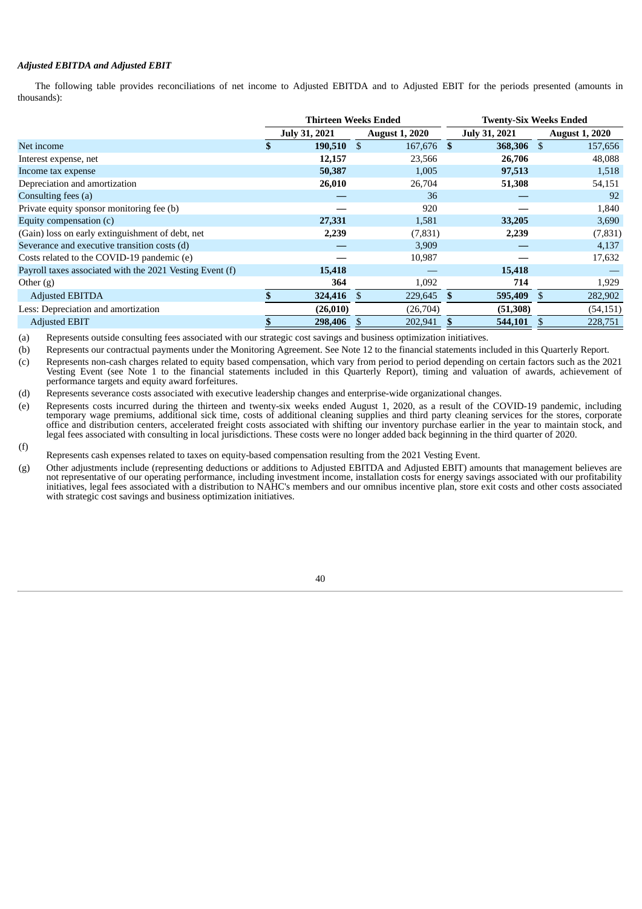***Adjusted EBITDA and Adjusted EBIT***

The following table provides reconciliations of net income to Adjusted EBITDA and to Adjusted EBIT for the periods presented (amounts in thousands):

| | Thirteen Weeks Ended | | Twenty-Six Weeks Ended | |
|---|---|---|---|---|
| | **July 31, 2021** | **August 1, 2020** | **July 31, 2021** | **August 1, 2020** |
| Net income | **$ 190,510** | $ 167,676 | **$ 368,306** | $ 157,656 |
| Interest expense, net | **12,157** | 23,566 | **26,706** | 48,088 |
| Income tax expense | **50,387** | 1,005 | **97,513** | 1,518 |
| Depreciation and amortization | **26,010** | 26,704 | **51,308** | 54,151 |
| Consulting fees (a) | **—** | 36 | **—** | 92 |
| Private equity sponsor monitoring fee (b) | **—** | 920 | **—** | 1,840 |
| Equity compensation (c) | **27,331** | 1,581 | **33,205** | 3,690 |
| (Gain) loss on early extinguishment of debt, net | **2,239** | (7,831) | **2,239** | (7,831) |
| Severance and executive transition costs (d) | **—** | 3,909 | **—** | 4,137 |
| Costs related to the COVID-19 pandemic (e) | **—** | 10,987 | **—** | 17,632 |
| Payroll taxes associated with the 2021 Vesting Event (f) | **15,418** | — | **15,418** | — |
| Other (g) | **364** | 1,092 | **714** | 1,929 |
| Adjusted EBITDA | **$ 324,416** | $ 229,645 | **$ 595,409** | $ 282,902 |
| Less: Depreciation and amortization | **(26,010)** | (26,704) | **(51,308)** | (54,151) |
| Adjusted EBIT | **$ 298,406** | $ 202,941 | **$ 544,101** | $ 228,751 |

(a) Represents outside consulting fees associated with our strategic cost savings and business optimization initiatives.

(b) Represents our contractual payments under the Monitoring Agreement. See Note 12 to the financial statements included in this Quarterly Report.

(c) Represents non-cash charges related to equity based compensation, which vary from period to period depending on certain factors such as the 2021 Vesting Event (see Note 1 to the financial statements included in this Quarterly Report), timing and valuation of awards, achievement of performance targets and equity award forfeitures.

(d) Represents severance costs associated with executive leadership changes and enterprise-wide organizational changes.

(e) Represents costs incurred during the thirteen and twenty-six weeks ended August 1, 2020, as a result of the COVID-19 pandemic, including temporary wage premiums, additional sick time, costs of additional cleaning supplies and third party cleaning services for the stores, corporate office and distribution centers, accelerated freight costs associated with shifting our inventory purchase earlier in the year to maintain stock, and legal fees associated with consulting in local jurisdictions. These costs were no longer added back beginning in the third quarter of 2020.

(f) Represents cash expenses related to taxes on equity-based compensation resulting from the 2021 Vesting Event.

(g) Other adjustments include (representing deductions or additions to Adjusted EBITDA and Adjusted EBIT) amounts that management believes are not representative of our operating performance, including investment income, installation costs for energy savings associated with our profitability initiatives, legal fees associated with a distribution to NAHC's members and our omnibus incentive plan, store exit costs and other costs associated with strategic cost savings and business optimization initiatives.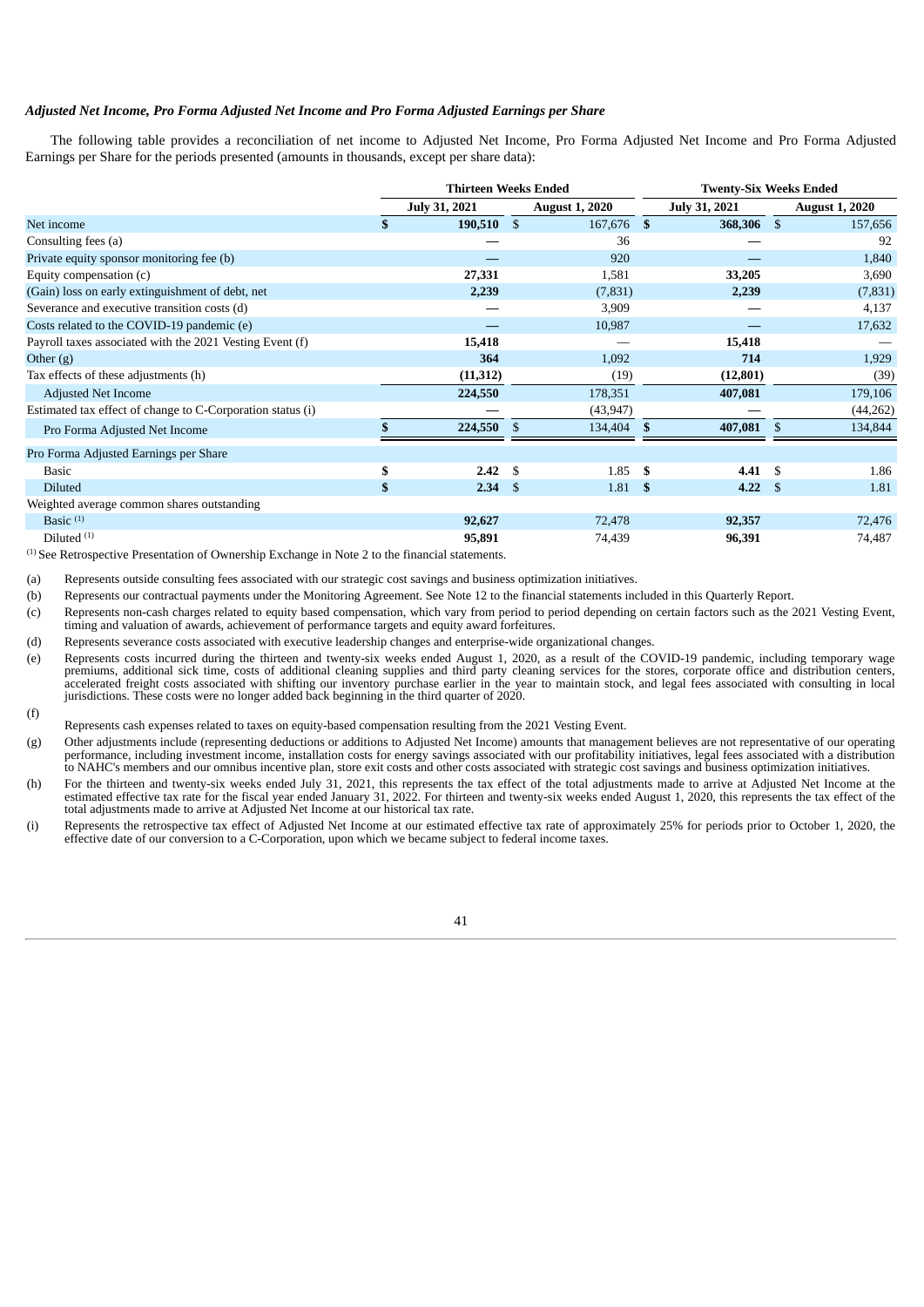***Adjusted Net Income, Pro Forma Adjusted Net Income and Pro Forma Adjusted Earnings per Share***

The following table provides a reconciliation of net income to Adjusted Net Income, Pro Forma Adjusted Net Income and Pro Forma Adjusted Earnings per Share for the periods presented (amounts in thousands, except per share data):

| | Thirteen Weeks Ended | | Twenty-Six Weeks Ended | |
|---|---|---|---|---|
| | July 31, 2021 | August 1, 2020 | July 31, 2021 | August 1, 2020 |
| Net income | **$ 190,510** | $ 167,676 | **$ 368,306** | $ 157,656 |
| Consulting fees (a) | **—** | 36 | **—** | 92 |
| Private equity sponsor monitoring fee (b) | **—** | 920 | **—** | 1,840 |
| Equity compensation (c) | **27,331** | 1,581 | **33,205** | 3,690 |
| (Gain) loss on early extinguishment of debt, net | **2,239** | (7,831) | **2,239** | (7,831) |
| Severance and executive transition costs (d) | **—** | 3,909 | **—** | 4,137 |
| Costs related to the COVID-19 pandemic (e) | **—** | 10,987 | **—** | 17,632 |
| Payroll taxes associated with the 2021 Vesting Event (f) | **15,418** | — | **15,418** | — |
| Other (g) | **364** | 1,092 | **714** | 1,929 |
| Tax effects of these adjustments (h) | **(11,312)** | (19) | **(12,801)** | (39) |
| Adjusted Net Income | **224,550** | 178,351 | **407,081** | 179,106 |
| Estimated tax effect of change to C-Corporation status (i) | **—** | (43,947) | **—** | (44,262) |
| Pro Forma Adjusted Net Income | **$ 224,550** | $ 134,404 | **$ 407,081** | $ 134,844 |
| Pro Forma Adjusted Earnings per Share | | | | |
| Basic | **$ 2.42** | $ 1.85 | **$ 4.41** | $ 1.86 |
| Diluted | **$ 2.34** | $ 1.81 | **$ 4.22** | $ 1.81 |
| Weighted average common shares outstanding | | | | |
| Basic [(1)] | **92,627** | 72,478 | **92,357** | 72,476 |
| Diluted [(1)] | **95,891** | 74,439 | **96,391** | 74,487 |

[(1)] See Retrospective Presentation of Ownership Exchange in Note 2 to the financial statements.

(a) Represents outside consulting fees associated with our strategic cost savings and business optimization initiatives.

(b) Represents our contractual payments under the Monitoring Agreement. See Note 12 to the financial statements included in this Quarterly Report.

(c) Represents non-cash charges related to equity based compensation, which vary from period to period depending on certain factors such as the 2021 Vesting Event, timing and valuation of awards, achievement of performance targets and equity award forfeitures.

(d) Represents severance costs associated with executive leadership changes and enterprise-wide organizational changes.

(e) Represents costs incurred during the thirteen and twenty-six weeks ended August 1, 2020, as a result of the COVID-19 pandemic, including temporary wage premiums, additional sick time, costs of additional cleaning supplies and third party cleaning services for the stores, corporate office and distribution centers, accelerated freight costs associated with shifting our inventory purchase earlier in the year to maintain stock, and legal fees associated with consulting in local jurisdictions. These costs were no longer added back beginning in the third quarter of 2020.

(f) Represents cash expenses related to taxes on equity-based compensation resulting from the 2021 Vesting Event.

(g) Other adjustments include (representing deductions or additions to Adjusted Net Income) amounts that management believes are not representative of our operating performance, including investment income, installation costs for energy savings associated with our profitability initiatives, legal fees associated with a distribution to NAHC's members and our omnibus incentive plan, store exit costs and other costs associated with strategic cost savings and business optimization initiatives.

(h) For the thirteen and twenty-six weeks ended July 31, 2021, this represents the tax effect of the total adjustments made to arrive at Adjusted Net Income at the estimated effective tax rate for the fiscal year ended January 31, 2022. For thirteen and twenty-six weeks ended August 1, 2020, this represents the tax effect of the total adjustments made to arrive at Adjusted Net Income at our historical tax rate.

(i) Represents the retrospective tax effect of Adjusted Net Income at our estimated effective tax rate of approximately 25% for periods prior to October 1, 2020, the effective date of our conversion to a C-Corporation, upon which we became subject to federal income taxes.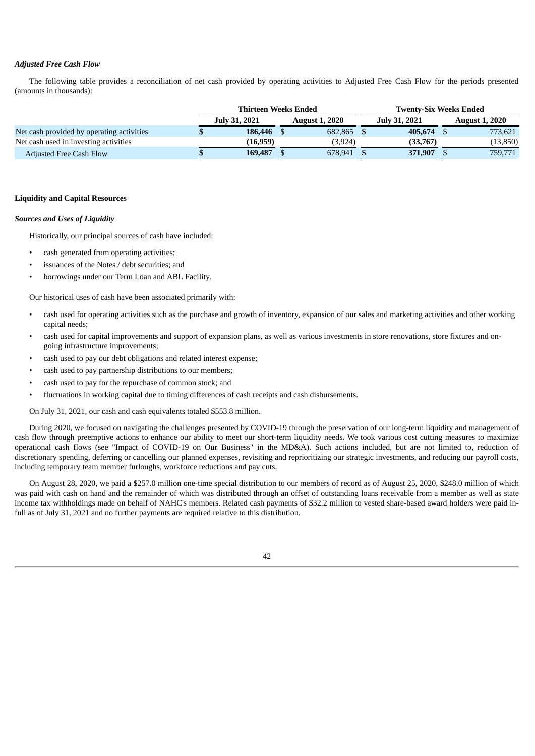### *Adjusted Free Cash Flow*

The following table provides a reconciliation of net cash provided by operating activities to Adjusted Free Cash Flow for the periods presented (amounts in thousands):

| | Thirteen Weeks Ended | | Twenty-Six Weeks Ended | |
|---|---|---|---|---|
| | **July 31, 2021** | **August 1, 2020** | **July 31, 2021** | **August 1, 2020** |
| Net cash provided by operating activities | **$ 186,446** | $ 682,865 | **$ 405,674** | $ 773,621 |
| Net cash used in investing activities | **(16,959)** | (3,924) | **(33,767)** | (13,850) |
| Adjusted Free Cash Flow | **$ 169,487** | $ 678,941 | **$ 371,907** | $ 759,771 |

## Liquidity and Capital Resources

### *Sources and Uses of Liquidity*

Historically, our principal sources of cash have included:

- cash generated from operating activities;
- issuances of the Notes / debt securities; and
- borrowings under our Term Loan and ABL Facility.

Our historical uses of cash have been associated primarily with:

- cash used for operating activities such as the purchase and growth of inventory, expansion of our sales and marketing activities and other working capital needs;
- cash used for capital improvements and support of expansion plans, as well as various investments in store renovations, store fixtures and on-going infrastructure improvements;
- cash used to pay our debt obligations and related interest expense;
- cash used to pay partnership distributions to our members;
- cash used to pay for the repurchase of common stock; and
- fluctuations in working capital due to timing differences of cash receipts and cash disbursements.

On July 31, 2021, our cash and cash equivalents totaled $553.8 million.

During 2020, we focused on navigating the challenges presented by COVID-19 through the preservation of our long-term liquidity and management of cash flow through preemptive actions to enhance our ability to meet our short-term liquidity needs. We took various cost cutting measures to maximize operational cash flows (see "Impact of COVID-19 on Our Business" in the MD&A). Such actions included, but are not limited to, reduction of discretionary spending, deferring or cancelling our planned expenses, revisiting and reprioritizing our strategic investments, and reducing our payroll costs, including temporary team member furloughs, workforce reductions and pay cuts.

On August 28, 2020, we paid a $257.0 million one-time special distribution to our members of record as of August 25, 2020, $248.0 million of which was paid with cash on hand and the remainder of which was distributed through an offset of outstanding loans receivable from a member as well as state income tax withholdings made on behalf of NAHC's members. Related cash payments of $32.2 million to vested share-based award holders were paid in-full as of July 31, 2021 and no further payments are required relative to this distribution.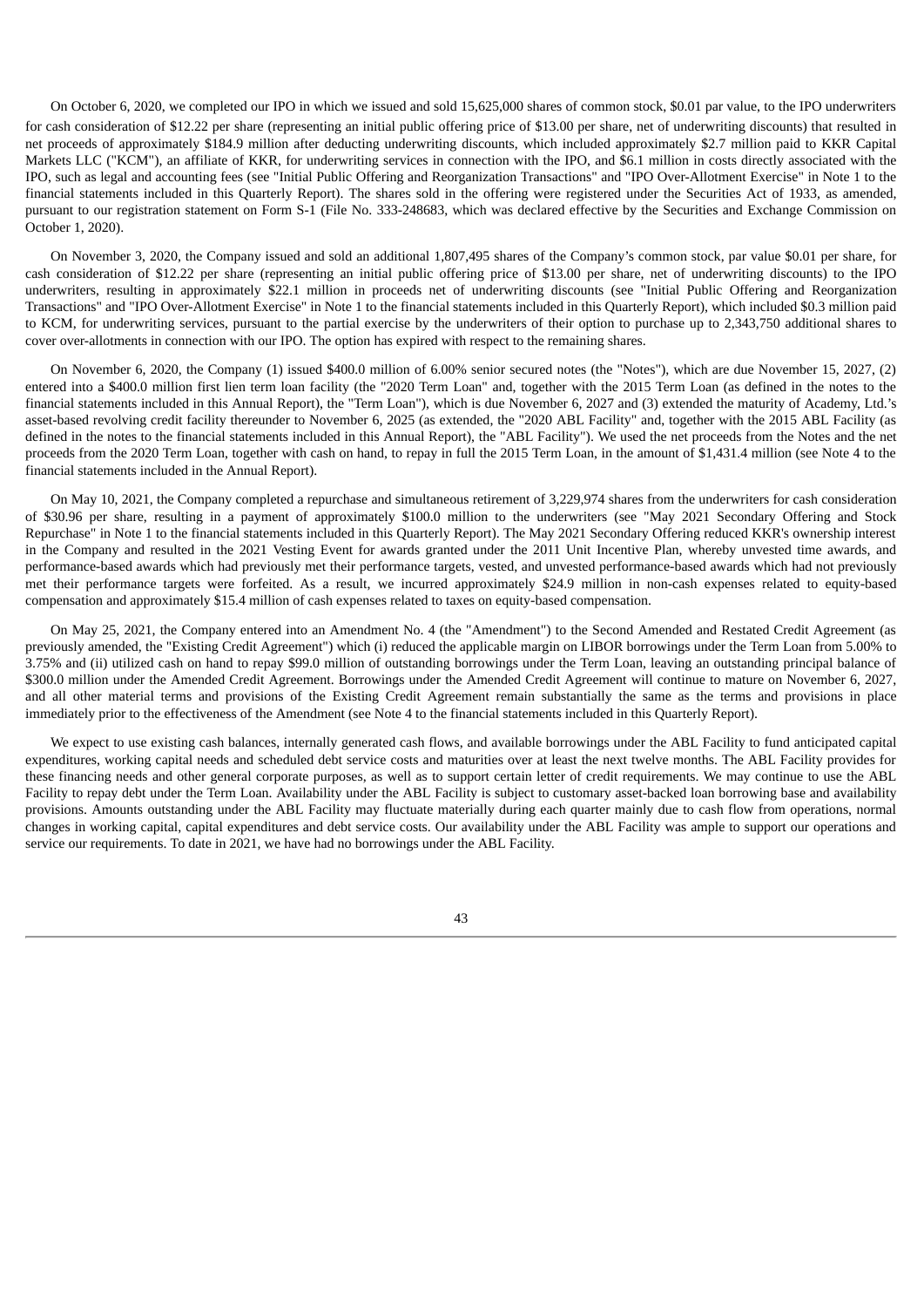On October 6, 2020, we completed our IPO in which we issued and sold 15,625,000 shares of common stock, $0.01 par value, to the IPO underwriters for cash consideration of $12.22 per share (representing an initial public offering price of $13.00 per share, net of underwriting discounts) that resulted in net proceeds of approximately $184.9 million after deducting underwriting discounts, which included approximately $2.7 million paid to KKR Capital Markets LLC ("KCM"), an affiliate of KKR, for underwriting services in connection with the IPO, and $6.1 million in costs directly associated with the IPO, such as legal and accounting fees (see "Initial Public Offering and Reorganization Transactions" and "IPO Over-Allotment Exercise" in Note 1 to the financial statements included in this Quarterly Report). The shares sold in the offering were registered under the Securities Act of 1933, as amended, pursuant to our registration statement on Form S-1 (File No. 333-248683, which was declared effective by the Securities and Exchange Commission on October 1, 2020).

On November 3, 2020, the Company issued and sold an additional 1,807,495 shares of the Company's common stock, par value $0.01 per share, for cash consideration of $12.22 per share (representing an initial public offering price of $13.00 per share, net of underwriting discounts) to the IPO underwriters, resulting in approximately $22.1 million in proceeds net of underwriting discounts (see "Initial Public Offering and Reorganization Transactions" and "IPO Over-Allotment Exercise" in Note 1 to the financial statements included in this Quarterly Report), which included $0.3 million paid to KCM, for underwriting services, pursuant to the partial exercise by the underwriters of their option to purchase up to 2,343,750 additional shares to cover over-allotments in connection with our IPO. The option has expired with respect to the remaining shares.

On November 6, 2020, the Company (1) issued $400.0 million of 6.00% senior secured notes (the "Notes"), which are due November 15, 2027, (2) entered into a $400.0 million first lien term loan facility (the "2020 Term Loan" and, together with the 2015 Term Loan (as defined in the notes to the financial statements included in this Annual Report), the "Term Loan"), which is due November 6, 2027 and (3) extended the maturity of Academy, Ltd.'s asset-based revolving credit facility thereunder to November 6, 2025 (as extended, the "2020 ABL Facility" and, together with the 2015 ABL Facility (as defined in the notes to the financial statements included in this Annual Report), the "ABL Facility"). We used the net proceeds from the Notes and the net proceeds from the 2020 Term Loan, together with cash on hand, to repay in full the 2015 Term Loan, in the amount of $1,431.4 million (see Note 4 to the financial statements included in the Annual Report).

On May 10, 2021, the Company completed a repurchase and simultaneous retirement of 3,229,974 shares from the underwriters for cash consideration of $30.96 per share, resulting in a payment of approximately $100.0 million to the underwriters (see "May 2021 Secondary Offering and Stock Repurchase" in Note 1 to the financial statements included in this Quarterly Report). The May 2021 Secondary Offering reduced KKR's ownership interest in the Company and resulted in the 2021 Vesting Event for awards granted under the 2011 Unit Incentive Plan, whereby unvested time awards, and performance-based awards which had previously met their performance targets, vested, and unvested performance-based awards which had not previously met their performance targets were forfeited. As a result, we incurred approximately $24.9 million in non-cash expenses related to equity-based compensation and approximately $15.4 million of cash expenses related to taxes on equity-based compensation.

On May 25, 2021, the Company entered into an Amendment No. 4 (the "Amendment") to the Second Amended and Restated Credit Agreement (as previously amended, the "Existing Credit Agreement") which (i) reduced the applicable margin on LIBOR borrowings under the Term Loan from 5.00% to 3.75% and (ii) utilized cash on hand to repay $99.0 million of outstanding borrowings under the Term Loan, leaving an outstanding principal balance of $300.0 million under the Amended Credit Agreement. Borrowings under the Amended Credit Agreement will continue to mature on November 6, 2027, and all other material terms and provisions of the Existing Credit Agreement remain substantially the same as the terms and provisions in place immediately prior to the effectiveness of the Amendment (see Note 4 to the financial statements included in this Quarterly Report).

We expect to use existing cash balances, internally generated cash flows, and available borrowings under the ABL Facility to fund anticipated capital expenditures, working capital needs and scheduled debt service costs and maturities over at least the next twelve months. The ABL Facility provides for these financing needs and other general corporate purposes, as well as to support certain letter of credit requirements. We may continue to use the ABL Facility to repay debt under the Term Loan. Availability under the ABL Facility is subject to customary asset-backed loan borrowing base and availability provisions. Amounts outstanding under the ABL Facility may fluctuate materially during each quarter mainly due to cash flow from operations, normal changes in working capital, capital expenditures and debt service costs. Our availability under the ABL Facility was ample to support our operations and service our requirements. To date in 2021, we have had no borrowings under the ABL Facility.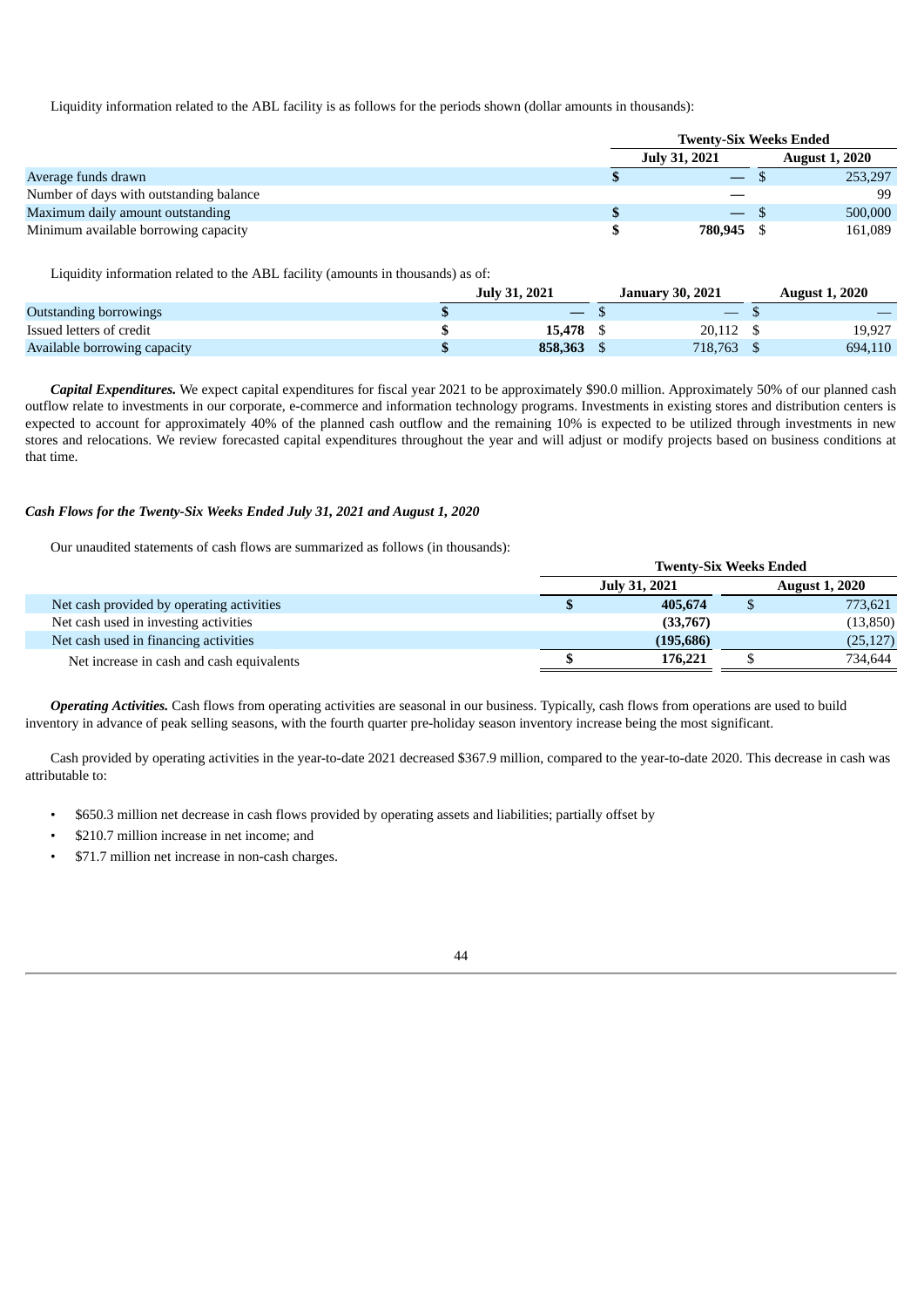Liquidity information related to the ABL facility is as follows for the periods shown (dollar amounts in thousands):

| | Twenty-Six Weeks Ended | |
|---|---|---|
| | July 31, 2021 | August 1, 2020 |
| Average funds drawn | $ — | $ 253,297 |
| Number of days with outstanding balance | — | 99 |
| Maximum daily amount outstanding | $ — | $ 500,000 |
| Minimum available borrowing capacity | $ 780,945 | $ 161,089 |

Liquidity information related to the ABL facility (amounts in thousands) as of:

| | July 31, 2021 | January 30, 2021 | August 1, 2020 |
|---|---|---|---|
| Outstanding borrowings | $ — | $ — | $ — |
| Issued letters of credit | $ 15,478 | $ 20,112 | $ 19,927 |
| Available borrowing capacity | $ 858,363 | $ 718,763 | $ 694,110 |

***Capital Expenditures.*** We expect capital expenditures for fiscal year 2021 to be approximately $90.0 million. Approximately 50% of our planned cash outflow relate to investments in our corporate, e-commerce and information technology programs. Investments in existing stores and distribution centers is expected to account for approximately 40% of the planned cash outflow and the remaining 10% is expected to be utilized through investments in new stores and relocations. We review forecasted capital expenditures throughout the year and will adjust or modify projects based on business conditions at that time.

### *Cash Flows for the Twenty-Six Weeks Ended July 31, 2021 and August 1, 2020*

Our unaudited statements of cash flows are summarized as follows (in thousands):

| | Twenty-Six Weeks Ended | |
|---|---|---|
| | July 31, 2021 | August 1, 2020 |
| Net cash provided by operating activities | $ 405,674 | $ 773,621 |
| Net cash used in investing activities | (33,767) | (13,850) |
| Net cash used in financing activities | (195,686) | (25,127) |
| Net increase in cash and cash equivalents | $ 176,221 | $ 734,644 |

***Operating Activities.*** Cash flows from operating activities are seasonal in our business. Typically, cash flows from operations are used to build inventory in advance of peak selling seasons, with the fourth quarter pre-holiday season inventory increase being the most significant.

Cash provided by operating activities in the year-to-date 2021 decreased $367.9 million, compared to the year-to-date 2020. This decrease in cash was attributable to:

- $650.3 million net decrease in cash flows provided by operating assets and liabilities; partially offset by
- $210.7 million increase in net income; and
- $71.7 million net increase in non-cash charges.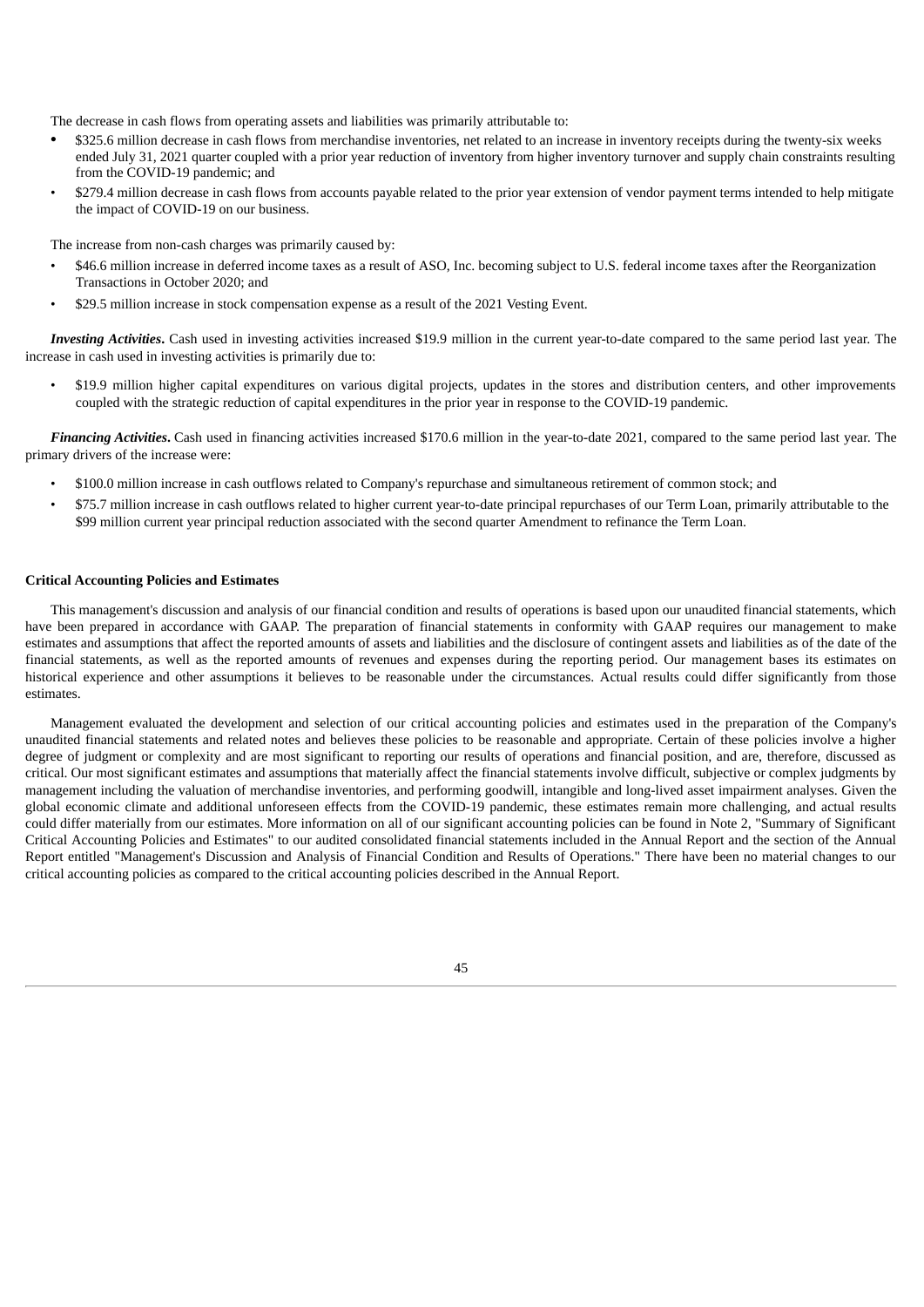The decrease in cash flows from operating assets and liabilities was primarily attributable to:

- $325.6 million decrease in cash flows from merchandise inventories, net related to an increase in inventory receipts during the twenty-six weeks ended July 31, 2021 quarter coupled with a prior year reduction of inventory from higher inventory turnover and supply chain constraints resulting from the COVID-19 pandemic; and
- $279.4 million decrease in cash flows from accounts payable related to the prior year extension of vendor payment terms intended to help mitigate the impact of COVID-19 on our business.

The increase from non-cash charges was primarily caused by:

- $46.6 million increase in deferred income taxes as a result of ASO, Inc. becoming subject to U.S. federal income taxes after the Reorganization Transactions in October 2020; and
- $29.5 million increase in stock compensation expense as a result of the 2021 Vesting Event.

***Investing Activities***. Cash used in investing activities increased $19.9 million in the current year-to-date compared to the same period last year. The increase in cash used in investing activities is primarily due to:

- $19.9 million higher capital expenditures on various digital projects, updates in the stores and distribution centers, and other improvements coupled with the strategic reduction of capital expenditures in the prior year in response to the COVID-19 pandemic.

***Financing Activities***. Cash used in financing activities increased $170.6 million in the year-to-date 2021, compared to the same period last year. The primary drivers of the increase were:

- $100.0 million increase in cash outflows related to Company's repurchase and simultaneous retirement of common stock; and
- $75.7 million increase in cash outflows related to higher current year-to-date principal repurchases of our Term Loan, primarily attributable to the $99 million current year principal reduction associated with the second quarter Amendment to refinance the Term Loan.

**Critical Accounting Policies and Estimates**

This management's discussion and analysis of our financial condition and results of operations is based upon our unaudited financial statements, which have been prepared in accordance with GAAP. The preparation of financial statements in conformity with GAAP requires our management to make estimates and assumptions that affect the reported amounts of assets and liabilities and the disclosure of contingent assets and liabilities as of the date of the financial statements, as well as the reported amounts of revenues and expenses during the reporting period. Our management bases its estimates on historical experience and other assumptions it believes to be reasonable under the circumstances. Actual results could differ significantly from those estimates.

Management evaluated the development and selection of our critical accounting policies and estimates used in the preparation of the Company's unaudited financial statements and related notes and believes these policies to be reasonable and appropriate. Certain of these policies involve a higher degree of judgment or complexity and are most significant to reporting our results of operations and financial position, and are, therefore, discussed as critical. Our most significant estimates and assumptions that materially affect the financial statements involve difficult, subjective or complex judgments by management including the valuation of merchandise inventories, and performing goodwill, intangible and long-lived asset impairment analyses. Given the global economic climate and additional unforeseen effects from the COVID-19 pandemic, these estimates remain more challenging, and actual results could differ materially from our estimates. More information on all of our significant accounting policies can be found in Note 2, "Summary of Significant Critical Accounting Policies and Estimates" to our audited consolidated financial statements included in the Annual Report and the section of the Annual Report entitled "Management's Discussion and Analysis of Financial Condition and Results of Operations." There have been no material changes to our critical accounting policies as compared to the critical accounting policies described in the Annual Report.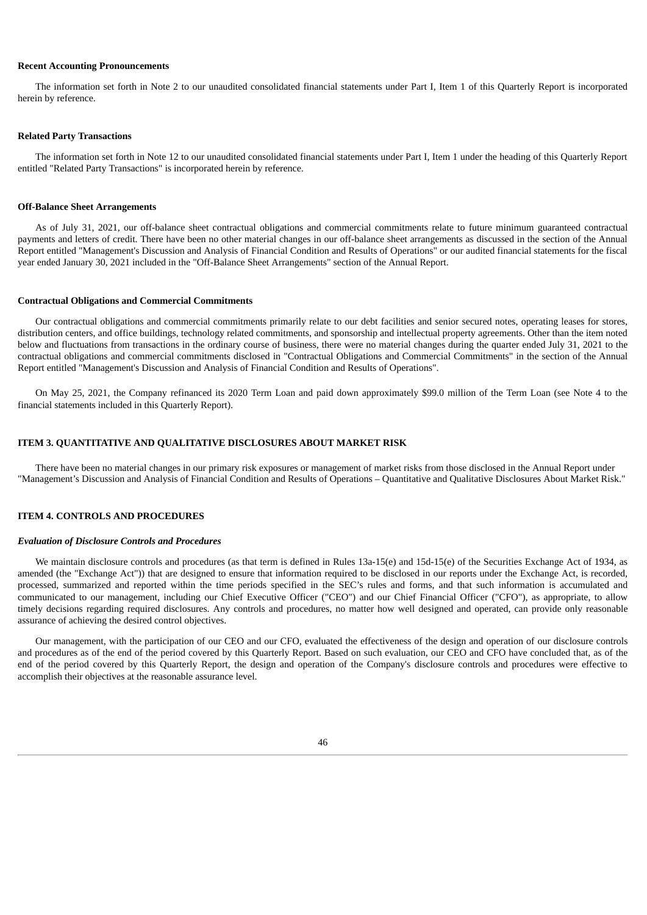**Recent Accounting Pronouncements**

The information set forth in Note 2 to our unaudited consolidated financial statements under Part I, Item 1 of this Quarterly Report is incorporated herein by reference.

**Related Party Transactions**

The information set forth in Note 12 to our unaudited consolidated financial statements under Part I, Item 1 under the heading of this Quarterly Report entitled "Related Party Transactions" is incorporated herein by reference.

**Off-Balance Sheet Arrangements**

As of July 31, 2021, our off-balance sheet contractual obligations and commercial commitments relate to future minimum guaranteed contractual payments and letters of credit. There have been no other material changes in our off-balance sheet arrangements as discussed in the section of the Annual Report entitled "Management's Discussion and Analysis of Financial Condition and Results of Operations" or our audited financial statements for the fiscal year ended January 30, 2021 included in the "Off-Balance Sheet Arrangements" section of the Annual Report.

**Contractual Obligations and Commercial Commitments**

Our contractual obligations and commercial commitments primarily relate to our debt facilities and senior secured notes, operating leases for stores, distribution centers, and office buildings, technology related commitments, and sponsorship and intellectual property agreements. Other than the item noted below and fluctuations from transactions in the ordinary course of business, there were no material changes during the quarter ended July 31, 2021 to the contractual obligations and commercial commitments disclosed in "Contractual Obligations and Commercial Commitments" in the section of the Annual Report entitled "Management's Discussion and Analysis of Financial Condition and Results of Operations".

On May 25, 2021, the Company refinanced its 2020 Term Loan and paid down approximately $99.0 million of the Term Loan (see Note 4 to the financial statements included in this Quarterly Report).

## ITEM 3. QUANTITATIVE AND QUALITATIVE DISCLOSURES ABOUT MARKET RISK

There have been no material changes in our primary risk exposures or management of market risks from those disclosed in the Annual Report under "Management's Discussion and Analysis of Financial Condition and Results of Operations – Quantitative and Qualitative Disclosures About Market Risk."

## ITEM 4. CONTROLS AND PROCEDURES

***Evaluation of Disclosure Controls and Procedures***

We maintain disclosure controls and procedures (as that term is defined in Rules 13a-15(e) and 15d-15(e) of the Securities Exchange Act of 1934, as amended (the "Exchange Act")) that are designed to ensure that information required to be disclosed in our reports under the Exchange Act, is recorded, processed, summarized and reported within the time periods specified in the SEC's rules and forms, and that such information is accumulated and communicated to our management, including our Chief Executive Officer ("CEO") and our Chief Financial Officer ("CFO"), as appropriate, to allow timely decisions regarding required disclosures. Any controls and procedures, no matter how well designed and operated, can provide only reasonable assurance of achieving the desired control objectives.

Our management, with the participation of our CEO and our CFO, evaluated the effectiveness of the design and operation of our disclosure controls and procedures as of the end of the period covered by this Quarterly Report. Based on such evaluation, our CEO and CFO have concluded that, as of the end of the period covered by this Quarterly Report, the design and operation of the Company's disclosure controls and procedures were effective to accomplish their objectives at the reasonable assurance level.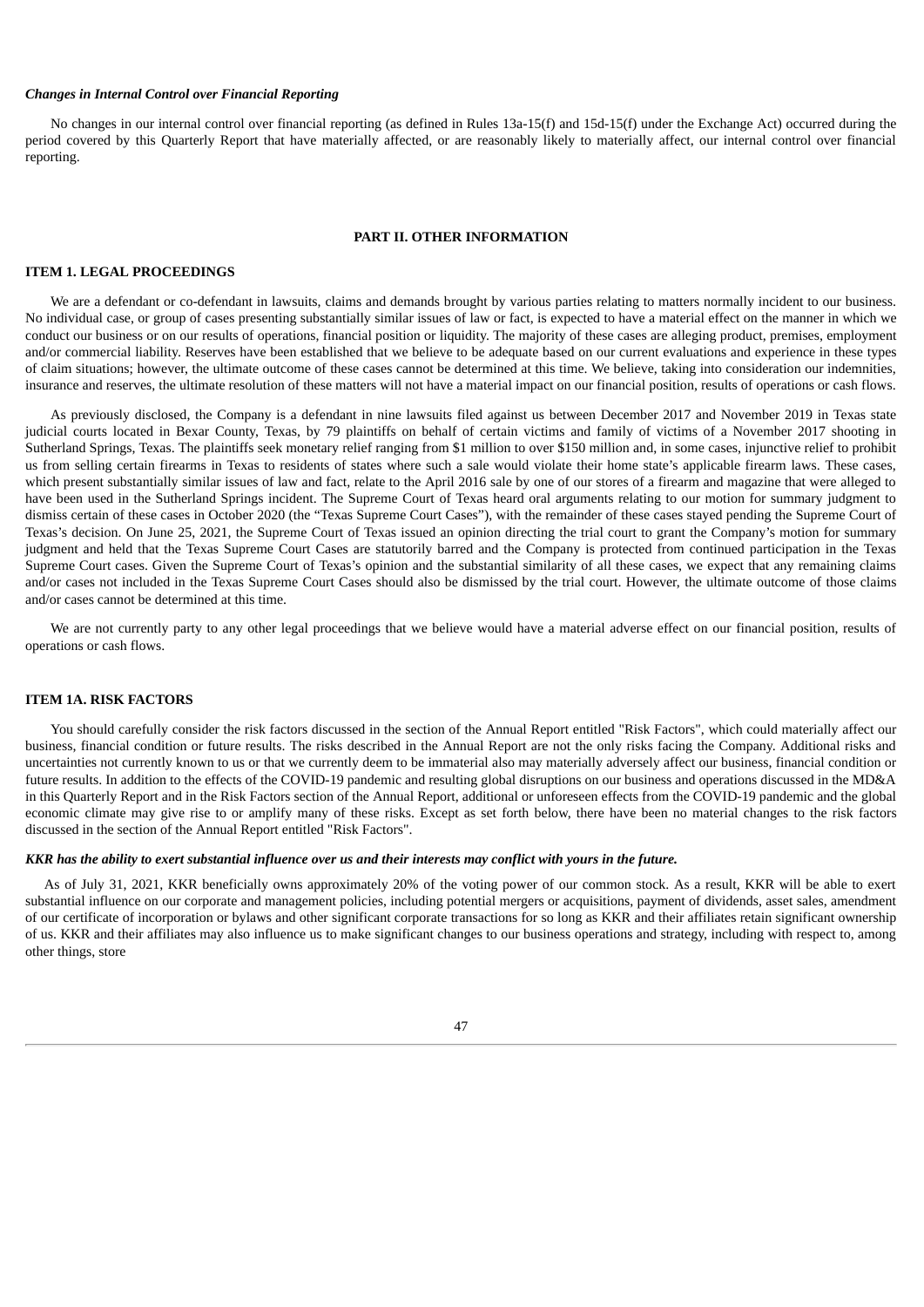***Changes in Internal Control over Financial Reporting***

No changes in our internal control over financial reporting (as defined in Rules 13a-15(f) and 15d-15(f) under the Exchange Act) occurred during the period covered by this Quarterly Report that have materially affected, or are reasonably likely to materially affect, our internal control over financial reporting.

## PART II. OTHER INFORMATION

### ITEM 1. LEGAL PROCEEDINGS

We are a defendant or co-defendant in lawsuits, claims and demands brought by various parties relating to matters normally incident to our business. No individual case, or group of cases presenting substantially similar issues of law or fact, is expected to have a material effect on the manner in which we conduct our business or on our results of operations, financial position or liquidity. The majority of these cases are alleging product, premises, employment and/or commercial liability. Reserves have been established that we believe to be adequate based on our current evaluations and experience in these types of claim situations; however, the ultimate outcome of these cases cannot be determined at this time. We believe, taking into consideration our indemnities, insurance and reserves, the ultimate resolution of these matters will not have a material impact on our financial position, results of operations or cash flows.

As previously disclosed, the Company is a defendant in nine lawsuits filed against us between December 2017 and November 2019 in Texas state judicial courts located in Bexar County, Texas, by 79 plaintiffs on behalf of certain victims and family of victims of a November 2017 shooting in Sutherland Springs, Texas. The plaintiffs seek monetary relief ranging from $1 million to over $150 million and, in some cases, injunctive relief to prohibit us from selling certain firearms in Texas to residents of states where such a sale would violate their home state's applicable firearm laws. These cases, which present substantially similar issues of law and fact, relate to the April 2016 sale by one of our stores of a firearm and magazine that were alleged to have been used in the Sutherland Springs incident. The Supreme Court of Texas heard oral arguments relating to our motion for summary judgment to dismiss certain of these cases in October 2020 (the "Texas Supreme Court Cases"), with the remainder of these cases stayed pending the Supreme Court of Texas's decision. On June 25, 2021, the Supreme Court of Texas issued an opinion directing the trial court to grant the Company's motion for summary judgment and held that the Texas Supreme Court Cases are statutorily barred and the Company is protected from continued participation in the Texas Supreme Court cases. Given the Supreme Court of Texas's opinion and the substantial similarity of all these cases, we expect that any remaining claims and/or cases not included in the Texas Supreme Court Cases should also be dismissed by the trial court. However, the ultimate outcome of those claims and/or cases cannot be determined at this time.

We are not currently party to any other legal proceedings that we believe would have a material adverse effect on our financial position, results of operations or cash flows.

### ITEM 1A. RISK FACTORS

You should carefully consider the risk factors discussed in the section of the Annual Report entitled "Risk Factors", which could materially affect our business, financial condition or future results. The risks described in the Annual Report are not the only risks facing the Company. Additional risks and uncertainties not currently known to us or that we currently deem to be immaterial also may materially adversely affect our business, financial condition or future results. In addition to the effects of the COVID-19 pandemic and resulting global disruptions on our business and operations discussed in the MD&A in this Quarterly Report and in the Risk Factors section of the Annual Report, additional or unforeseen effects from the COVID-19 pandemic and the global economic climate may give rise to or amplify many of these risks. Except as set forth below, there have been no material changes to the risk factors discussed in the section of the Annual Report entitled "Risk Factors".

***KKR has the ability to exert substantial influence over us and their interests may conflict with yours in the future.***

As of July 31, 2021, KKR beneficially owns approximately 20% of the voting power of our common stock. As a result, KKR will be able to exert substantial influence on our corporate and management policies, including potential mergers or acquisitions, payment of dividends, asset sales, amendment of our certificate of incorporation or bylaws and other significant corporate transactions for so long as KKR and their affiliates retain significant ownership of us. KKR and their affiliates may also influence us to make significant changes to our business operations and strategy, including with respect to, among other things, store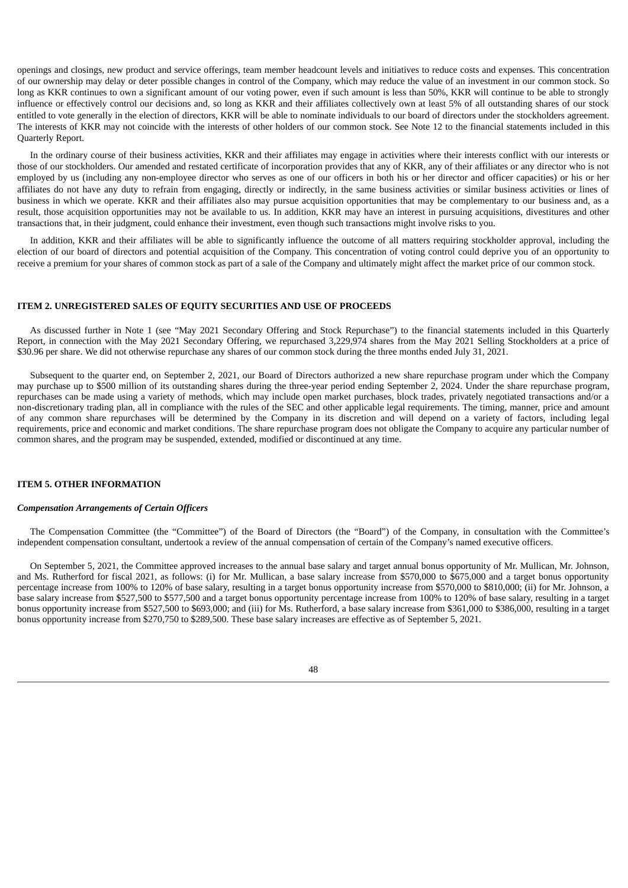openings and closings, new product and service offerings, team member headcount levels and initiatives to reduce costs and expenses. This concentration of our ownership may delay or deter possible changes in control of the Company, which may reduce the value of an investment in our common stock. So long as KKR continues to own a significant amount of our voting power, even if such amount is less than 50%, KKR will continue to be able to strongly influence or effectively control our decisions and, so long as KKR and their affiliates collectively own at least 5% of all outstanding shares of our stock entitled to vote generally in the election of directors, KKR will be able to nominate individuals to our board of directors under the stockholders agreement. The interests of KKR may not coincide with the interests of other holders of our common stock. See Note 12 to the financial statements included in this Quarterly Report.

In the ordinary course of their business activities, KKR and their affiliates may engage in activities where their interests conflict with our interests or those of our stockholders. Our amended and restated certificate of incorporation provides that any of KKR, any of their affiliates or any director who is not employed by us (including any non-employee director who serves as one of our officers in both his or her director and officer capacities) or his or her affiliates do not have any duty to refrain from engaging, directly or indirectly, in the same business activities or similar business activities or lines of business in which we operate. KKR and their affiliates also may pursue acquisition opportunities that may be complementary to our business and, as a result, those acquisition opportunities may not be available to us. In addition, KKR may have an interest in pursuing acquisitions, divestitures and other transactions that, in their judgment, could enhance their investment, even though such transactions might involve risks to you.

In addition, KKR and their affiliates will be able to significantly influence the outcome of all matters requiring stockholder approval, including the election of our board of directors and potential acquisition of the Company. This concentration of voting control could deprive you of an opportunity to receive a premium for your shares of common stock as part of a sale of the Company and ultimately might affect the market price of our common stock.

## ITEM 2. UNREGISTERED SALES OF EQUITY SECURITIES AND USE OF PROCEEDS

As discussed further in Note 1 (see "May 2021 Secondary Offering and Stock Repurchase") to the financial statements included in this Quarterly Report, in connection with the May 2021 Secondary Offering, we repurchased 3,229,974 shares from the May 2021 Selling Stockholders at a price of $30.96 per share. We did not otherwise repurchase any shares of our common stock during the three months ended July 31, 2021.

Subsequent to the quarter end, on September 2, 2021, our Board of Directors authorized a new share repurchase program under which the Company may purchase up to $500 million of its outstanding shares during the three-year period ending September 2, 2024. Under the share repurchase program, repurchases can be made using a variety of methods, which may include open market purchases, block trades, privately negotiated transactions and/or a non-discretionary trading plan, all in compliance with the rules of the SEC and other applicable legal requirements. The timing, manner, price and amount of any common share repurchases will be determined by the Company in its discretion and will depend on a variety of factors, including legal requirements, price and economic and market conditions. The share repurchase program does not obligate the Company to acquire any particular number of common shares, and the program may be suspended, extended, modified or discontinued at any time.

## ITEM 5. OTHER INFORMATION

### *Compensation Arrangements of Certain Officers*

The Compensation Committee (the "Committee") of the Board of Directors (the "Board") of the Company, in consultation with the Committee's independent compensation consultant, undertook a review of the annual compensation of certain of the Company's named executive officers.

On September 5, 2021, the Committee approved increases to the annual base salary and target annual bonus opportunity of Mr. Mullican, Mr. Johnson, and Ms. Rutherford for fiscal 2021, as follows: (i) for Mr. Mullican, a base salary increase from $570,000 to $675,000 and a target bonus opportunity percentage increase from 100% to 120% of base salary, resulting in a target bonus opportunity increase from $570,000 to $810,000; (ii) for Mr. Johnson, a base salary increase from $527,500 to $577,500 and a target bonus opportunity percentage increase from 100% to 120% of base salary, resulting in a target bonus opportunity increase from $527,500 to $693,000; and (iii) for Ms. Rutherford, a base salary increase from $361,000 to $386,000, resulting in a target bonus opportunity increase from $270,750 to $289,500. These base salary increases are effective as of September 5, 2021.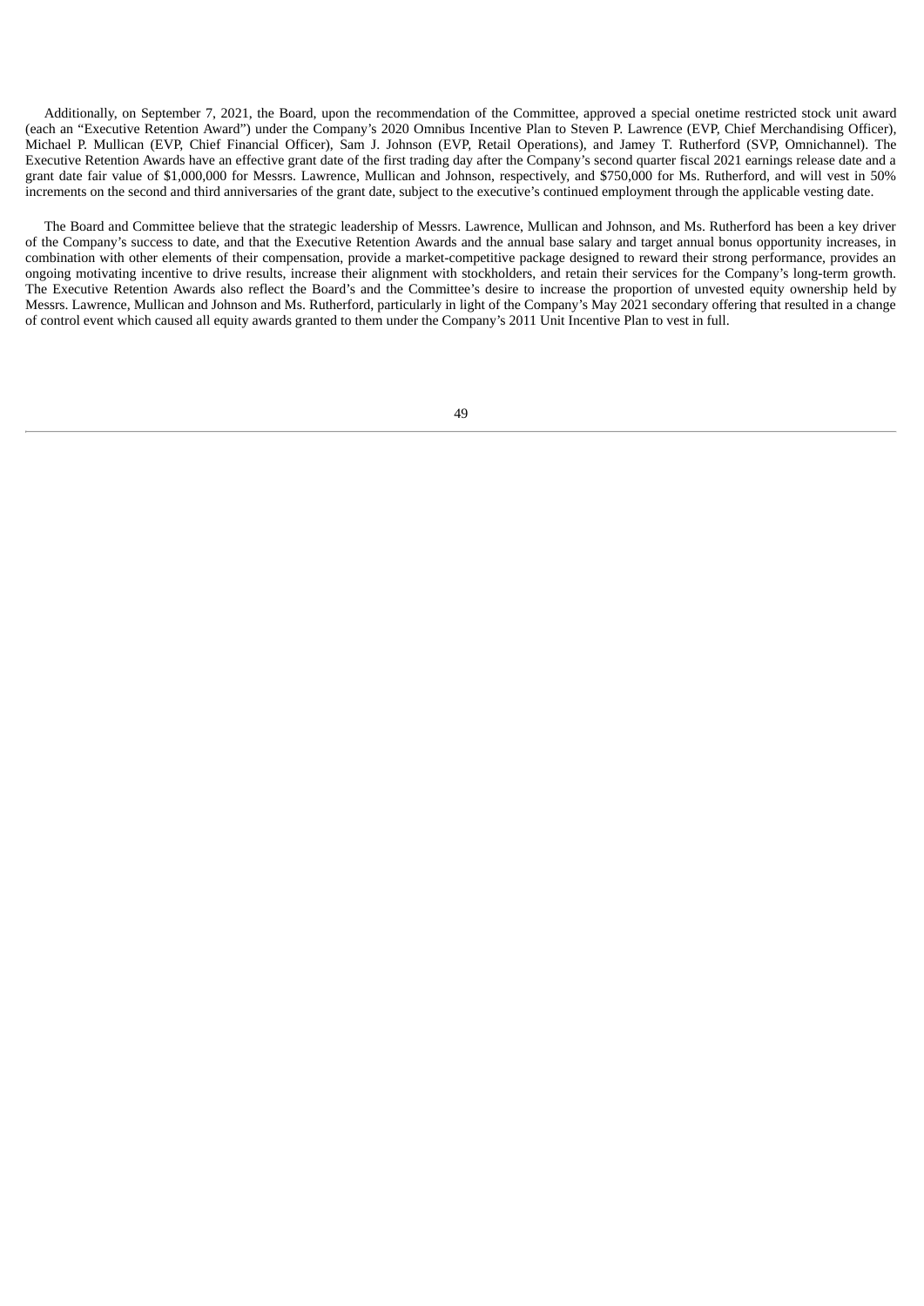Additionally, on September 7, 2021, the Board, upon the recommendation of the Committee, approved a special onetime restricted stock unit award (each an "Executive Retention Award") under the Company's 2020 Omnibus Incentive Plan to Steven P. Lawrence (EVP, Chief Merchandising Officer), Michael P. Mullican (EVP, Chief Financial Officer), Sam J. Johnson (EVP, Retail Operations), and Jamey T. Rutherford (SVP, Omnichannel). The Executive Retention Awards have an effective grant date of the first trading day after the Company's second quarter fiscal 2021 earnings release date and a grant date fair value of $1,000,000 for Messrs. Lawrence, Mullican and Johnson, respectively, and $750,000 for Ms. Rutherford, and will vest in 50% increments on the second and third anniversaries of the grant date, subject to the executive's continued employment through the applicable vesting date.

The Board and Committee believe that the strategic leadership of Messrs. Lawrence, Mullican and Johnson, and Ms. Rutherford has been a key driver of the Company's success to date, and that the Executive Retention Awards and the annual base salary and target annual bonus opportunity increases, in combination with other elements of their compensation, provide a market-competitive package designed to reward their strong performance, provides an ongoing motivating incentive to drive results, increase their alignment with stockholders, and retain their services for the Company's long-term growth. The Executive Retention Awards also reflect the Board's and the Committee's desire to increase the proportion of unvested equity ownership held by Messrs. Lawrence, Mullican and Johnson and Ms. Rutherford, particularly in light of the Company's May 2021 secondary offering that resulted in a change of control event which caused all equity awards granted to them under the Company's 2011 Unit Incentive Plan to vest in full.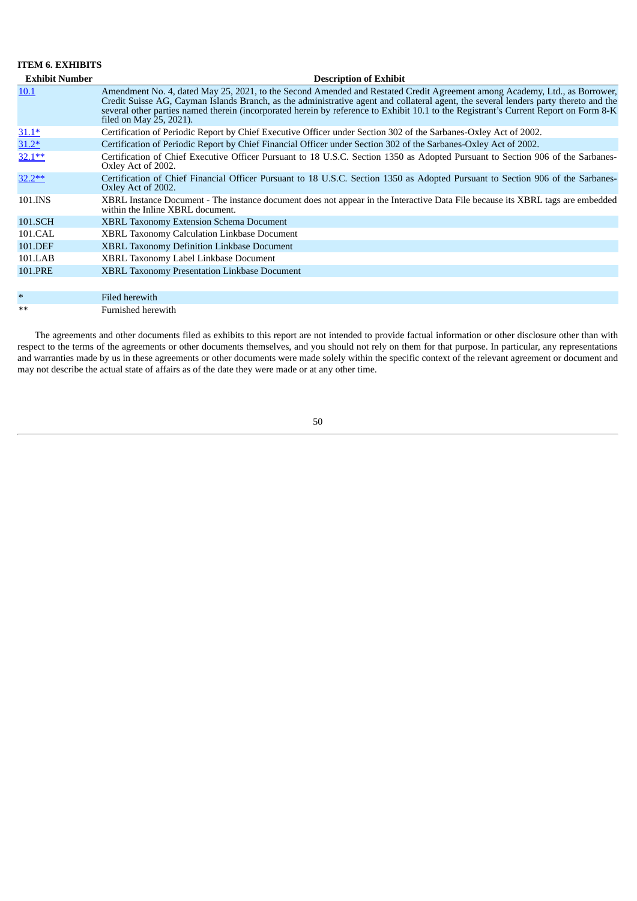### ITEM 6. EXHIBITS

| Exhibit Number | Description of Exhibit |
|---|---|
| 10.1 | Amendment No. 4, dated May 25, 2021, to the Second Amended and Restated Credit Agreement among Academy, Ltd., as Borrower, Credit Suisse AG, Cayman Islands Branch, as the administrative agent and collateral agent, the several lenders party thereto and the several other parties named therein (incorporated herein by reference to Exhibit 10.1 to the Registrant's Current Report on Form 8-K filed on May 25, 2021). |
| 31.1* | Certification of Periodic Report by Chief Executive Officer under Section 302 of the Sarbanes-Oxley Act of 2002. |
| 31.2* | Certification of Periodic Report by Chief Financial Officer under Section 302 of the Sarbanes-Oxley Act of 2002. |
| 32.1** | Certification of Chief Executive Officer Pursuant to 18 U.S.C. Section 1350 as Adopted Pursuant to Section 906 of the Sarbanes-Oxley Act of 2002. |
| 32.2** | Certification of Chief Financial Officer Pursuant to 18 U.S.C. Section 1350 as Adopted Pursuant to Section 906 of the Sarbanes-Oxley Act of 2002. |
| 101.INS | XBRL Instance Document - The instance document does not appear in the Interactive Data File because its XBRL tags are embedded within the Inline XBRL document. |
| 101.SCH | XBRL Taxonomy Extension Schema Document |
| 101.CAL | XBRL Taxonomy Calculation Linkbase Document |
| 101.DEF | XBRL Taxonomy Definition Linkbase Document |
| 101.LAB | XBRL Taxonomy Label Linkbase Document |
| 101.PRE | XBRL Taxonomy Presentation Linkbase Document |
| | |
| * | Filed herewith |
| ** | Furnished herewith |

The agreements and other documents filed as exhibits to this report are not intended to provide factual information or other disclosure other than with respect to the terms of the agreements or other documents themselves, and you should not rely on them for that purpose. In particular, any representations and warranties made by us in these agreements or other documents were made solely within the specific context of the relevant agreement or document and may not describe the actual state of affairs as of the date they were made or at any other time.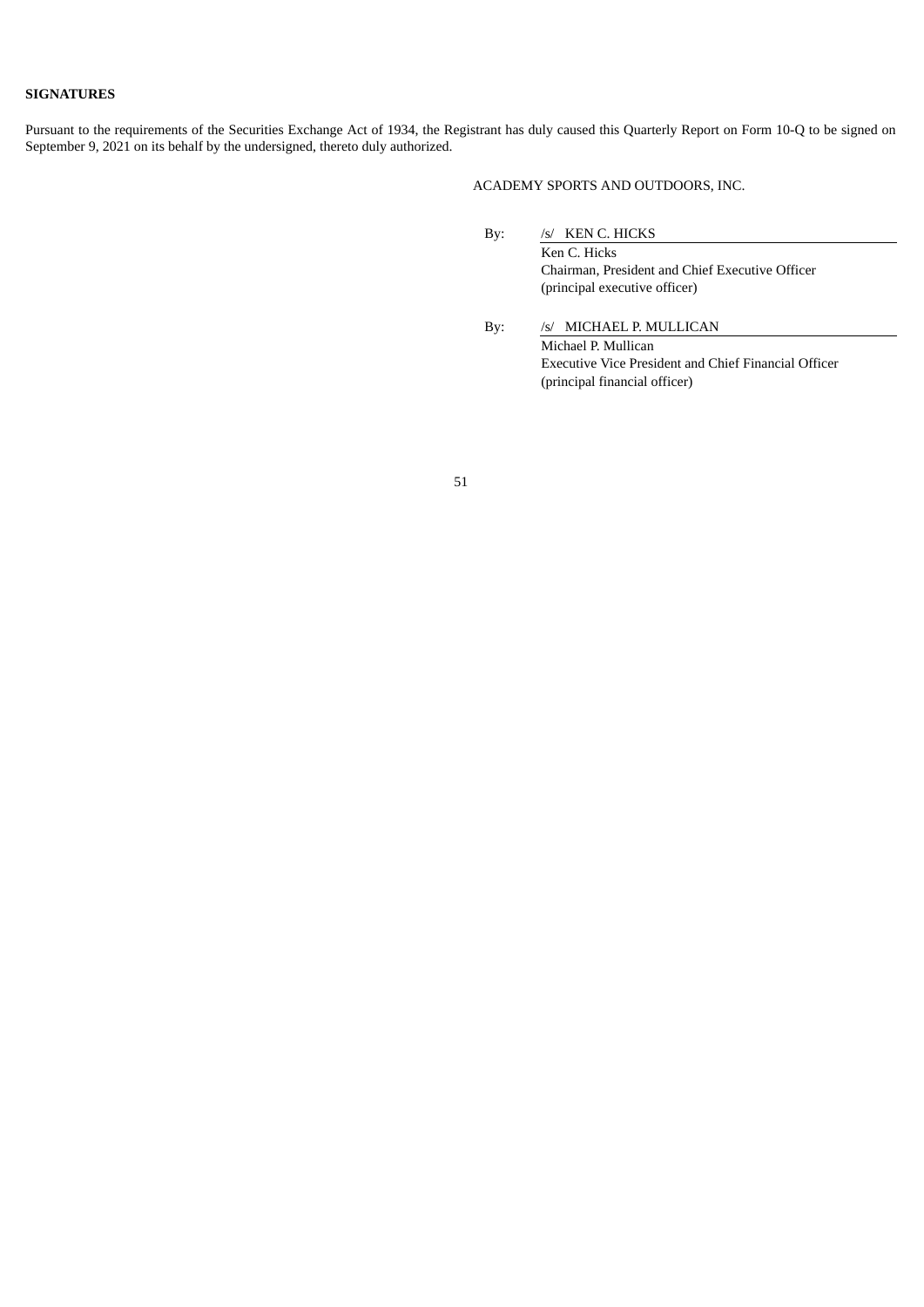**SIGNATURES**

Pursuant to the requirements of the Securities Exchange Act of 1934, the Registrant has duly caused this Quarterly Report on Form 10-Q to be signed on September 9, 2021 on its behalf by the undersigned, thereto duly authorized.

ACADEMY SPORTS AND OUTDOORS, INC.

By: /s/ KEN C. HICKS
Ken C. Hicks
Chairman, President and Chief Executive Officer
(principal executive officer)

By: /s/ MICHAEL P. MULLICAN
Michael P. Mullican
Executive Vice President and Chief Financial Officer
(principal financial officer)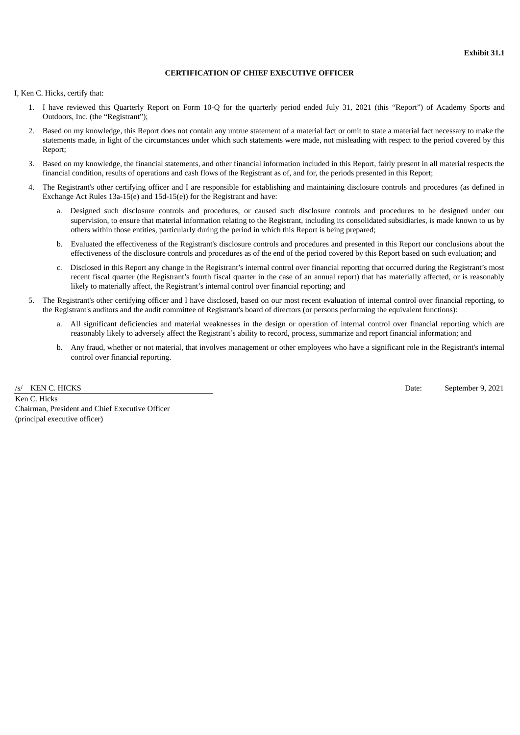**Exhibit 31.1**

**CERTIFICATION OF CHIEF EXECUTIVE OFFICER**

I, Ken C. Hicks, certify that:

1. I have reviewed this Quarterly Report on Form 10-Q for the quarterly period ended July 31, 2021 (this "Report") of Academy Sports and Outdoors, Inc. (the "Registrant");

2. Based on my knowledge, this Report does not contain any untrue statement of a material fact or omit to state a material fact necessary to make the statements made, in light of the circumstances under which such statements were made, not misleading with respect to the period covered by this Report;

3. Based on my knowledge, the financial statements, and other financial information included in this Report, fairly present in all material respects the financial condition, results of operations and cash flows of the Registrant as of, and for, the periods presented in this Report;

4. The Registrant's other certifying officer and I are responsible for establishing and maintaining disclosure controls and procedures (as defined in Exchange Act Rules 13a-15(e) and 15d-15(e)) for the Registrant and have:

   a. Designed such disclosure controls and procedures, or caused such disclosure controls and procedures to be designed under our supervision, to ensure that material information relating to the Registrant, including its consolidated subsidiaries, is made known to us by others within those entities, particularly during the period in which this Report is being prepared;

   b. Evaluated the effectiveness of the Registrant's disclosure controls and procedures and presented in this Report our conclusions about the effectiveness of the disclosure controls and procedures as of the end of the period covered by this Report based on such evaluation; and

   c. Disclosed in this Report any change in the Registrant's internal control over financial reporting that occurred during the Registrant's most recent fiscal quarter (the Registrant's fourth fiscal quarter in the case of an annual report) that has materially affected, or is reasonably likely to materially affect, the Registrant's internal control over financial reporting; and

5. The Registrant's other certifying officer and I have disclosed, based on our most recent evaluation of internal control over financial reporting, to the Registrant's auditors and the audit committee of Registrant's board of directors (or persons performing the equivalent functions):

   a. All significant deficiencies and material weaknesses in the design or operation of internal control over financial reporting which are reasonably likely to adversely affect the Registrant's ability to record, process, summarize and report financial information; and

   b. Any fraud, whether or not material, that involves management or other employees who have a significant role in the Registrant's internal control over financial reporting.

/s/ KEN C. HICKS

Ken C. Hicks
Chairman, President and Chief Executive Officer
(principal executive officer)

Date: September 9, 2021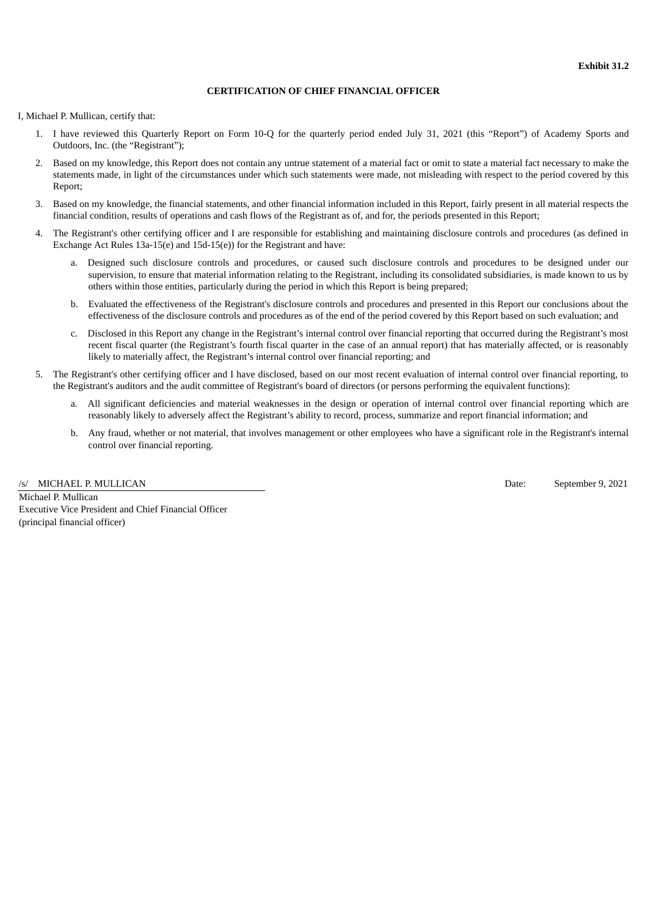**Exhibit 31.2**

**CERTIFICATION OF CHIEF FINANCIAL OFFICER**

I, Michael P. Mullican, certify that:

1. I have reviewed this Quarterly Report on Form 10-Q for the quarterly period ended July 31, 2021 (this "Report") of Academy Sports and Outdoors, Inc. (the "Registrant");

2. Based on my knowledge, this Report does not contain any untrue statement of a material fact or omit to state a material fact necessary to make the statements made, in light of the circumstances under which such statements were made, not misleading with respect to the period covered by this Report;

3. Based on my knowledge, the financial statements, and other financial information included in this Report, fairly present in all material respects the financial condition, results of operations and cash flows of the Registrant as of, and for, the periods presented in this Report;

4. The Registrant's other certifying officer and I are responsible for establishing and maintaining disclosure controls and procedures (as defined in Exchange Act Rules 13a-15(e) and 15d-15(e)) for the Registrant and have:

    a. Designed such disclosure controls and procedures, or caused such disclosure controls and procedures to be designed under our supervision, to ensure that material information relating to the Registrant, including its consolidated subsidiaries, is made known to us by others within those entities, particularly during the period in which this Report is being prepared;

    b. Evaluated the effectiveness of the Registrant's disclosure controls and procedures and presented in this Report our conclusions about the effectiveness of the disclosure controls and procedures as of the end of the period covered by this Report based on such evaluation; and

    c. Disclosed in this Report any change in the Registrant's internal control over financial reporting that occurred during the Registrant's most recent fiscal quarter (the Registrant's fourth fiscal quarter in the case of an annual report) that has materially affected, or is reasonably likely to materially affect, the Registrant's internal control over financial reporting; and

5. The Registrant's other certifying officer and I have disclosed, based on our most recent evaluation of internal control over financial reporting, to the Registrant's auditors and the audit committee of Registrant's board of directors (or persons performing the equivalent functions):

    a. All significant deficiencies and material weaknesses in the design or operation of internal control over financial reporting which are reasonably likely to adversely affect the Registrant's ability to record, process, summarize and report financial information; and

    b. Any fraud, whether or not material, that involves management or other employees who have a significant role in the Registrant's internal control over financial reporting.

/s/ MICHAEL P. MULLICAN

Michael P. Mullican
Executive Vice President and Chief Financial Officer
(principal financial officer)

Date: September 9, 2021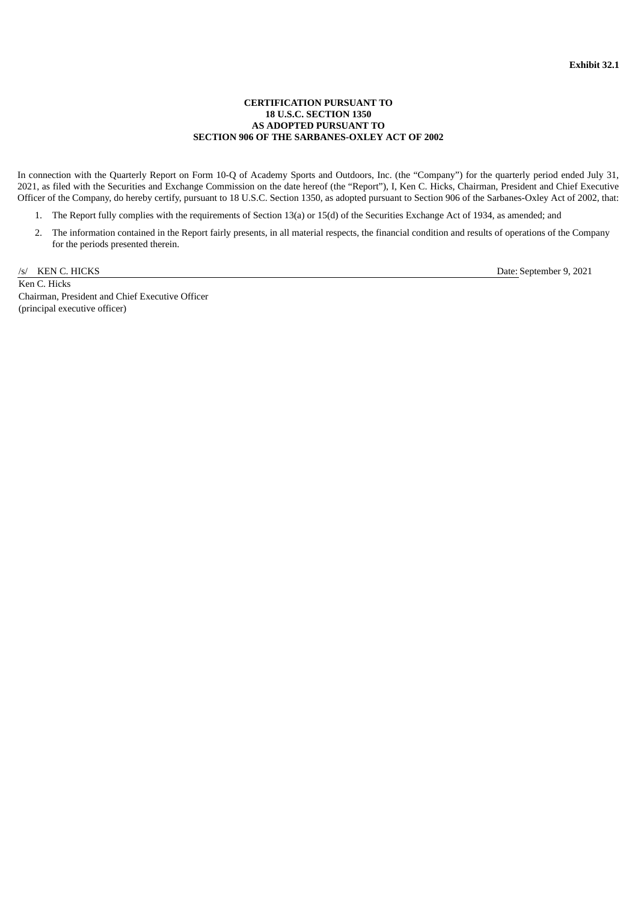**Exhibit 32.1**

**CERTIFICATION PURSUANT TO**
**18 U.S.C. SECTION 1350**
**AS ADOPTED PURSUANT TO**
**SECTION 906 OF THE SARBANES-OXLEY ACT OF 2002**

In connection with the Quarterly Report on Form 10-Q of Academy Sports and Outdoors, Inc. (the “Company”) for the quarterly period ended July 31, 2021, as filed with the Securities and Exchange Commission on the date hereof (the “Report”), I, Ken C. Hicks, Chairman, President and Chief Executive Officer of the Company, do hereby certify, pursuant to 18 U.S.C. Section 1350, as adopted pursuant to Section 906 of the Sarbanes-Oxley Act of 2002, that:

1. The Report fully complies with the requirements of Section 13(a) or 15(d) of the Securities Exchange Act of 1934, as amended; and
2. The information contained in the Report fairly presents, in all material respects, the financial condition and results of operations of the Company for the periods presented therein.

/s/ KEN C. HICKS Date: September 9, 2021

Ken C. Hicks
Chairman, President and Chief Executive Officer
(principal executive officer)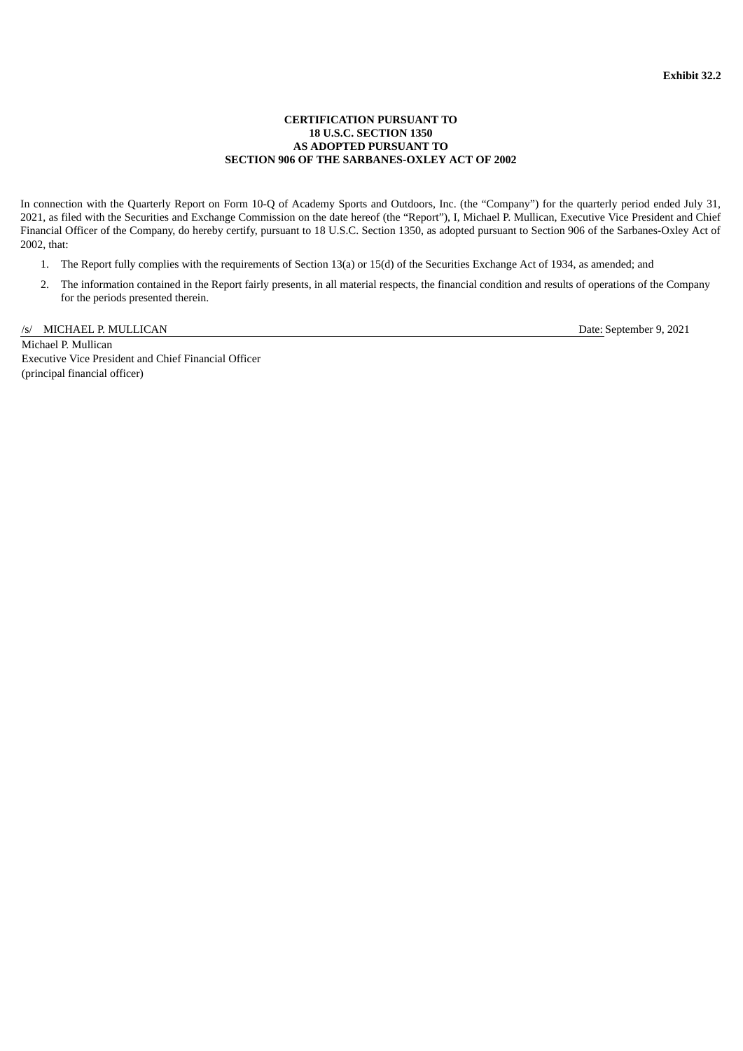**Exhibit 32.2**

**CERTIFICATION PURSUANT TO**
**18 U.S.C. SECTION 1350**
**AS ADOPTED PURSUANT TO**
**SECTION 906 OF THE SARBANES-OXLEY ACT OF 2002**

In connection with the Quarterly Report on Form 10-Q of Academy Sports and Outdoors, Inc. (the "Company") for the quarterly period ended July 31, 2021, as filed with the Securities and Exchange Commission on the date hereof (the "Report"), I, Michael P. Mullican, Executive Vice President and Chief Financial Officer of the Company, do hereby certify, pursuant to 18 U.S.C. Section 1350, as adopted pursuant to Section 906 of the Sarbanes-Oxley Act of 2002, that:

1. The Report fully complies with the requirements of Section 13(a) or 15(d) of the Securities Exchange Act of 1934, as amended; and
2. The information contained in the Report fairly presents, in all material respects, the financial condition and results of operations of the Company for the periods presented therein.

/s/ MICHAEL P. MULLICAN

Date: September 9, 2021

Michael P. Mullican
Executive Vice President and Chief Financial Officer
(principal financial officer)